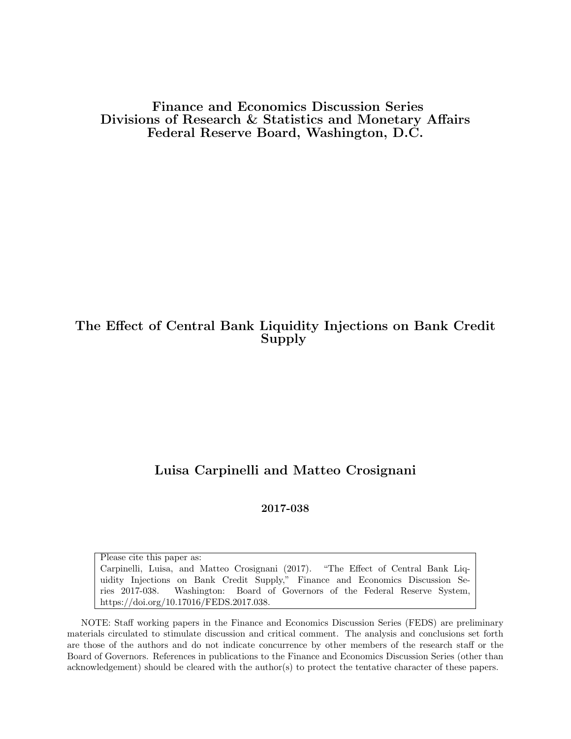**Finance and Economics Discussion Series**
**Divisions of Research & Statistics and Monetary Affairs**
**Federal Reserve Board, Washington, D.C.**

# The Effect of Central Bank Liquidity Injections on Bank Credit Supply

**Luisa Carpinelli and Matteo Crosignani**

**2017-038**

Please cite this paper as:
Carpinelli, Luisa, and Matteo Crosignani (2017). "The Effect of Central Bank Liquidity Injections on Bank Credit Supply," Finance and Economics Discussion Series 2017-038. Washington: Board of Governors of the Federal Reserve System, https://doi.org/10.17016/FEDS.2017.038.

NOTE: Staff working papers in the Finance and Economics Discussion Series (FEDS) are preliminary materials circulated to stimulate discussion and critical comment. The analysis and conclusions set forth are those of the authors and do not indicate concurrence by other members of the research staff or the Board of Governors. References in publications to the Finance and Economics Discussion Series (other than acknowledgement) should be cleared with the author(s) to protect the tentative character of these papers.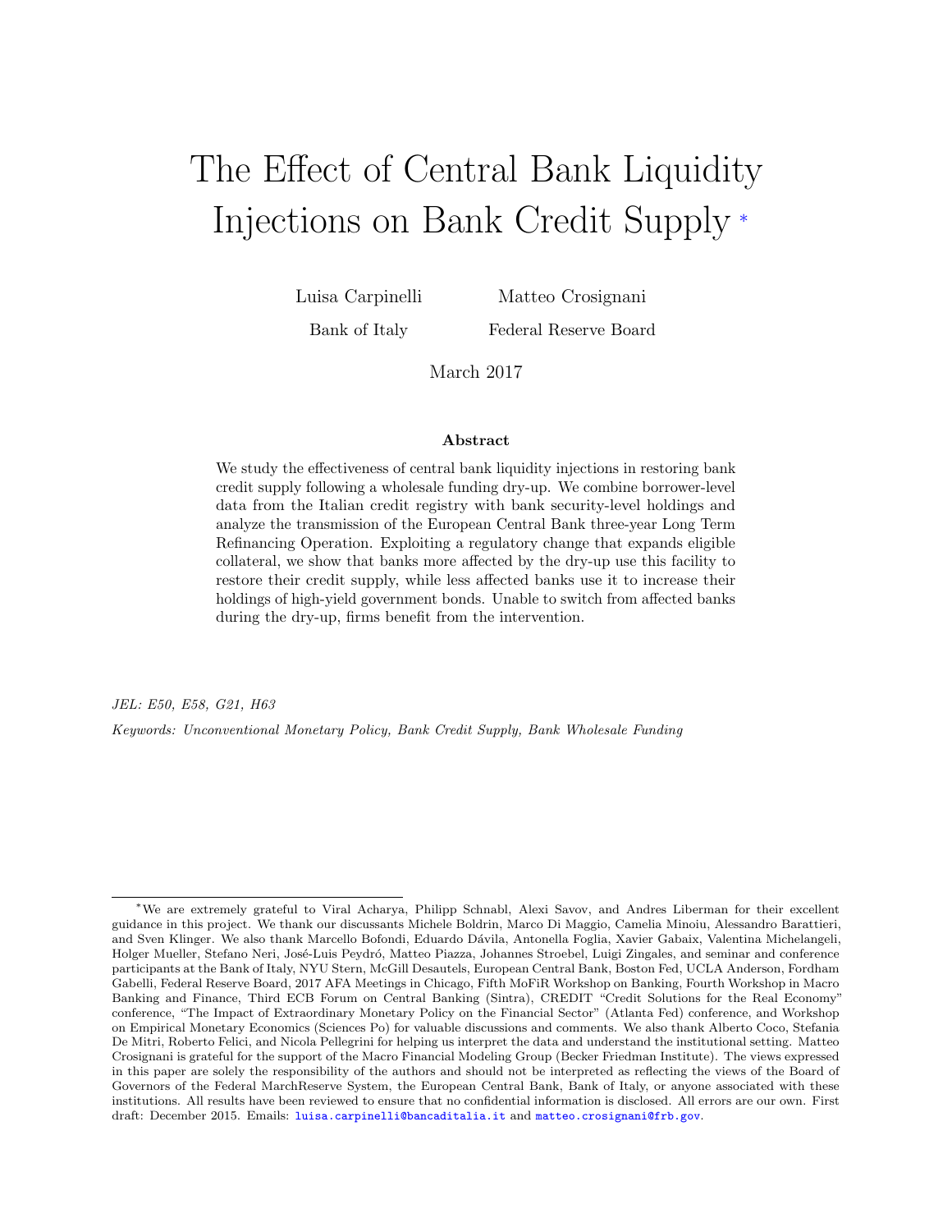# The Effect of Central Bank Liquidity Injections on Bank Credit Supply [*]

Luisa Carpinelli
Bank of Italy

Matteo Crosignani
Federal Reserve Board

March 2017

### Abstract

We study the effectiveness of central bank liquidity injections in restoring bank credit supply following a wholesale funding dry-up. We combine borrower-level data from the Italian credit registry with bank security-level holdings and analyze the transmission of the European Central Bank three-year Long Term Refinancing Operation. Exploiting a regulatory change that expands eligible collateral, we show that banks more affected by the dry-up use this facility to restore their credit supply, while less affected banks use it to increase their holdings of high-yield government bonds. Unable to switch from affected banks during the dry-up, firms benefit from the intervention.

*JEL: E50, E58, G21, H63*

*Keywords: Unconventional Monetary Policy, Bank Credit Supply, Bank Wholesale Funding*

[*] We are extremely grateful to Viral Acharya, Philipp Schnabl, Alexi Savov, and Andres Liberman for their excellent guidance in this project. We thank our discussants Michele Boldrin, Marco Di Maggio, Camelia Minoiu, Alessandro Barattieri, and Sven Klinger. We also thank Marcello Bofondi, Eduardo Dávila, Antonella Foglia, Xavier Gabaix, Valentina Michelangeli, Holger Mueller, Stefano Neri, José-Luis Peydró, Matteo Piazza, Johannes Stroebel, Luigi Zingales, and seminar and conference participants at the Bank of Italy, NYU Stern, McGill Desautels, European Central Bank, Boston Fed, UCLA Anderson, Fordham Gabelli, Federal Reserve Board, 2017 AFA Meetings in Chicago, Fifth MoFiR Workshop on Banking, Fourth Workshop in Macro Banking and Finance, Third ECB Forum on Central Banking (Sintra), CREDIT "Credit Solutions for the Real Economy" conference, "The Impact of Extraordinary Monetary Policy on the Financial Sector" (Atlanta Fed) conference, and Workshop on Empirical Monetary Economics (Sciences Po) for valuable discussions and comments. We also thank Alberto Coco, Stefania De Mitri, Roberto Felici, and Nicola Pellegrini for helping us interpret the data and understand the institutional setting. Matteo Crosignani is grateful for the support of the Macro Financial Modeling Group (Becker Friedman Institute). The views expressed in this paper are solely the responsibility of the authors and should not be interpreted as reflecting the views of the Board of Governors of the Federal MarchReserve System, the European Central Bank, Bank of Italy, or anyone associated with these institutions. All results have been reviewed to ensure that no confidential information is disclosed. All errors are our own. First draft: December 2015. Emails: luisa.carpinelli@bancaditalia.it and matteo.crosignani@frb.gov.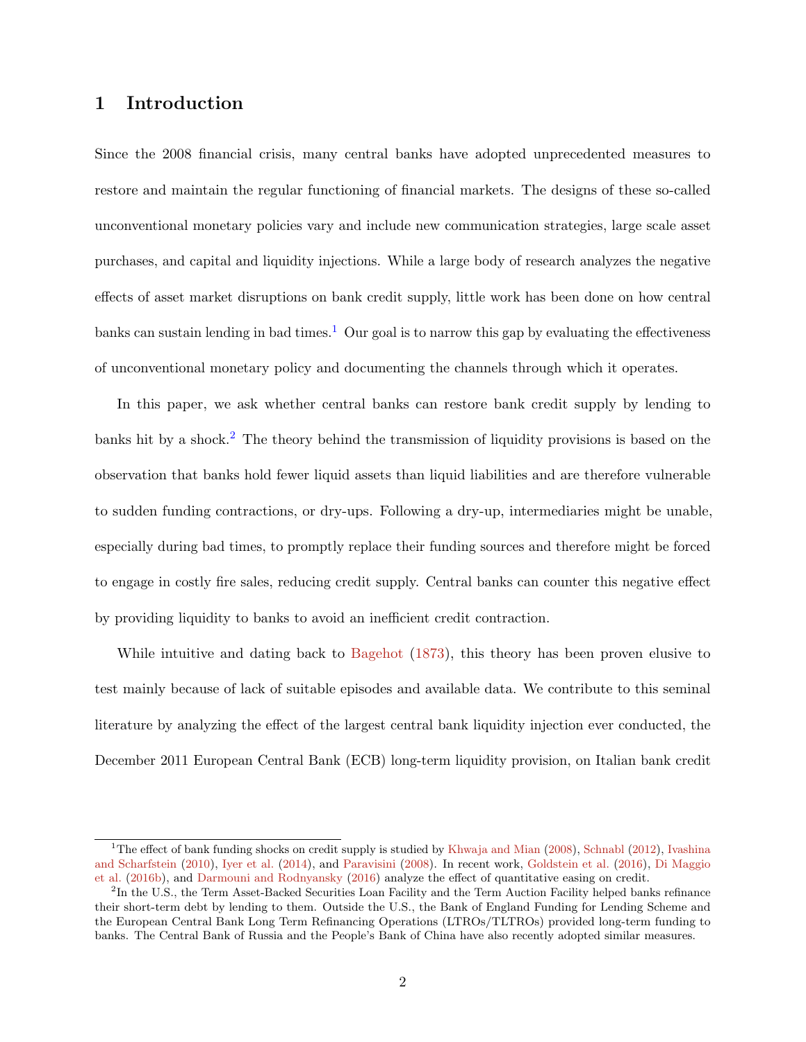# 1 Introduction

Since the 2008 financial crisis, many central banks have adopted unprecedented measures to restore and maintain the regular functioning of financial markets. The designs of these so-called unconventional monetary policies vary and include new communication strategies, large scale asset purchases, and capital and liquidity injections. While a large body of research analyzes the negative effects of asset market disruptions on bank credit supply, little work has been done on how central banks can sustain lending in bad times.[1] Our goal is to narrow this gap by evaluating the effectiveness of unconventional monetary policy and documenting the channels through which it operates.

In this paper, we ask whether central banks can restore bank credit supply by lending to banks hit by a shock.[2] The theory behind the transmission of liquidity provisions is based on the observation that banks hold fewer liquid assets than liquid liabilities and are therefore vulnerable to sudden funding contractions, or dry-ups. Following a dry-up, intermediaries might be unable, especially during bad times, to promptly replace their funding sources and therefore might be forced to engage in costly fire sales, reducing credit supply. Central banks can counter this negative effect by providing liquidity to banks to avoid an inefficient credit contraction.

While intuitive and dating back to Bagehot (1873), this theory has been proven elusive to test mainly because of lack of suitable episodes and available data. We contribute to this seminal literature by analyzing the effect of the largest central bank liquidity injection ever conducted, the December 2011 European Central Bank (ECB) long-term liquidity provision, on Italian bank credit

---

[1] The effect of bank funding shocks on credit supply is studied by Khwaja and Mian (2008), Schnabl (2012), Ivashina and Scharfstein (2010), Iyer et al. (2014), and Paravisini (2008). In recent work, Goldstein et al. (2016), Di Maggio et al. (2016b), and Darmouni and Rodnyansky (2016) analyze the effect of quantitative easing on credit.

[2] In the U.S., the Term Asset-Backed Securities Loan Facility and the Term Auction Facility helped banks refinance their short-term debt by lending to them. Outside the U.S., the Bank of England Funding for Lending Scheme and the European Central Bank Long Term Refinancing Operations (LTROs/TLTROs) provided long-term funding to banks. The Central Bank of Russia and the People's Bank of China have also recently adopted similar measures.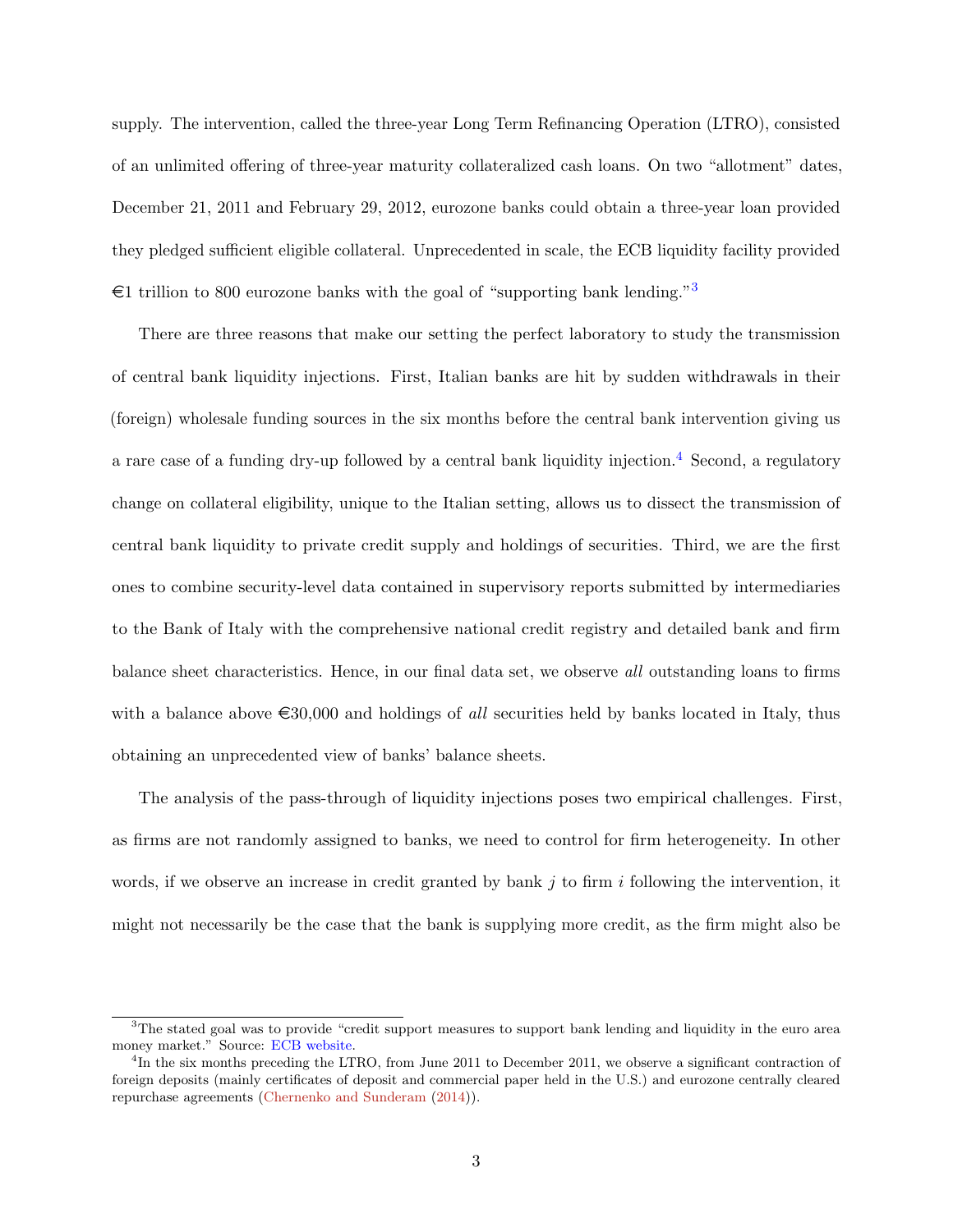supply. The intervention, called the three-year Long Term Refinancing Operation (LTRO), consisted of an unlimited offering of three-year maturity collateralized cash loans. On two "allotment" dates, December 21, 2011 and February 29, 2012, eurozone banks could obtain a three-year loan provided they pledged sufficient eligible collateral. Unprecedented in scale, the ECB liquidity facility provided €1 trillion to 800 eurozone banks with the goal of "supporting bank lending."[3]

There are three reasons that make our setting the perfect laboratory to study the transmission of central bank liquidity injections. First, Italian banks are hit by sudden withdrawals in their (foreign) wholesale funding sources in the six months before the central bank intervention giving us a rare case of a funding dry-up followed by a central bank liquidity injection.[4] Second, a regulatory change on collateral eligibility, unique to the Italian setting, allows us to dissect the transmission of central bank liquidity to private credit supply and holdings of securities. Third, we are the first ones to combine security-level data contained in supervisory reports submitted by intermediaries to the Bank of Italy with the comprehensive national credit registry and detailed bank and firm balance sheet characteristics. Hence, in our final data set, we observe *all* outstanding loans to firms with a balance above €30,000 and holdings of *all* securities held by banks located in Italy, thus obtaining an unprecedented view of banks' balance sheets.

The analysis of the pass-through of liquidity injections poses two empirical challenges. First, as firms are not randomly assigned to banks, we need to control for firm heterogeneity. In other words, if we observe an increase in credit granted by bank $j$ to firm $i$ following the intervention, it might not necessarily be the case that the bank is supplying more credit, as the firm might also be

[3] The stated goal was to provide "credit support measures to support bank lending and liquidity in the euro area money market." Source: ECB website.

[4] In the six months preceding the LTRO, from June 2011 to December 2011, we observe a significant contraction of foreign deposits (mainly certificates of deposit and commercial paper held in the U.S.) and eurozone centrally cleared repurchase agreements (Chernenko and Sunderam (2014)).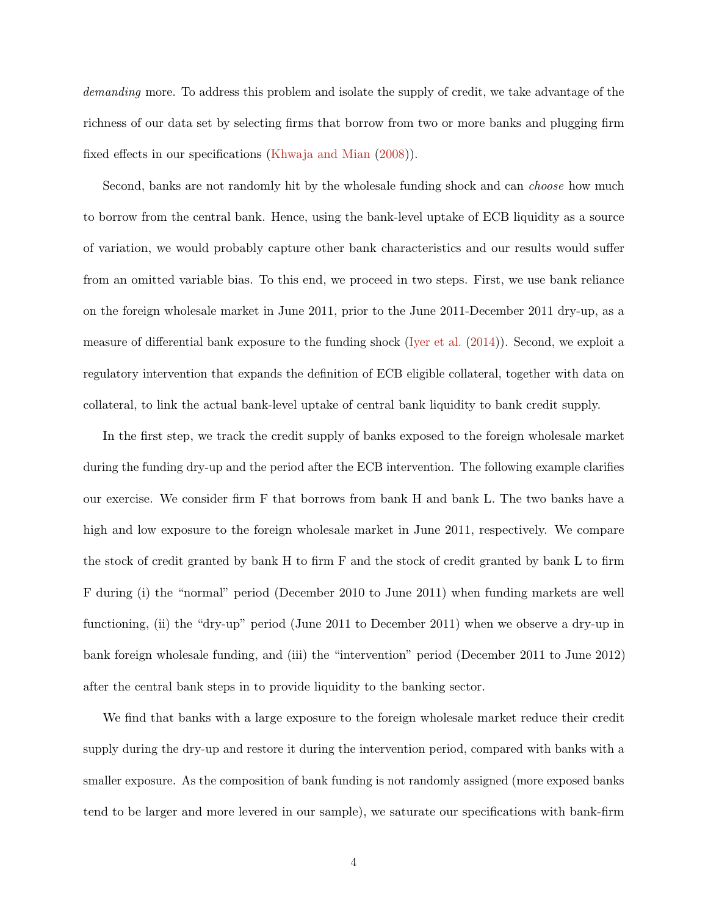*demanding* more. To address this problem and isolate the supply of credit, we take advantage of the richness of our data set by selecting firms that borrow from two or more banks and plugging firm fixed effects in our specifications (Khwaja and Mian (2008)).

Second, banks are not randomly hit by the wholesale funding shock and can *choose* how much to borrow from the central bank. Hence, using the bank-level uptake of ECB liquidity as a source of variation, we would probably capture other bank characteristics and our results would suffer from an omitted variable bias. To this end, we proceed in two steps. First, we use bank reliance on the foreign wholesale market in June 2011, prior to the June 2011-December 2011 dry-up, as a measure of differential bank exposure to the funding shock (Iyer et al. (2014)). Second, we exploit a regulatory intervention that expands the definition of ECB eligible collateral, together with data on collateral, to link the actual bank-level uptake of central bank liquidity to bank credit supply.

In the first step, we track the credit supply of banks exposed to the foreign wholesale market during the funding dry-up and the period after the ECB intervention. The following example clarifies our exercise. We consider firm F that borrows from bank H and bank L. The two banks have a high and low exposure to the foreign wholesale market in June 2011, respectively. We compare the stock of credit granted by bank H to firm F and the stock of credit granted by bank L to firm F during (i) the "normal" period (December 2010 to June 2011) when funding markets are well functioning, (ii) the "dry-up" period (June 2011 to December 2011) when we observe a dry-up in bank foreign wholesale funding, and (iii) the "intervention" period (December 2011 to June 2012) after the central bank steps in to provide liquidity to the banking sector.

We find that banks with a large exposure to the foreign wholesale market reduce their credit supply during the dry-up and restore it during the intervention period, compared with banks with a smaller exposure. As the composition of bank funding is not randomly assigned (more exposed banks tend to be larger and more levered in our sample), we saturate our specifications with bank-firm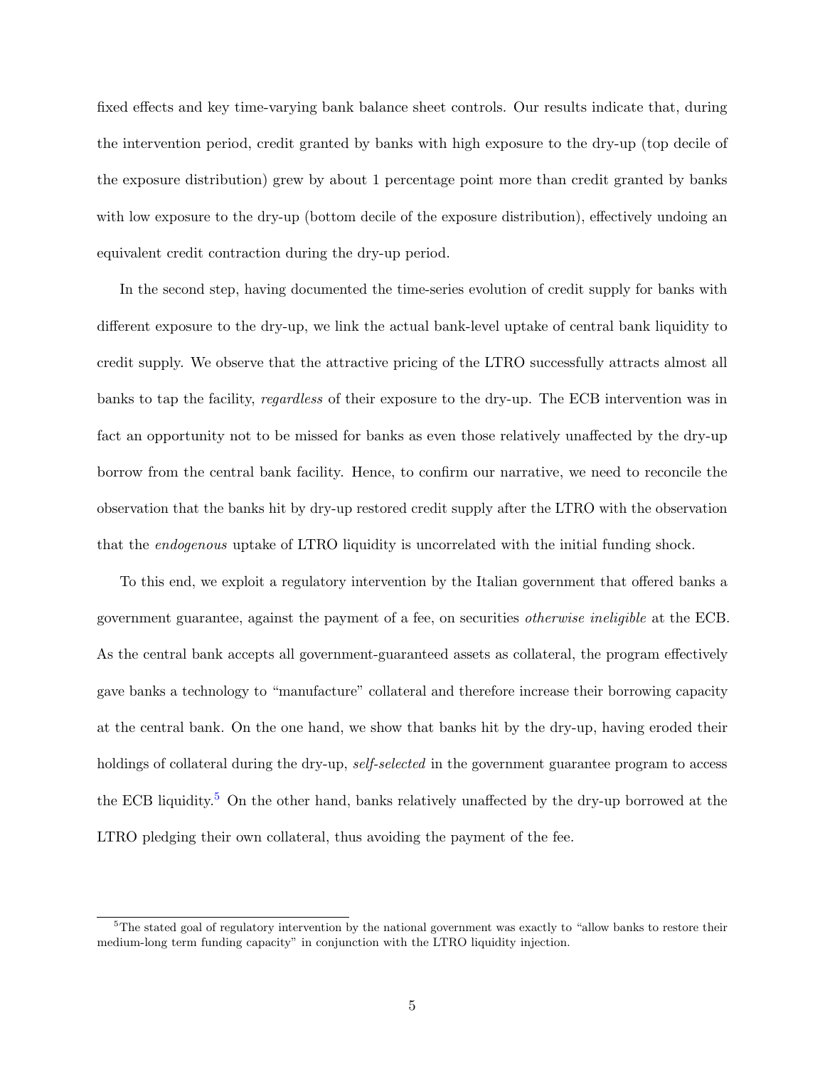fixed effects and key time-varying bank balance sheet controls. Our results indicate that, during the intervention period, credit granted by banks with high exposure to the dry-up (top decile of the exposure distribution) grew by about 1 percentage point more than credit granted by banks with low exposure to the dry-up (bottom decile of the exposure distribution), effectively undoing an equivalent credit contraction during the dry-up period.

In the second step, having documented the time-series evolution of credit supply for banks with different exposure to the dry-up, we link the actual bank-level uptake of central bank liquidity to credit supply. We observe that the attractive pricing of the LTRO successfully attracts almost all banks to tap the facility, *regardless* of their exposure to the dry-up. The ECB intervention was in fact an opportunity not to be missed for banks as even those relatively unaffected by the dry-up borrow from the central bank facility. Hence, to confirm our narrative, we need to reconcile the observation that the banks hit by dry-up restored credit supply after the LTRO with the observation that the *endogenous* uptake of LTRO liquidity is uncorrelated with the initial funding shock.

To this end, we exploit a regulatory intervention by the Italian government that offered banks a government guarantee, against the payment of a fee, on securities *otherwise ineligible* at the ECB. As the central bank accepts all government-guaranteed assets as collateral, the program effectively gave banks a technology to "manufacture" collateral and therefore increase their borrowing capacity at the central bank. On the one hand, we show that banks hit by the dry-up, having eroded their holdings of collateral during the dry-up, *self-selected* in the government guarantee program to access the ECB liquidity.[5] On the other hand, banks relatively unaffected by the dry-up borrowed at the LTRO pledging their own collateral, thus avoiding the payment of the fee.

[5] The stated goal of regulatory intervention by the national government was exactly to "allow banks to restore their medium-long term funding capacity" in conjunction with the LTRO liquidity injection.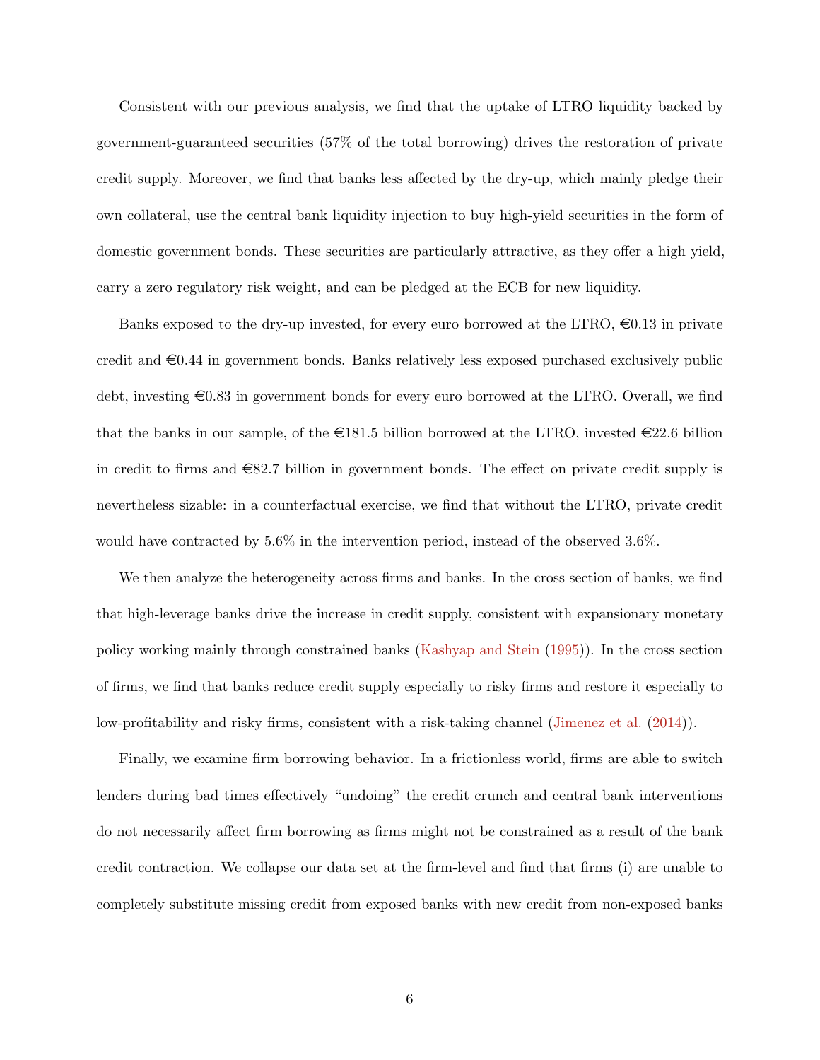Consistent with our previous analysis, we find that the uptake of LTRO liquidity backed by government-guaranteed securities (57% of the total borrowing) drives the restoration of private credit supply. Moreover, we find that banks less affected by the dry-up, which mainly pledge their own collateral, use the central bank liquidity injection to buy high-yield securities in the form of domestic government bonds. These securities are particularly attractive, as they offer a high yield, carry a zero regulatory risk weight, and can be pledged at the ECB for new liquidity.

Banks exposed to the dry-up invested, for every euro borrowed at the LTRO, €0.13 in private credit and €0.44 in government bonds. Banks relatively less exposed purchased exclusively public debt, investing €0.83 in government bonds for every euro borrowed at the LTRO. Overall, we find that the banks in our sample, of the €181.5 billion borrowed at the LTRO, invested €22.6 billion in credit to firms and €82.7 billion in government bonds. The effect on private credit supply is nevertheless sizable: in a counterfactual exercise, we find that without the LTRO, private credit would have contracted by 5.6% in the intervention period, instead of the observed 3.6%.

We then analyze the heterogeneity across firms and banks. In the cross section of banks, we find that high-leverage banks drive the increase in credit supply, consistent with expansionary monetary policy working mainly through constrained banks (Kashyap and Stein (1995)). In the cross section of firms, we find that banks reduce credit supply especially to risky firms and restore it especially to low-profitability and risky firms, consistent with a risk-taking channel (Jimenez et al. (2014)).

Finally, we examine firm borrowing behavior. In a frictionless world, firms are able to switch lenders during bad times effectively "undoing" the credit crunch and central bank interventions do not necessarily affect firm borrowing as firms might not be constrained as a result of the bank credit contraction. We collapse our data set at the firm-level and find that firms (i) are unable to completely substitute missing credit from exposed banks with new credit from non-exposed banks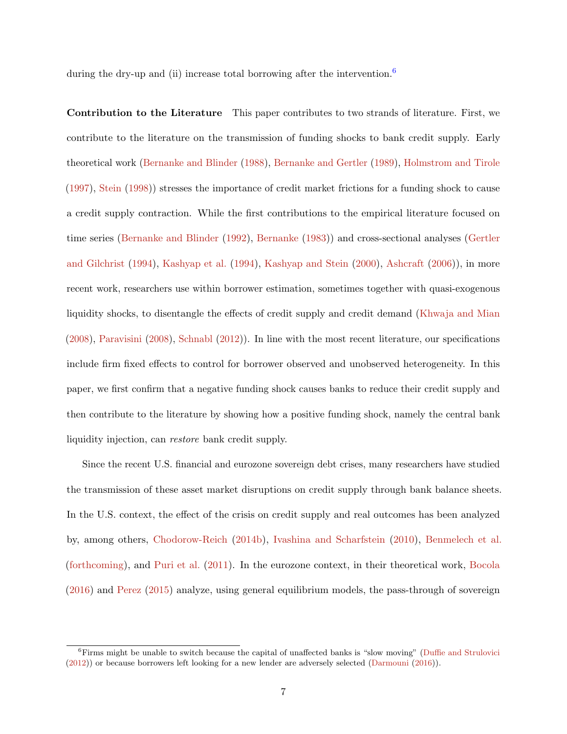during the dry-up and (ii) increase total borrowing after the intervention.[6]

**Contribution to the Literature** This paper contributes to two strands of literature. First, we contribute to the literature on the transmission of funding shocks to bank credit supply. Early theoretical work (Bernanke and Blinder (1988), Bernanke and Gertler (1989), Holmstrom and Tirole (1997), Stein (1998)) stresses the importance of credit market frictions for a funding shock to cause a credit supply contraction. While the first contributions to the empirical literature focused on time series (Bernanke and Blinder (1992), Bernanke (1983)) and cross-sectional analyses (Gertler and Gilchrist (1994), Kashyap et al. (1994), Kashyap and Stein (2000), Ashcraft (2006)), in more recent work, researchers use within borrower estimation, sometimes together with quasi-exogenous liquidity shocks, to disentangle the effects of credit supply and credit demand (Khwaja and Mian (2008), Paravisini (2008), Schnabl (2012)). In line with the most recent literature, our specifications include firm fixed effects to control for borrower observed and unobserved heterogeneity. In this paper, we first confirm that a negative funding shock causes banks to reduce their credit supply and then contribute to the literature by showing how a positive funding shock, namely the central bank liquidity injection, can *restore* bank credit supply.

Since the recent U.S. financial and eurozone sovereign debt crises, many researchers have studied the transmission of these asset market disruptions on credit supply through bank balance sheets. In the U.S. context, the effect of the crisis on credit supply and real outcomes has been analyzed by, among others, Chodorow-Reich (2014b), Ivashina and Scharfstein (2010), Benmelech et al. (forthcoming), and Puri et al. (2011). In the eurozone context, in their theoretical work, Bocola (2016) and Perez (2015) analyze, using general equilibrium models, the pass-through of sovereign

[6] Firms might be unable to switch because the capital of unaffected banks is "slow moving" (Duffie and Strulovici (2012)) or because borrowers left looking for a new lender are adversely selected (Darmouni (2016)).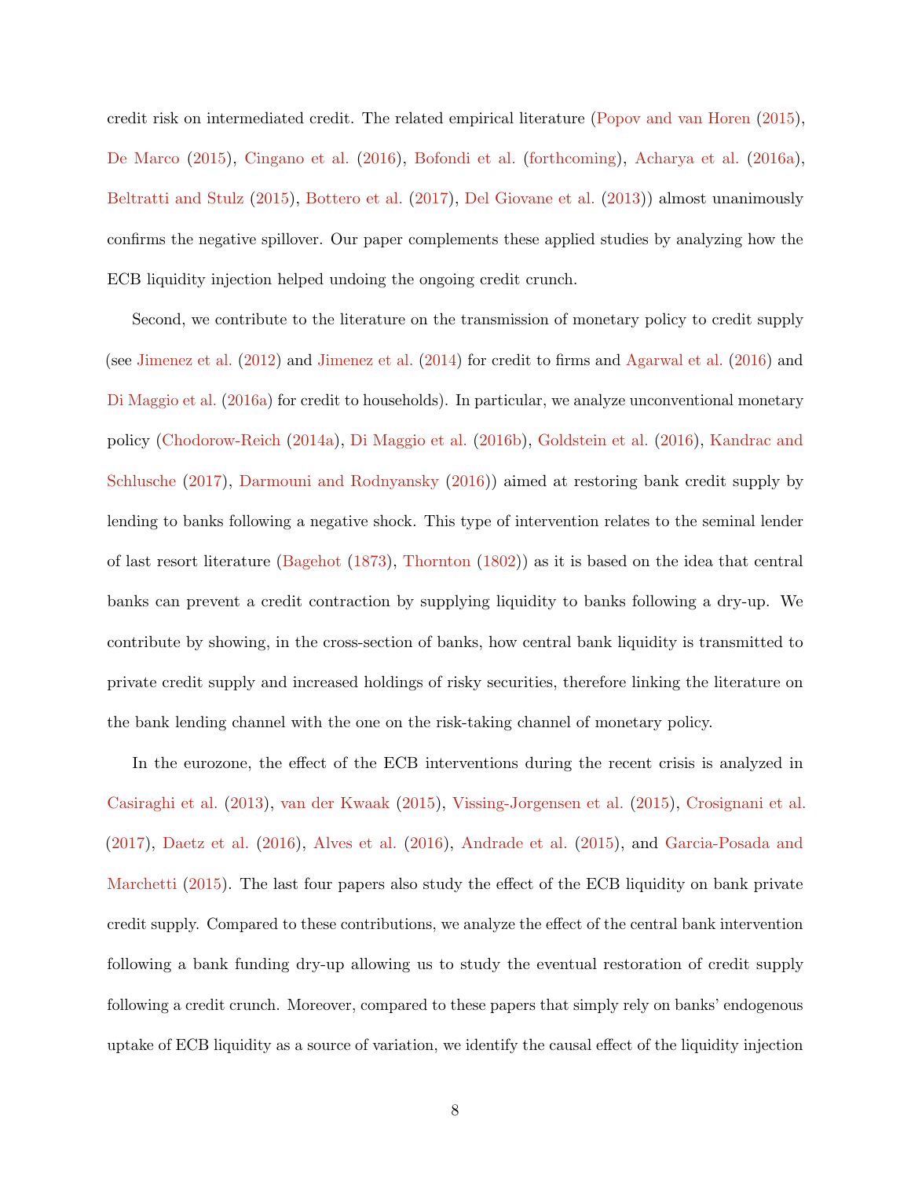credit risk on intermediated credit. The related empirical literature (Popov and van Horen (2015), De Marco (2015), Cingano et al. (2016), Bofondi et al. (forthcoming), Acharya et al. (2016a), Beltratti and Stulz (2015), Bottero et al. (2017), Del Giovane et al. (2013)) almost unanimously confirms the negative spillover. Our paper complements these applied studies by analyzing how the ECB liquidity injection helped undoing the ongoing credit crunch.

Second, we contribute to the literature on the transmission of monetary policy to credit supply (see Jimenez et al. (2012) and Jimenez et al. (2014) for credit to firms and Agarwal et al. (2016) and Di Maggio et al. (2016a) for credit to households). In particular, we analyze unconventional monetary policy (Chodorow-Reich (2014a), Di Maggio et al. (2016b), Goldstein et al. (2016), Kandrac and Schlusche (2017), Darmouni and Rodnyansky (2016)) aimed at restoring bank credit supply by lending to banks following a negative shock. This type of intervention relates to the seminal lender of last resort literature (Bagehot (1873), Thornton (1802)) as it is based on the idea that central banks can prevent a credit contraction by supplying liquidity to banks following a dry-up. We contribute by showing, in the cross-section of banks, how central bank liquidity is transmitted to private credit supply and increased holdings of risky securities, therefore linking the literature on the bank lending channel with the one on the risk-taking channel of monetary policy.

In the eurozone, the effect of the ECB interventions during the recent crisis is analyzed in Casiraghi et al. (2013), van der Kwaak (2015), Vissing-Jorgensen et al. (2015), Crosignani et al. (2017), Daetz et al. (2016), Alves et al. (2016), Andrade et al. (2015), and Garcia-Posada and Marchetti (2015). The last four papers also study the effect of the ECB liquidity on bank private credit supply. Compared to these contributions, we analyze the effect of the central bank intervention following a bank funding dry-up allowing us to study the eventual restoration of credit supply following a credit crunch. Moreover, compared to these papers that simply rely on banks' endogenous uptake of ECB liquidity as a source of variation, we identify the causal effect of the liquidity injection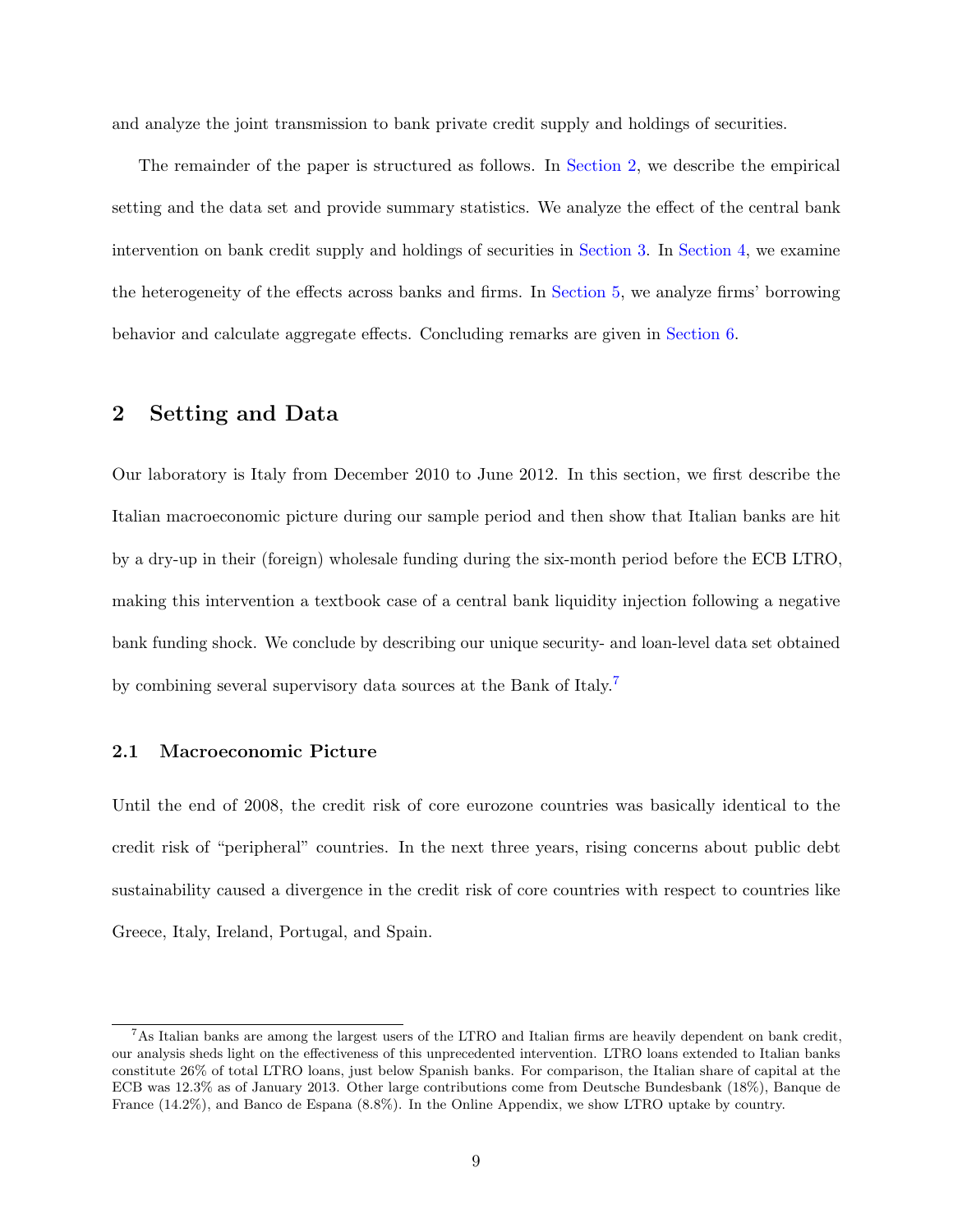and analyze the joint transmission to bank private credit supply and holdings of securities.

The remainder of the paper is structured as follows. In Section 2, we describe the empirical setting and the data set and provide summary statistics. We analyze the effect of the central bank intervention on bank credit supply and holdings of securities in Section 3. In Section 4, we examine the heterogeneity of the effects across banks and firms. In Section 5, we analyze firms' borrowing behavior and calculate aggregate effects. Concluding remarks are given in Section 6.

## 2 Setting and Data

Our laboratory is Italy from December 2010 to June 2012. In this section, we first describe the Italian macroeconomic picture during our sample period and then show that Italian banks are hit by a dry-up in their (foreign) wholesale funding during the six-month period before the ECB LTRO, making this intervention a textbook case of a central bank liquidity injection following a negative bank funding shock. We conclude by describing our unique security- and loan-level data set obtained by combining several supervisory data sources at the Bank of Italy.[7]

### 2.1 Macroeconomic Picture

Until the end of 2008, the credit risk of core eurozone countries was basically identical to the credit risk of "peripheral" countries. In the next three years, rising concerns about public debt sustainability caused a divergence in the credit risk of core countries with respect to countries like Greece, Italy, Ireland, Portugal, and Spain.

[7] As Italian banks are among the largest users of the LTRO and Italian firms are heavily dependent on bank credit, our analysis sheds light on the effectiveness of this unprecedented intervention. LTRO loans extended to Italian banks constitute 26% of total LTRO loans, just below Spanish banks. For comparison, the Italian share of capital at the ECB was 12.3% as of January 2013. Other large contributions come from Deutsche Bundesbank (18%), Banque de France (14.2%), and Banco de Espana (8.8%). In the Online Appendix, we show LTRO uptake by country.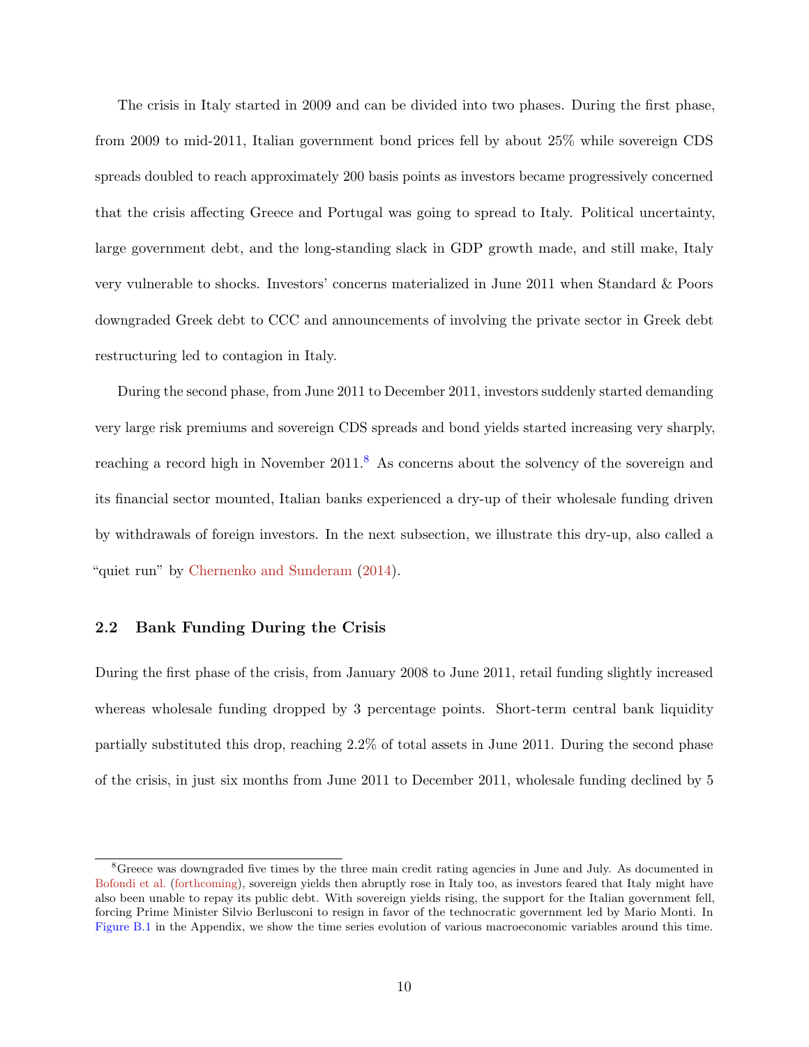The crisis in Italy started in 2009 and can be divided into two phases. During the first phase, from 2009 to mid-2011, Italian government bond prices fell by about 25% while sovereign CDS spreads doubled to reach approximately 200 basis points as investors became progressively concerned that the crisis affecting Greece and Portugal was going to spread to Italy. Political uncertainty, large government debt, and the long-standing slack in GDP growth made, and still make, Italy very vulnerable to shocks. Investors' concerns materialized in June 2011 when Standard & Poors downgraded Greek debt to CCC and announcements of involving the private sector in Greek debt restructuring led to contagion in Italy.

During the second phase, from June 2011 to December 2011, investors suddenly started demanding very large risk premiums and sovereign CDS spreads and bond yields started increasing very sharply, reaching a record high in November 2011.[8] As concerns about the solvency of the sovereign and its financial sector mounted, Italian banks experienced a dry-up of their wholesale funding driven by withdrawals of foreign investors. In the next subsection, we illustrate this dry-up, also called a "quiet run" by Chernenko and Sunderam (2014).

### 2.2 Bank Funding During the Crisis

During the first phase of the crisis, from January 2008 to June 2011, retail funding slightly increased whereas wholesale funding dropped by 3 percentage points. Short-term central bank liquidity partially substituted this drop, reaching 2.2% of total assets in June 2011. During the second phase of the crisis, in just six months from June 2011 to December 2011, wholesale funding declined by 5

[8] Greece was downgraded five times by the three main credit rating agencies in June and July. As documented in Bofondi et al. (forthcoming), sovereign yields then abruptly rose in Italy too, as investors feared that Italy might have also been unable to repay its public debt. With sovereign yields rising, the support for the Italian government fell, forcing Prime Minister Silvio Berlusconi to resign in favor of the technocratic government led by Mario Monti. In Figure B.1 in the Appendix, we show the time series evolution of various macroeconomic variables around this time.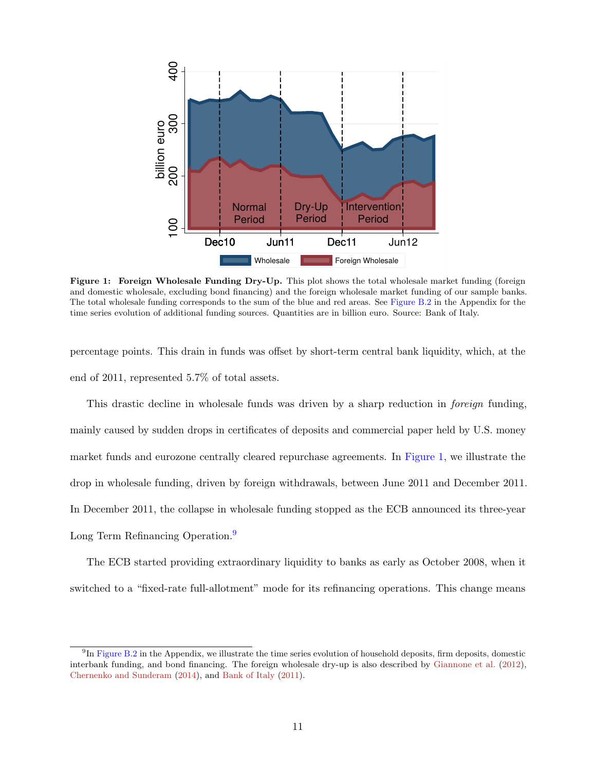**Figure 1: Foreign Wholesale Funding Dry-Up.** This plot shows the total wholesale market funding (foreign and domestic wholesale, excluding bond financing) and the foreign wholesale market funding of our sample banks. The total wholesale funding corresponds to the sum of the blue and red areas. See Figure B.2 in the Appendix for the time series evolution of additional funding sources. Quantities are in billion euro. Source: Bank of Italy.

percentage points. This drain in funds was offset by short-term central bank liquidity, which, at the end of 2011, represented 5.7% of total assets.

This drastic decline in wholesale funds was driven by a sharp reduction in *foreign* funding, mainly caused by sudden drops in certificates of deposits and commercial paper held by U.S. money market funds and eurozone centrally cleared repurchase agreements. In Figure 1, we illustrate the drop in wholesale funding, driven by foreign withdrawals, between June 2011 and December 2011. In December 2011, the collapse in wholesale funding stopped as the ECB announced its three-year Long Term Refinancing Operation.[9]

The ECB started providing extraordinary liquidity to banks as early as October 2008, when it switched to a "fixed-rate full-allotment" mode for its refinancing operations. This change means

[9] In Figure B.2 in the Appendix, we illustrate the time series evolution of household deposits, firm deposits, domestic interbank funding, and bond financing. The foreign wholesale dry-up is also described by Giannone et al. (2012), Chernenko and Sunderam (2014), and Bank of Italy (2011).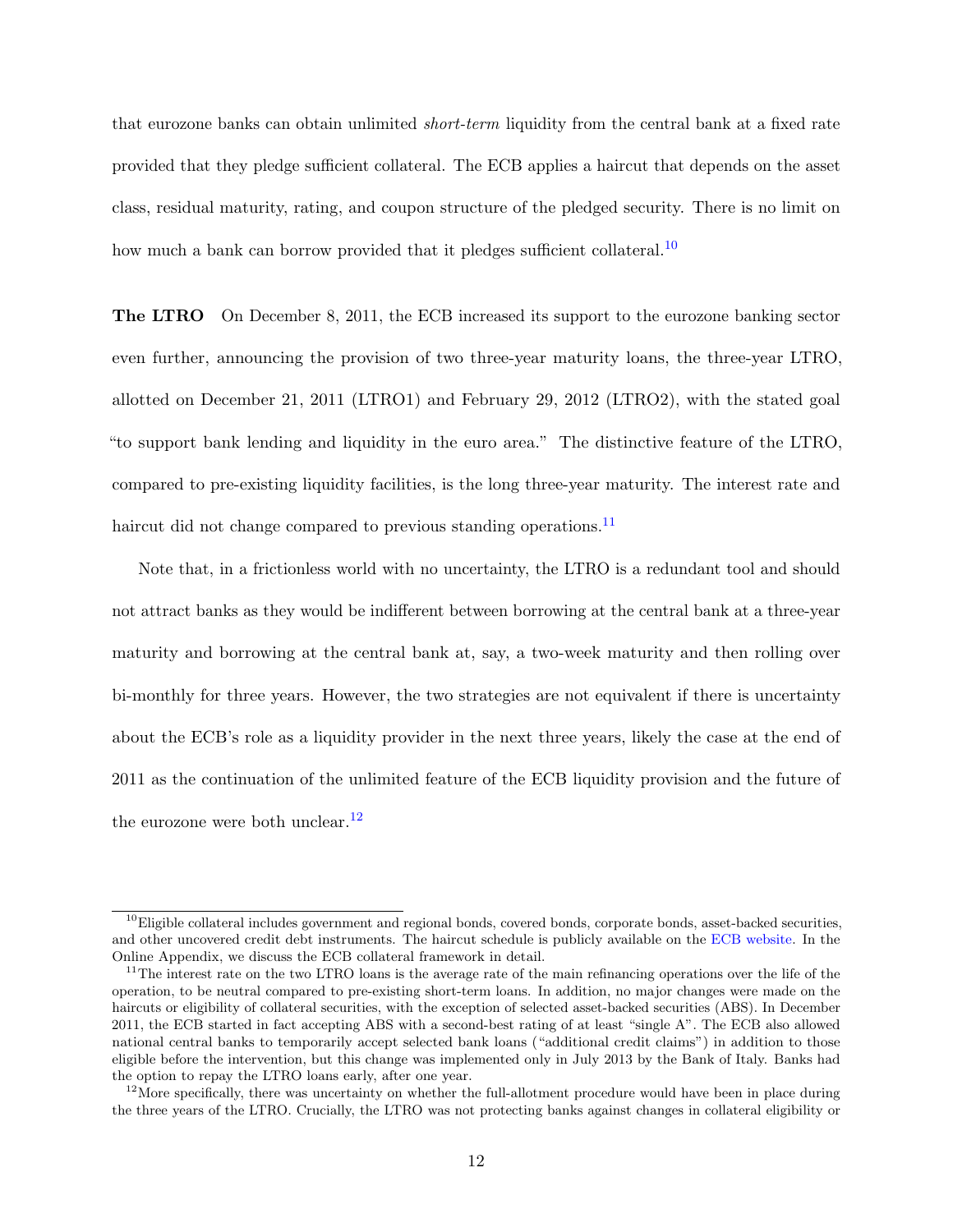that eurozone banks can obtain unlimited *short-term* liquidity from the central bank at a fixed rate provided that they pledge sufficient collateral. The ECB applies a haircut that depends on the asset class, residual maturity, rating, and coupon structure of the pledged security. There is no limit on how much a bank can borrow provided that it pledges sufficient collateral.[10]

**The LTRO** On December 8, 2011, the ECB increased its support to the eurozone banking sector even further, announcing the provision of two three-year maturity loans, the three-year LTRO, allotted on December 21, 2011 (LTRO1) and February 29, 2012 (LTRO2), with the stated goal "to support bank lending and liquidity in the euro area." The distinctive feature of the LTRO, compared to pre-existing liquidity facilities, is the long three-year maturity. The interest rate and haircut did not change compared to previous standing operations.[11]

Note that, in a frictionless world with no uncertainty, the LTRO is a redundant tool and should not attract banks as they would be indifferent between borrowing at the central bank at a three-year maturity and borrowing at the central bank at, say, a two-week maturity and then rolling over bi-monthly for three years. However, the two strategies are not equivalent if there is uncertainty about the ECB's role as a liquidity provider in the next three years, likely the case at the end of 2011 as the continuation of the unlimited feature of the ECB liquidity provision and the future of the eurozone were both unclear.[12]

---

[10] Eligible collateral includes government and regional bonds, covered bonds, corporate bonds, asset-backed securities, and other uncovered credit debt instruments. The haircut schedule is publicly available on the ECB website. In the Online Appendix, we discuss the ECB collateral framework in detail.

[11] The interest rate on the two LTRO loans is the average rate of the main refinancing operations over the life of the operation, to be neutral compared to pre-existing short-term loans. In addition, no major changes were made on the haircuts or eligibility of collateral securities, with the exception of selected asset-backed securities (ABS). In December 2011, the ECB started in fact accepting ABS with a second-best rating of at least "single A". The ECB also allowed national central banks to temporarily accept selected bank loans ("additional credit claims") in addition to those eligible before the intervention, but this change was implemented only in July 2013 by the Bank of Italy. Banks had the option to repay the LTRO loans early, after one year.

[12] More specifically, there was uncertainty on whether the full-allotment procedure would have been in place during the three years of the LTRO. Crucially, the LTRO was not protecting banks against changes in collateral eligibility or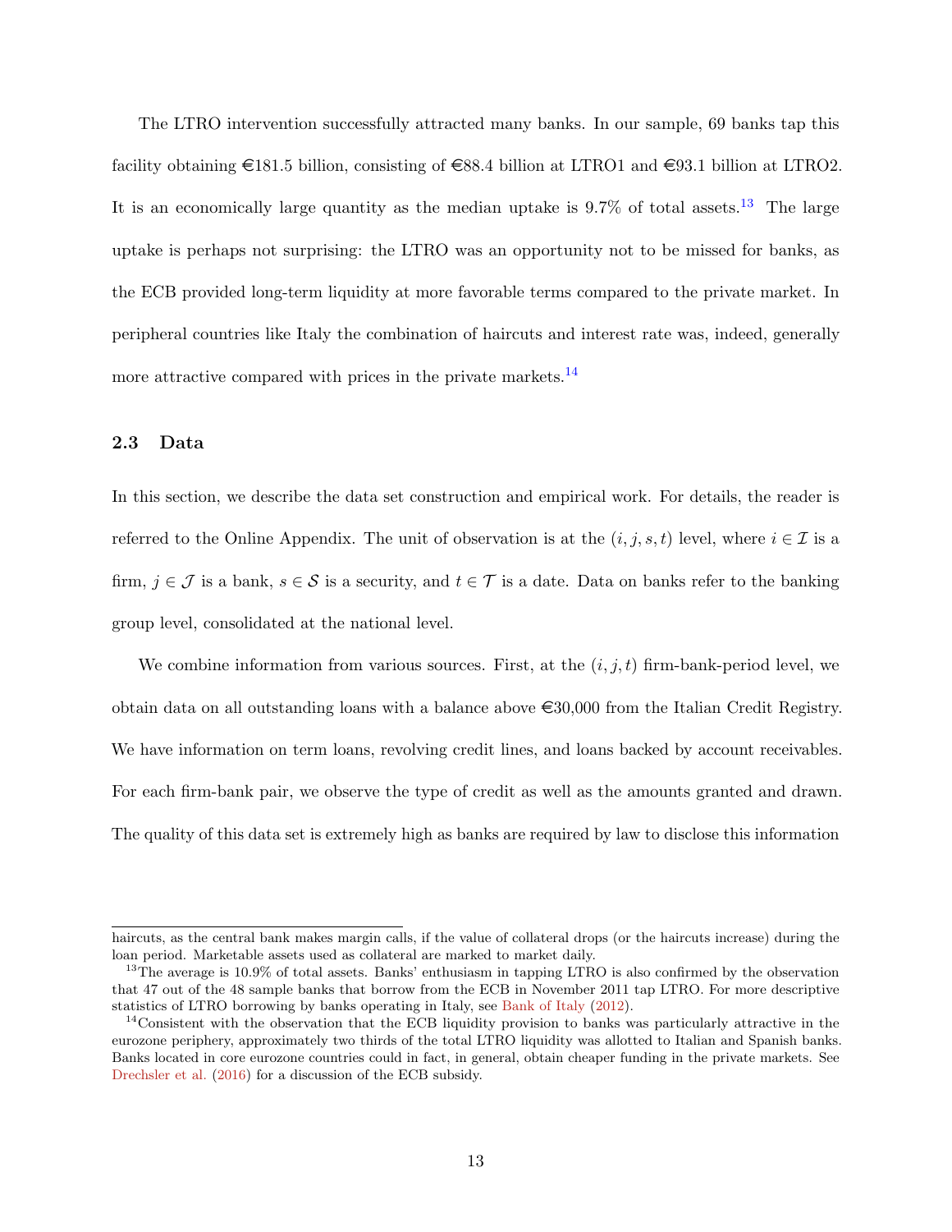The LTRO intervention successfully attracted many banks. In our sample, 69 banks tap this facility obtaining €181.5 billion, consisting of €88.4 billion at LTRO1 and €93.1 billion at LTRO2. It is an economically large quantity as the median uptake is 9.7% of total assets.[13] The large uptake is perhaps not surprising: the LTRO was an opportunity not to be missed for banks, as the ECB provided long-term liquidity at more favorable terms compared to the private market. In peripheral countries like Italy the combination of haircuts and interest rate was, indeed, generally more attractive compared with prices in the private markets.[14]

### 2.3 Data

In this section, we describe the data set construction and empirical work. For details, the reader is referred to the Online Appendix. The unit of observation is at the $(i, j, s, t)$ level, where $i \in \mathcal{I}$ is a firm, $j \in \mathcal{J}$ is a bank, $s \in \mathcal{S}$ is a security, and $t \in \mathcal{T}$ is a date. Data on banks refer to the banking group level, consolidated at the national level.

We combine information from various sources. First, at the $(i, j, t)$ firm-bank-period level, we obtain data on all outstanding loans with a balance above €30,000 from the Italian Credit Registry. We have information on term loans, revolving credit lines, and loans backed by account receivables. For each firm-bank pair, we observe the type of credit as well as the amounts granted and drawn. The quality of this data set is extremely high as banks are required by law to disclose this information

---

haircuts, as the central bank makes margin calls, if the value of collateral drops (or the haircuts increase) during the loan period. Marketable assets used as collateral are marked to market daily.

[13] The average is 10.9% of total assets. Banks' enthusiasm in tapping LTRO is also confirmed by the observation that 47 out of the 48 sample banks that borrow from the ECB in November 2011 tap LTRO. For more descriptive statistics of LTRO borrowing by banks operating in Italy, see Bank of Italy (2012).

[14] Consistent with the observation that the ECB liquidity provision to banks was particularly attractive in the eurozone periphery, approximately two thirds of the total LTRO liquidity was allotted to Italian and Spanish banks. Banks located in core eurozone countries could in fact, in general, obtain cheaper funding in the private markets. See Drechsler et al. (2016) for a discussion of the ECB subsidy.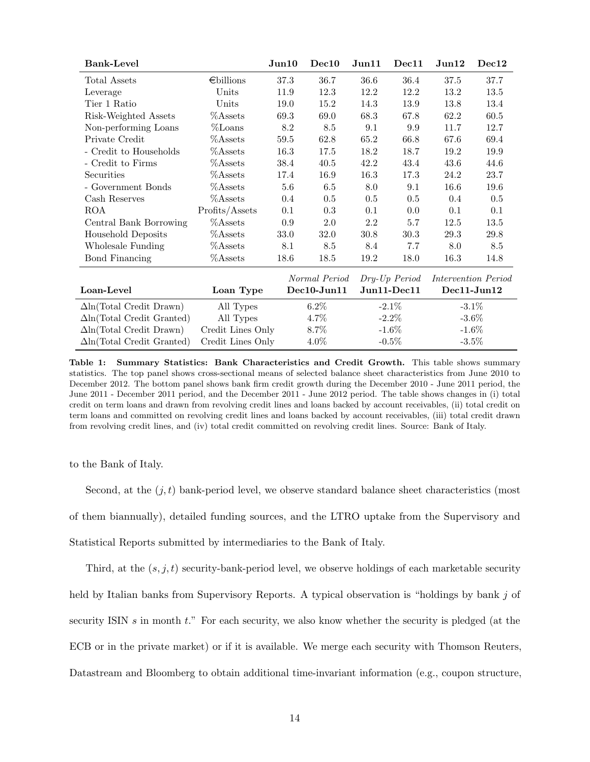| Bank-Level | | Jun10 | Dec10 | Jun11 | Dec11 | Jun12 | Dec12 |
|---|---|---|---|---|---|---|---|
| Total Assets | €billions | 37.3 | 36.7 | 36.6 | 36.4 | 37.5 | 37.7 |
| Leverage | Units | 11.9 | 12.3 | 12.2 | 12.2 | 13.2 | 13.5 |
| Tier 1 Ratio | Units | 19.0 | 15.2 | 14.3 | 13.9 | 13.8 | 13.4 |
| Risk-Weighted Assets | %Assets | 69.3 | 69.0 | 68.3 | 67.8 | 62.2 | 60.5 |
| Non-performing Loans | %Loans | 8.2 | 8.5 | 9.1 | 9.9 | 11.7 | 12.7 |
| Private Credit | %Assets | 59.5 | 62.8 | 65.2 | 66.8 | 67.6 | 69.4 |
| - Credit to Households | %Assets | 16.3 | 17.5 | 18.2 | 18.7 | 19.2 | 19.9 |
| - Credit to Firms | %Assets | 38.4 | 40.5 | 42.2 | 43.4 | 43.6 | 44.6 |
| Securities | %Assets | 17.4 | 16.9 | 16.3 | 17.3 | 24.2 | 23.7 |
| - Government Bonds | %Assets | 5.6 | 6.5 | 8.0 | 9.1 | 16.6 | 19.6 |
| Cash Reserves | %Assets | 0.4 | 0.5 | 0.5 | 0.5 | 0.4 | 0.5 |
| ROA | Profits/Assets | 0.1 | 0.3 | 0.1 | 0.0 | 0.1 | 0.1 |
| Central Bank Borrowing | %Assets | 0.9 | 2.0 | 2.2 | 5.7 | 12.5 | 13.5 |
| Household Deposits | %Assets | 33.0 | 32.0 | 30.8 | 30.3 | 29.3 | 29.8 |
| Wholesale Funding | %Assets | 8.1 | 8.5 | 8.4 | 7.7 | 8.0 | 8.5 |
| Bond Financing | %Assets | 18.6 | 18.5 | 19.2 | 18.0 | 16.3 | 14.8 |

| Loan-Level | Loan Type | *Normal Period* Dec10-Jun11 | *Dry-Up Period* Jun11-Dec11 | *Intervention Period* Dec11-Jun12 |
|---|---|---|---|---|
| Δln(Total Credit Drawn) | All Types | 6.2% | -2.1% | -3.1% |
| Δln(Total Credit Granted) | All Types | 4.7% | -2.2% | -3.6% |
| Δln(Total Credit Drawn) | Credit Lines Only | 8.7% | -1.6% | -1.6% |
| Δln(Total Credit Granted) | Credit Lines Only | 4.0% | -0.5% | -3.5% |

**Table 1: Summary Statistics: Bank Characteristics and Credit Growth.** This table shows summary statistics. The top panel shows cross-sectional means of selected balance sheet characteristics from June 2010 to December 2012. The bottom panel shows bank firm credit growth during the December 2010 - June 2011 period, the June 2011 - December 2011 period, and the December 2011 - June 2012 period. The table shows changes in (i) total credit on term loans and drawn from revolving credit lines and loans backed by account receivables, (ii) total credit on term loans and committed on revolving credit lines and loans backed by account receivables, (iii) total credit drawn from revolving credit lines, and (iv) total credit committed on revolving credit lines. Source: Bank of Italy.

to the Bank of Italy.

Second, at the $(j, t)$ bank-period level, we observe standard balance sheet characteristics (most of them biannually), detailed funding sources, and the LTRO uptake from the Supervisory and Statistical Reports submitted by intermediaries to the Bank of Italy.

Third, at the $(s, j, t)$ security-bank-period level, we observe holdings of each marketable security held by Italian banks from Supervisory Reports. A typical observation is "holdings by bank $j$ of security ISIN $s$ in month $t$." For each security, we also know whether the security is pledged (at the ECB or in the private market) or if it is available. We merge each security with Thomson Reuters, Datastream and Bloomberg to obtain additional time-invariant information (e.g., coupon structure,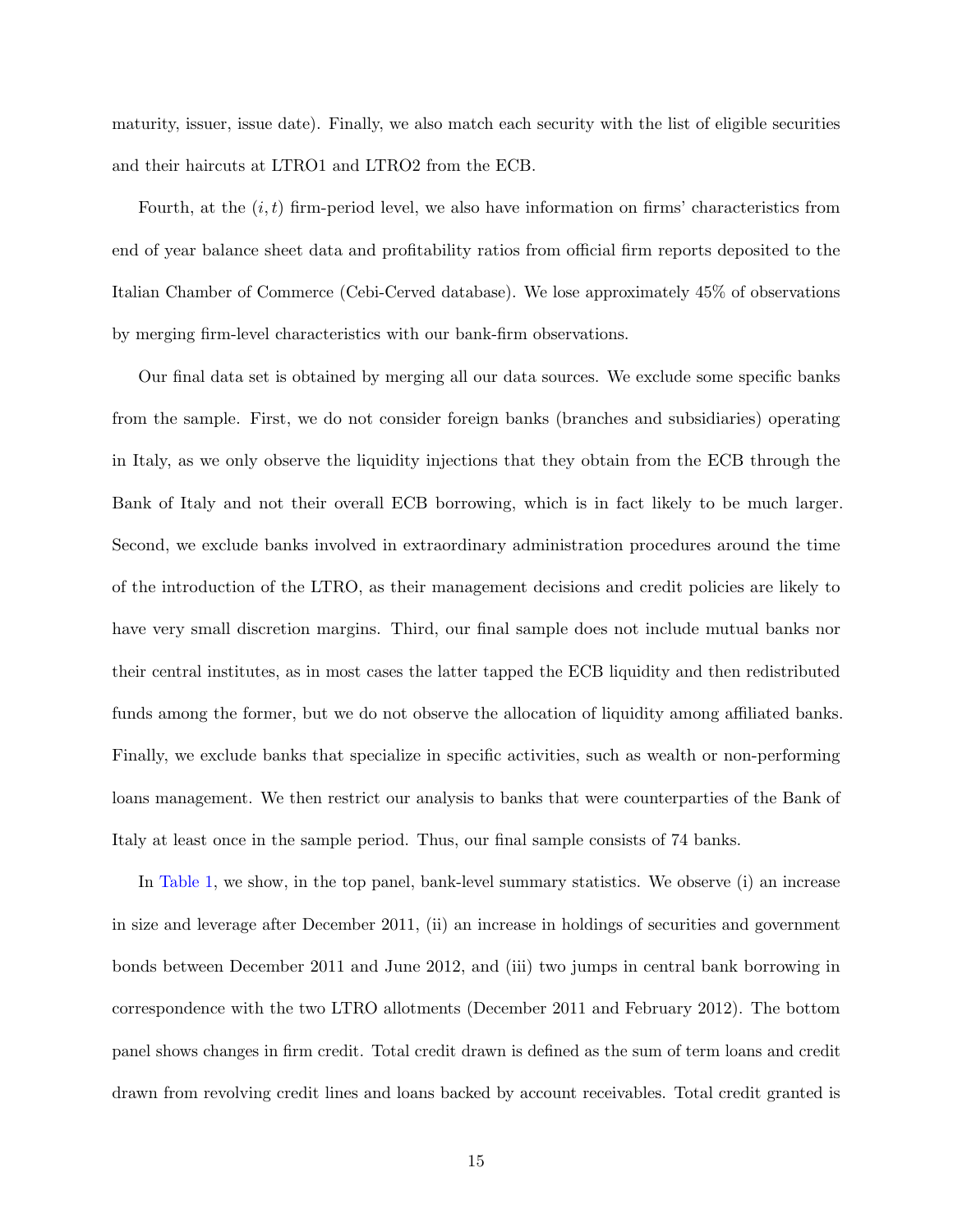maturity, issuer, issue date). Finally, we also match each security with the list of eligible securities and their haircuts at LTRO1 and LTRO2 from the ECB.

Fourth, at the $(i, t)$ firm-period level, we also have information on firms' characteristics from end of year balance sheet data and profitability ratios from official firm reports deposited to the Italian Chamber of Commerce (Cebi-Cerved database). We lose approximately 45% of observations by merging firm-level characteristics with our bank-firm observations.

Our final data set is obtained by merging all our data sources. We exclude some specific banks from the sample. First, we do not consider foreign banks (branches and subsidiaries) operating in Italy, as we only observe the liquidity injections that they obtain from the ECB through the Bank of Italy and not their overall ECB borrowing, which is in fact likely to be much larger. Second, we exclude banks involved in extraordinary administration procedures around the time of the introduction of the LTRO, as their management decisions and credit policies are likely to have very small discretion margins. Third, our final sample does not include mutual banks nor their central institutes, as in most cases the latter tapped the ECB liquidity and then redistributed funds among the former, but we do not observe the allocation of liquidity among affiliated banks. Finally, we exclude banks that specialize in specific activities, such as wealth or non-performing loans management. We then restrict our analysis to banks that were counterparties of the Bank of Italy at least once in the sample period. Thus, our final sample consists of 74 banks.

In Table 1, we show, in the top panel, bank-level summary statistics. We observe (i) an increase in size and leverage after December 2011, (ii) an increase in holdings of securities and government bonds between December 2011 and June 2012, and (iii) two jumps in central bank borrowing in correspondence with the two LTRO allotments (December 2011 and February 2012). The bottom panel shows changes in firm credit. Total credit drawn is defined as the sum of term loans and credit drawn from revolving credit lines and loans backed by account receivables. Total credit granted is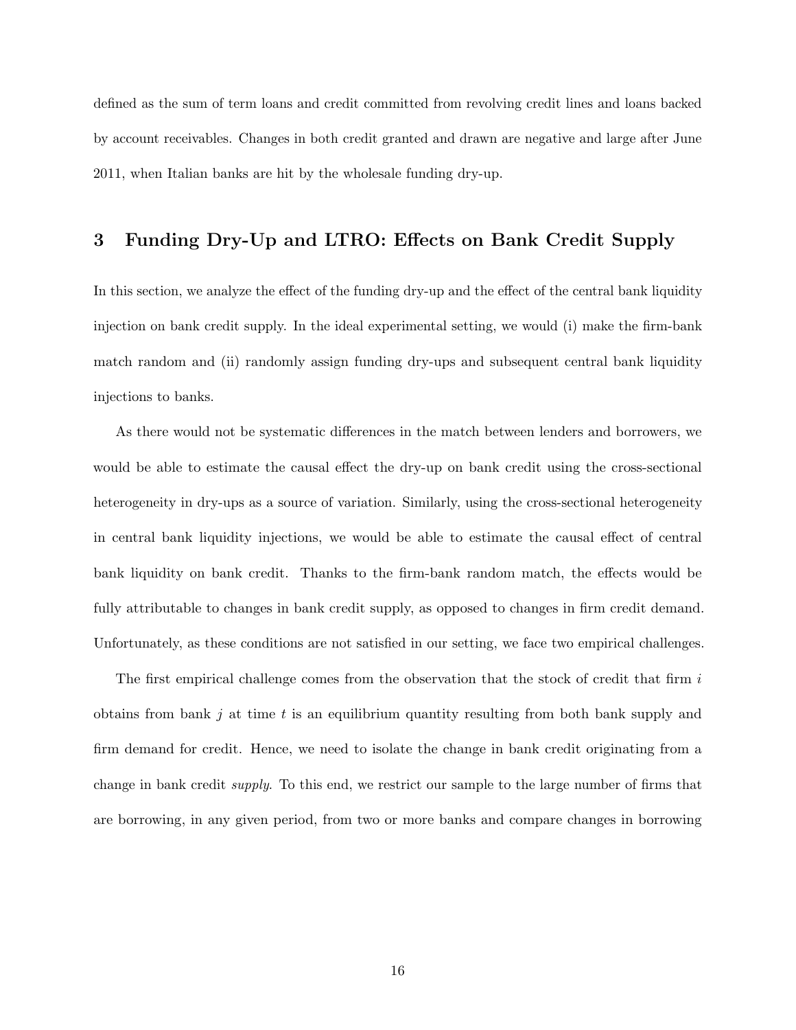defined as the sum of term loans and credit committed from revolving credit lines and loans backed by account receivables. Changes in both credit granted and drawn are negative and large after June 2011, when Italian banks are hit by the wholesale funding dry-up.

## 3 Funding Dry-Up and LTRO: Effects on Bank Credit Supply

In this section, we analyze the effect of the funding dry-up and the effect of the central bank liquidity injection on bank credit supply. In the ideal experimental setting, we would (i) make the firm-bank match random and (ii) randomly assign funding dry-ups and subsequent central bank liquidity injections to banks.

As there would not be systematic differences in the match between lenders and borrowers, we would be able to estimate the causal effect the dry-up on bank credit using the cross-sectional heterogeneity in dry-ups as a source of variation. Similarly, using the cross-sectional heterogeneity in central bank liquidity injections, we would be able to estimate the causal effect of central bank liquidity on bank credit. Thanks to the firm-bank random match, the effects would be fully attributable to changes in bank credit supply, as opposed to changes in firm credit demand. Unfortunately, as these conditions are not satisfied in our setting, we face two empirical challenges.

The first empirical challenge comes from the observation that the stock of credit that firm $i$ obtains from bank $j$ at time $t$ is an equilibrium quantity resulting from both bank supply and firm demand for credit. Hence, we need to isolate the change in bank credit originating from a change in bank credit *supply*. To this end, we restrict our sample to the large number of firms that are borrowing, in any given period, from two or more banks and compare changes in borrowing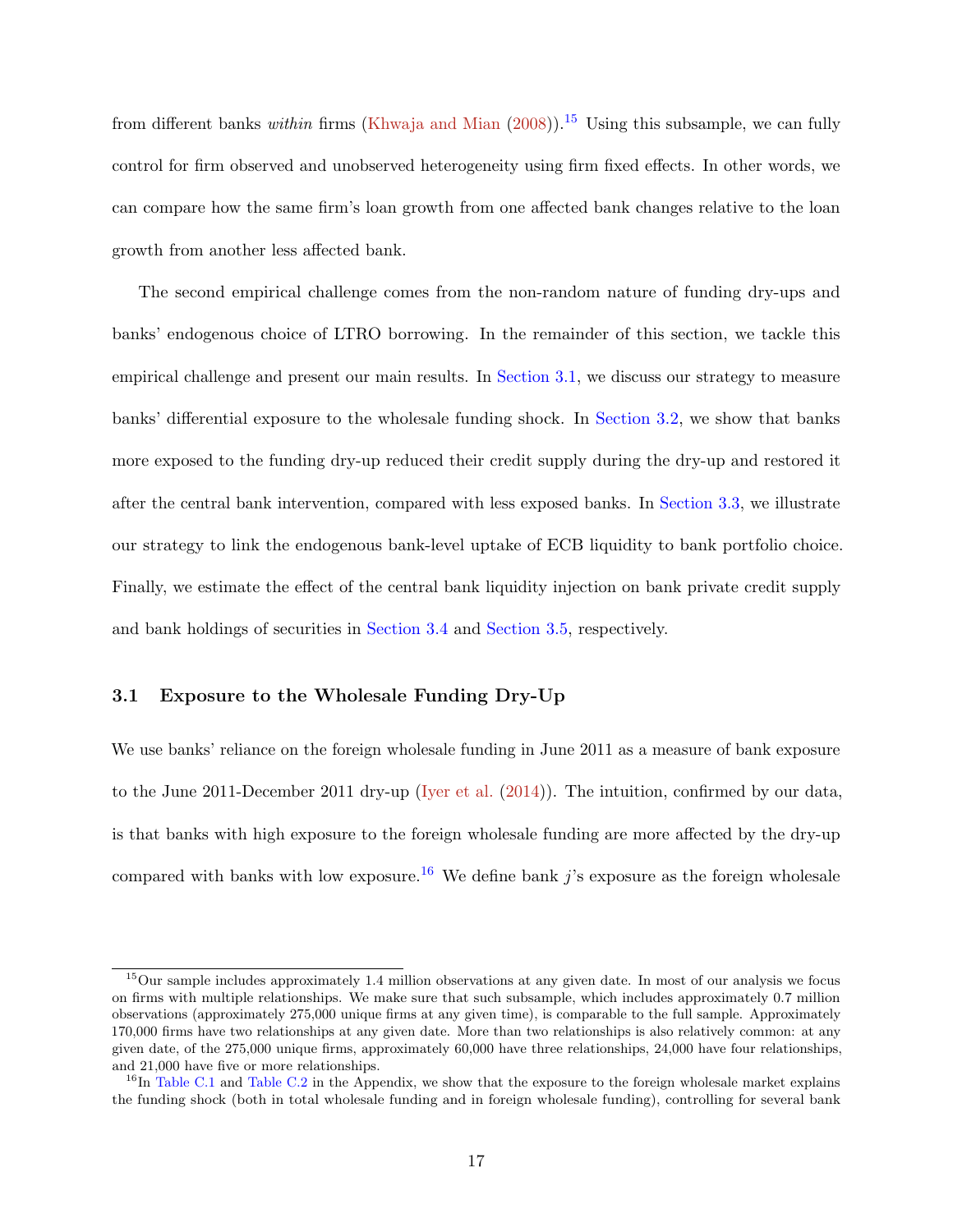from different banks *within* firms (Khwaja and Mian (2008)).[15] Using this subsample, we can fully control for firm observed and unobserved heterogeneity using firm fixed effects. In other words, we can compare how the same firm's loan growth from one affected bank changes relative to the loan growth from another less affected bank.

The second empirical challenge comes from the non-random nature of funding dry-ups and banks' endogenous choice of LTRO borrowing. In the remainder of this section, we tackle this empirical challenge and present our main results. In Section 3.1, we discuss our strategy to measure banks' differential exposure to the wholesale funding shock. In Section 3.2, we show that banks more exposed to the funding dry-up reduced their credit supply during the dry-up and restored it after the central bank intervention, compared with less exposed banks. In Section 3.3, we illustrate our strategy to link the endogenous bank-level uptake of ECB liquidity to bank portfolio choice. Finally, we estimate the effect of the central bank liquidity injection on bank private credit supply and bank holdings of securities in Section 3.4 and Section 3.5, respectively.

### 3.1 Exposure to the Wholesale Funding Dry-Up

We use banks' reliance on the foreign wholesale funding in June 2011 as a measure of bank exposure to the June 2011-December 2011 dry-up (Iyer et al. (2014)). The intuition, confirmed by our data, is that banks with high exposure to the foreign wholesale funding are more affected by the dry-up compared with banks with low exposure.[16] We define bank $j$'s exposure as the foreign wholesale

---

[15] Our sample includes approximately 1.4 million observations at any given date. In most of our analysis we focus on firms with multiple relationships. We make sure that such subsample, which includes approximately 0.7 million observations (approximately 275,000 unique firms at any given time), is comparable to the full sample. Approximately 170,000 firms have two relationships at any given date. More than two relationships is also relatively common: at any given date, of the 275,000 unique firms, approximately 60,000 have three relationships, 24,000 have four relationships, and 21,000 have five or more relationships.

[16] In Table C.1 and Table C.2 in the Appendix, we show that the exposure to the foreign wholesale market explains the funding shock (both in total wholesale funding and in foreign wholesale funding), controlling for several bank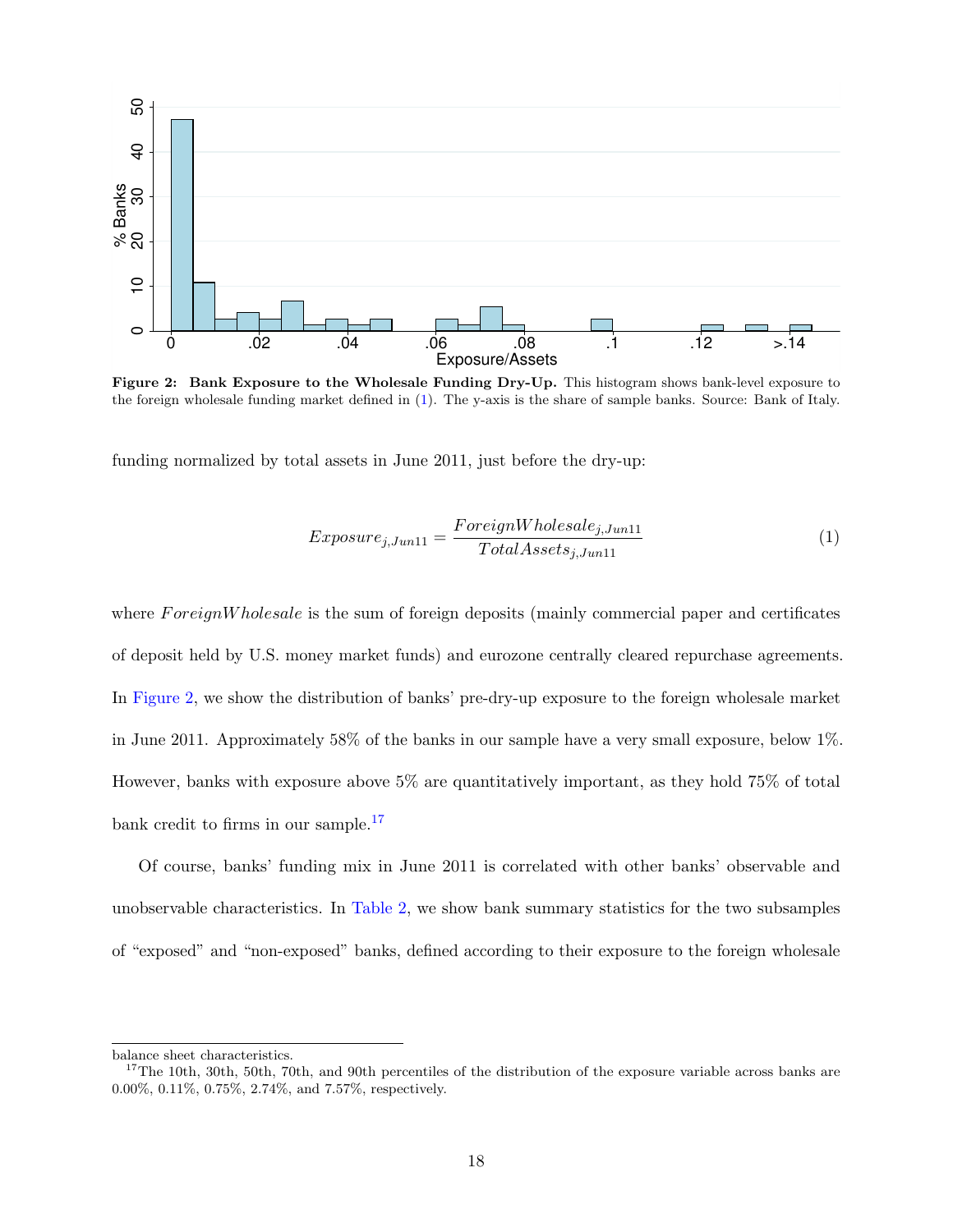**Figure 2: Bank Exposure to the Wholesale Funding Dry-Up.** This histogram shows bank-level exposure to the foreign wholesale funding market defined in (1). The y-axis is the share of sample banks. Source: Bank of Italy.

funding normalized by total assets in June 2011, just before the dry-up:

$$Exposure_{j,Jun11} = \frac{ForeignWholesale_{j,Jun11}}{TotalAssets_{j,Jun11}} \tag{1}$$

where $ForeignWholesale$ is the sum of foreign deposits (mainly commercial paper and certificates of deposit held by U.S. money market funds) and eurozone centrally cleared repurchase agreements. In Figure 2, we show the distribution of banks' pre-dry-up exposure to the foreign wholesale market in June 2011. Approximately 58% of the banks in our sample have a very small exposure, below 1%. However, banks with exposure above 5% are quantitatively important, as they hold 75% of total bank credit to firms in our sample.[17]

Of course, banks' funding mix in June 2011 is correlated with other banks' observable and unobservable characteristics. In Table 2, we show bank summary statistics for the two subsamples of "exposed" and "non-exposed" banks, defined according to their exposure to the foreign wholesale

balance sheet characteristics.

[17] The 10th, 30th, 50th, 70th, and 90th percentiles of the distribution of the exposure variable across banks are 0.00%, 0.11%, 0.75%, 2.74%, and 7.57%, respectively.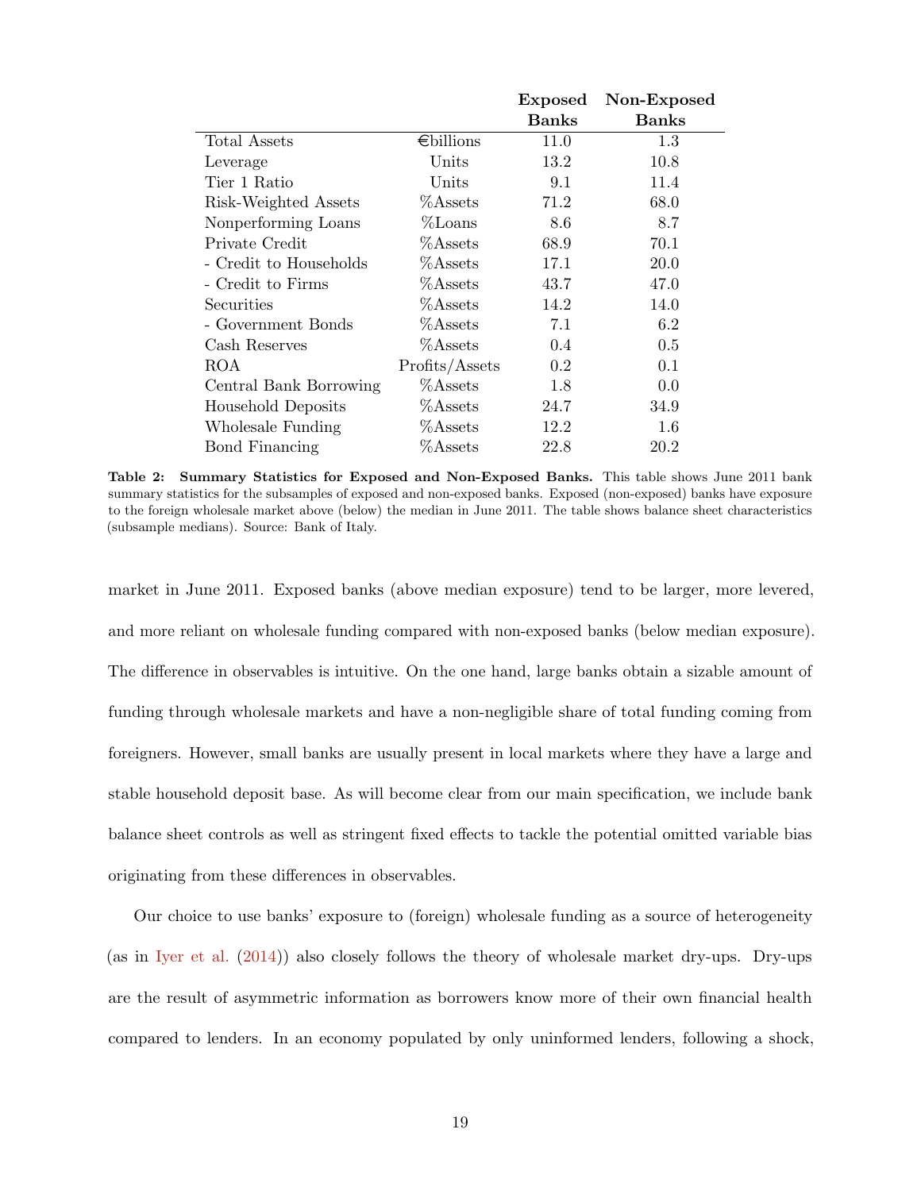| | | Exposed Banks | Non-Exposed Banks |
|---|---|---|---|
| Total Assets | €billions | 11.0 | 1.3 |
| Leverage | Units | 13.2 | 10.8 |
| Tier 1 Ratio | Units | 9.1 | 11.4 |
| Risk-Weighted Assets | %Assets | 71.2 | 68.0 |
| Nonperforming Loans | %Loans | 8.6 | 8.7 |
| Private Credit | %Assets | 68.9 | 70.1 |
| - Credit to Households | %Assets | 17.1 | 20.0 |
| - Credit to Firms | %Assets | 43.7 | 47.0 |
| Securities | %Assets | 14.2 | 14.0 |
| - Government Bonds | %Assets | 7.1 | 6.2 |
| Cash Reserves | %Assets | 0.4 | 0.5 |
| ROA | Profits/Assets | 0.2 | 0.1 |
| Central Bank Borrowing | %Assets | 1.8 | 0.0 |
| Household Deposits | %Assets | 24.7 | 34.9 |
| Wholesale Funding | %Assets | 12.2 | 1.6 |
| Bond Financing | %Assets | 22.8 | 20.2 |

**Table 2: Summary Statistics for Exposed and Non-Exposed Banks.** This table shows June 2011 bank summary statistics for the subsamples of exposed and non-exposed banks. Exposed (non-exposed) banks have exposure to the foreign wholesale market above (below) the median in June 2011. The table shows balance sheet characteristics (subsample medians). Source: Bank of Italy.

market in June 2011. Exposed banks (above median exposure) tend to be larger, more levered, and more reliant on wholesale funding compared with non-exposed banks (below median exposure). The difference in observables is intuitive. On the one hand, large banks obtain a sizable amount of funding through wholesale markets and have a non-negligible share of total funding coming from foreigners. However, small banks are usually present in local markets where they have a large and stable household deposit base. As will become clear from our main specification, we include bank balance sheet controls as well as stringent fixed effects to tackle the potential omitted variable bias originating from these differences in observables.

Our choice to use banks' exposure to (foreign) wholesale funding as a source of heterogeneity (as in Iyer et al. (2014)) also closely follows the theory of wholesale market dry-ups. Dry-ups are the result of asymmetric information as borrowers know more of their own financial health compared to lenders. In an economy populated by only uninformed lenders, following a shock,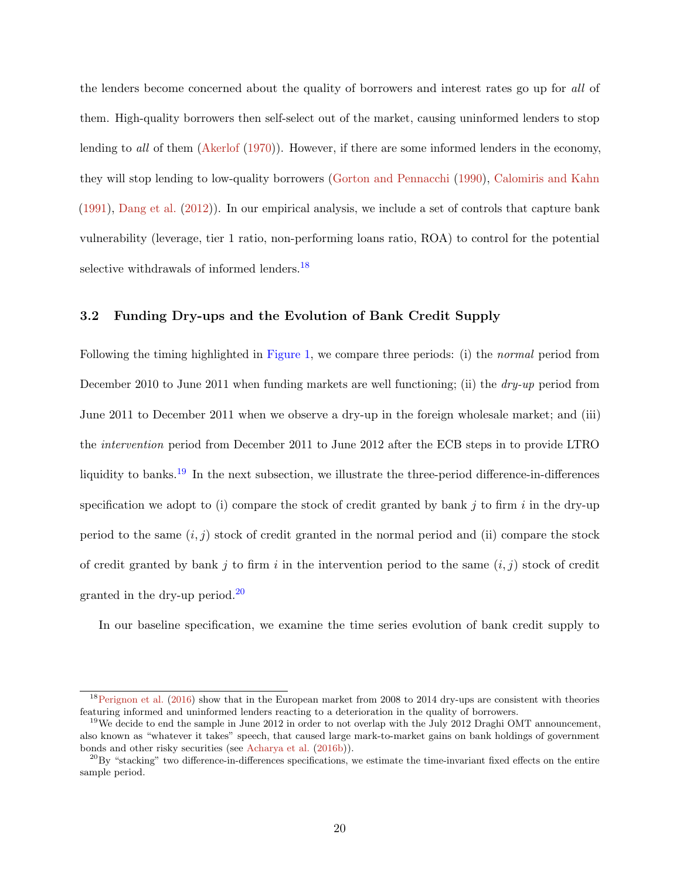the lenders become concerned about the quality of borrowers and interest rates go up for *all* of them. High-quality borrowers then self-select out of the market, causing uninformed lenders to stop lending to *all* of them (Akerlof (1970)). However, if there are some informed lenders in the economy, they will stop lending to low-quality borrowers (Gorton and Pennacchi (1990), Calomiris and Kahn (1991), Dang et al. (2012)). In our empirical analysis, we include a set of controls that capture bank vulnerability (leverage, tier 1 ratio, non-performing loans ratio, ROA) to control for the potential selective withdrawals of informed lenders.[18]

### 3.2 Funding Dry-ups and the Evolution of Bank Credit Supply

Following the timing highlighted in Figure 1, we compare three periods: (i) the *normal* period from December 2010 to June 2011 when funding markets are well functioning; (ii) the *dry-up* period from June 2011 to December 2011 when we observe a dry-up in the foreign wholesale market; and (iii) the *intervention* period from December 2011 to June 2012 after the ECB steps in to provide LTRO liquidity to banks.[19] In the next subsection, we illustrate the three-period difference-in-differences specification we adopt to (i) compare the stock of credit granted by bank $j$ to firm $i$ in the dry-up period to the same $(i, j)$ stock of credit granted in the normal period and (ii) compare the stock of credit granted by bank $j$ to firm $i$ in the intervention period to the same $(i, j)$ stock of credit granted in the dry-up period.[20]

In our baseline specification, we examine the time series evolution of bank credit supply to

---

[18] Perignon et al. (2016) show that in the European market from 2008 to 2014 dry-ups are consistent with theories featuring informed and uninformed lenders reacting to a deterioration in the quality of borrowers.

[19] We decide to end the sample in June 2012 in order to not overlap with the July 2012 Draghi OMT announcement, also known as "whatever it takes" speech, that caused large mark-to-market gains on bank holdings of government bonds and other risky securities (see Acharya et al. (2016b)).

[20] By "stacking" two difference-in-differences specifications, we estimate the time-invariant fixed effects on the entire sample period.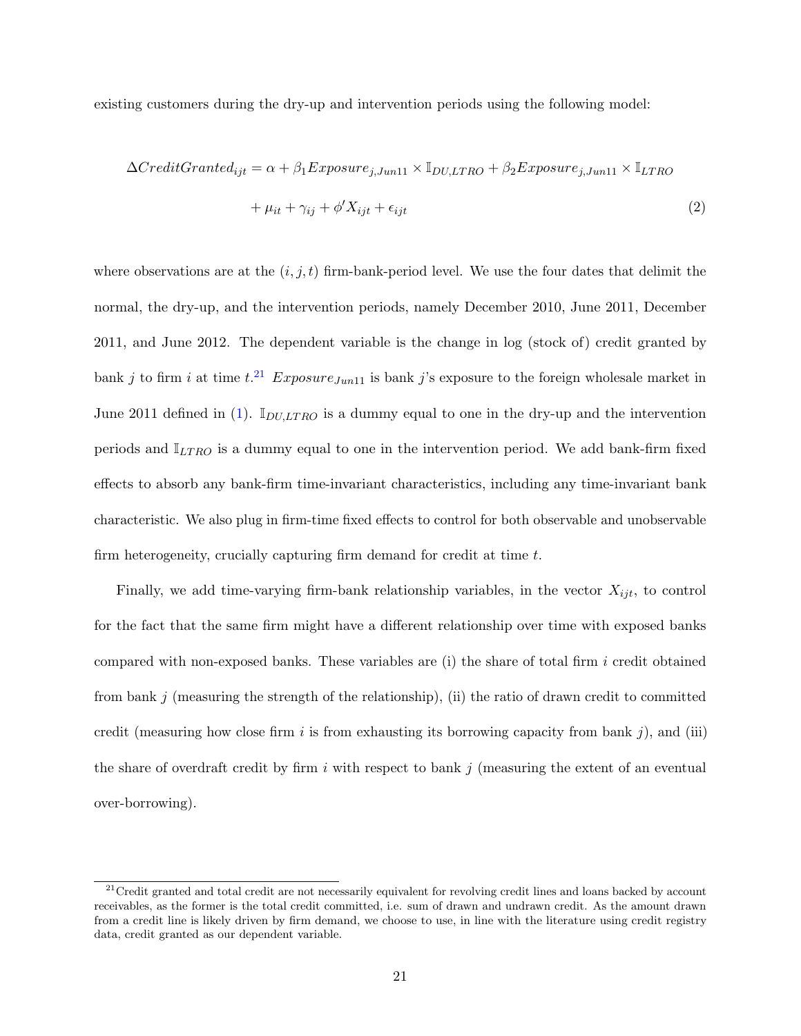existing customers during the dry-up and intervention periods using the following model:

$$
\Delta CreditGranted_{ijt} = \alpha + \beta_1 Exposure_{j,Jun11} \times \mathbb{I}_{DU,LTRO} + \beta_2 Exposure_{j,Jun11} \times \mathbb{I}_{LTRO} + \mu_{it} + \gamma_{ij} + \phi' X_{ijt} + \epsilon_{ijt} \tag{2}
$$

where observations are at the $(i, j, t)$ firm-bank-period level. We use the four dates that delimit the normal, the dry-up, and the intervention periods, namely December 2010, June 2011, December 2011, and June 2012. The dependent variable is the change in log (stock of) credit granted by bank $j$ to firm $i$ at time $t$.[21] $Exposure_{Jun11}$ is bank $j$'s exposure to the foreign wholesale market in June 2011 defined in (1). $\mathbb{I}_{DU,LTRO}$ is a dummy equal to one in the dry-up and the intervention periods and $\mathbb{I}_{LTRO}$ is a dummy equal to one in the intervention period. We add bank-firm fixed effects to absorb any bank-firm time-invariant characteristics, including any time-invariant bank characteristic. We also plug in firm-time fixed effects to control for both observable and unobservable firm heterogeneity, crucially capturing firm demand for credit at time $t$.

Finally, we add time-varying firm-bank relationship variables, in the vector $X_{ijt}$, to control for the fact that the same firm might have a different relationship over time with exposed banks compared with non-exposed banks. These variables are (i) the share of total firm $i$ credit obtained from bank $j$ (measuring the strength of the relationship), (ii) the ratio of drawn credit to committed credit (measuring how close firm $i$ is from exhausting its borrowing capacity from bank $j$), and (iii) the share of overdraft credit by firm $i$ with respect to bank $j$ (measuring the extent of an eventual over-borrowing).

---

[21] Credit granted and total credit are not necessarily equivalent for revolving credit lines and loans backed by account receivables, as the former is the total credit committed, i.e. sum of drawn and undrawn credit. As the amount drawn from a credit line is likely driven by firm demand, we choose to use, in line with the literature using credit registry data, credit granted as our dependent variable.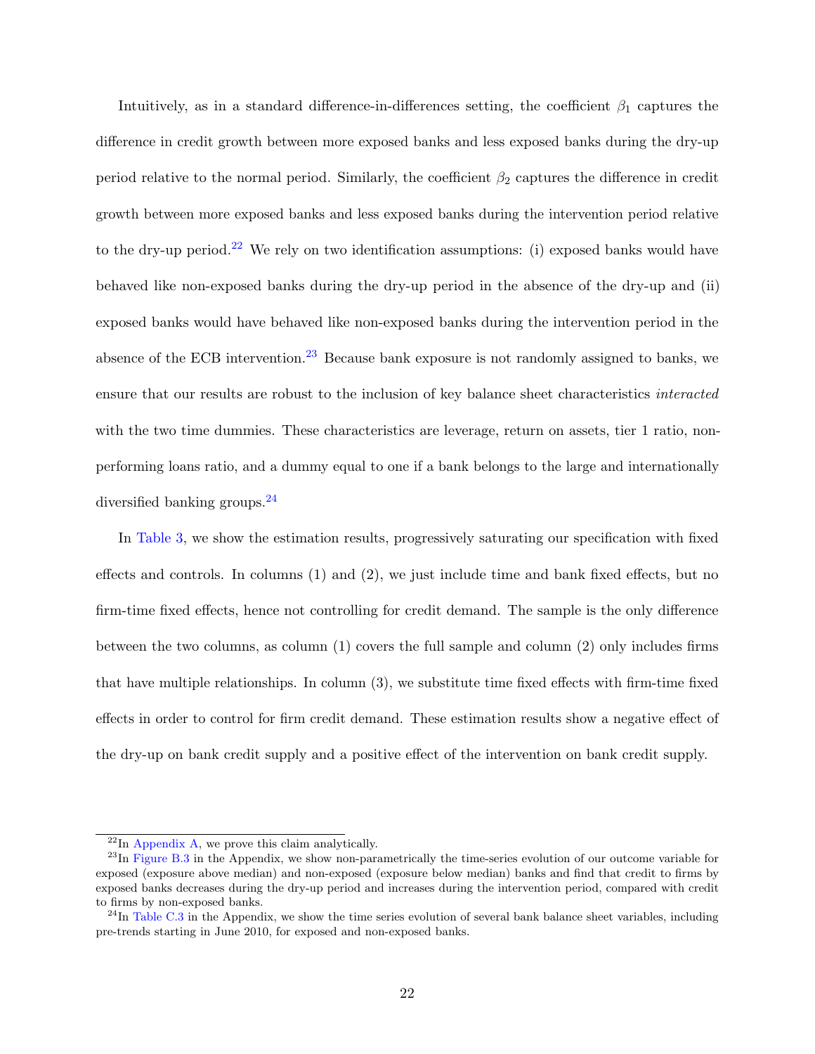Intuitively, as in a standard difference-in-differences setting, the coefficient $\beta_1$ captures the difference in credit growth between more exposed banks and less exposed banks during the dry-up period relative to the normal period. Similarly, the coefficient $\beta_2$ captures the difference in credit growth between more exposed banks and less exposed banks during the intervention period relative to the dry-up period.[22] We rely on two identification assumptions: (i) exposed banks would have behaved like non-exposed banks during the dry-up period in the absence of the dry-up and (ii) exposed banks would have behaved like non-exposed banks during the intervention period in the absence of the ECB intervention.[23] Because bank exposure is not randomly assigned to banks, we ensure that our results are robust to the inclusion of key balance sheet characteristics *interacted* with the two time dummies. These characteristics are leverage, return on assets, tier 1 ratio, non-performing loans ratio, and a dummy equal to one if a bank belongs to the large and internationally diversified banking groups.[24]

In Table 3, we show the estimation results, progressively saturating our specification with fixed effects and controls. In columns (1) and (2), we just include time and bank fixed effects, but no firm-time fixed effects, hence not controlling for credit demand. The sample is the only difference between the two columns, as column (1) covers the full sample and column (2) only includes firms that have multiple relationships. In column (3), we substitute time fixed effects with firm-time fixed effects in order to control for firm credit demand. These estimation results show a negative effect of the dry-up on bank credit supply and a positive effect of the intervention on bank credit supply.

---

[22] In Appendix A, we prove this claim analytically.

[23] In Figure B.3 in the Appendix, we show non-parametrically the time-series evolution of our outcome variable for exposed (exposure above median) and non-exposed (exposure below median) banks and find that credit to firms by exposed banks decreases during the dry-up period and increases during the intervention period, compared with credit to firms by non-exposed banks.

[24] In Table C.3 in the Appendix, we show the time series evolution of several bank balance sheet variables, including pre-trends starting in June 2010, for exposed and non-exposed banks.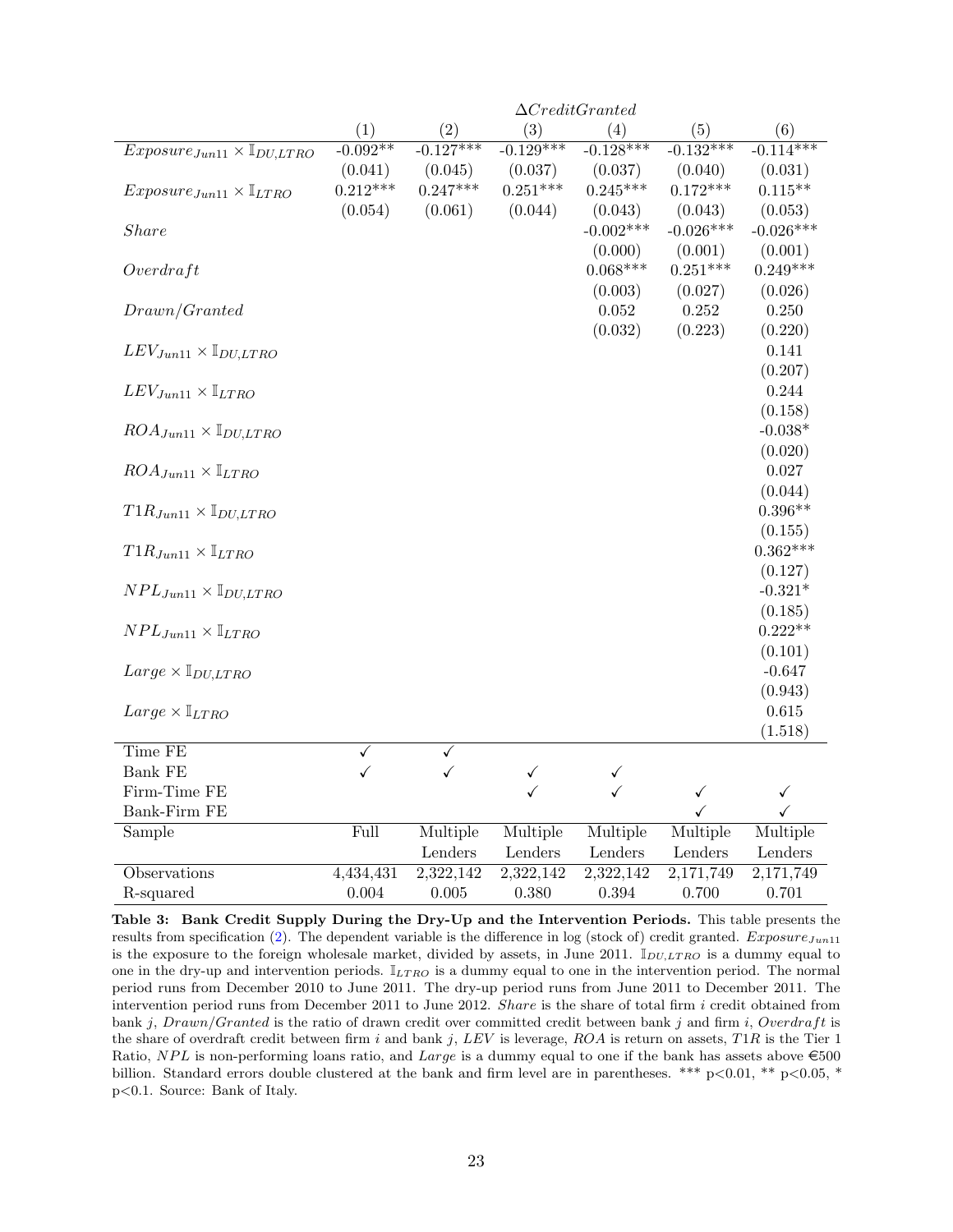| | $\Delta CreditGranted$ | | | | | |
|---|---|---|---|---|---|---|
| | (1) | (2) | (3) | (4) | (5) | (6) |
| $Exposure_{Jun11} \times \mathbb{I}_{DU,LTRO}$ | -0.092** | -0.127*** | -0.129*** | -0.128*** | -0.132*** | -0.114*** |
| | (0.041) | (0.045) | (0.037) | (0.037) | (0.040) | (0.031) |
| $Exposure_{Jun11} \times \mathbb{I}_{LTRO}$ | 0.212*** | 0.247*** | 0.251*** | 0.245*** | 0.172*** | 0.115** |
| | (0.054) | (0.061) | (0.044) | (0.043) | (0.043) | (0.053) |
| $Share$ | | | | -0.002*** | -0.026*** | -0.026*** |
| | | | | (0.000) | (0.001) | (0.001) |
| $Overdraft$ | | | | 0.068*** | 0.251*** | 0.249*** |
| | | | | (0.003) | (0.027) | (0.026) |
| $Drawn/Granted$ | | | | 0.052 | 0.252 | 0.250 |
| | | | | (0.032) | (0.223) | (0.220) |
| $LEV_{Jun11} \times \mathbb{I}_{DU,LTRO}$ | | | | | | 0.141 |
| | | | | | | (0.207) |
| $LEV_{Jun11} \times \mathbb{I}_{LTRO}$ | | | | | | 0.244 |
| | | | | | | (0.158) |
| $ROA_{Jun11} \times \mathbb{I}_{DU,LTRO}$ | | | | | | -0.038* |
| | | | | | | (0.020) |
| $ROA_{Jun11} \times \mathbb{I}_{LTRO}$ | | | | | | 0.027 |
| | | | | | | (0.044) |
| $T1R_{Jun11} \times \mathbb{I}_{DU,LTRO}$ | | | | | | 0.396** |
| | | | | | | (0.155) |
| $T1R_{Jun11} \times \mathbb{I}_{LTRO}$ | | | | | | 0.362*** |
| | | | | | | (0.127) |
| $NPL_{Jun11} \times \mathbb{I}_{DU,LTRO}$ | | | | | | -0.321* |
| | | | | | | (0.185) |
| $NPL_{Jun11} \times \mathbb{I}_{LTRO}$ | | | | | | 0.222** |
| | | | | | | (0.101) |
| $Large \times \mathbb{I}_{DU,LTRO}$ | | | | | | -0.647 |
| | | | | | | (0.943) |
| $Large \times \mathbb{I}_{LTRO}$ | | | | | | 0.615 |
| | | | | | | (1.518) |
| Time FE | ✓ | ✓ | | | | |
| Bank FE | ✓ | ✓ | ✓ | ✓ | | |
| Firm-Time FE | | | ✓ | ✓ | ✓ | ✓ |
| Bank-Firm FE | | | | | ✓ | ✓ |
| Sample | Full | Multiple Lenders | Multiple Lenders | Multiple Lenders | Multiple Lenders | Multiple Lenders |
| Observations | 4,434,431 | 2,322,142 | 2,322,142 | 2,322,142 | 2,171,749 | 2,171,749 |
| R-squared | 0.004 | 0.005 | 0.380 | 0.394 | 0.700 | 0.701 |

**Table 3: Bank Credit Supply During the Dry-Up and the Intervention Periods.** This table presents the results from specification (2). The dependent variable is the difference in log (stock of) credit granted. $Exposure_{Jun11}$ is the exposure to the foreign wholesale market, divided by assets, in June 2011. $\mathbb{I}_{DU,LTRO}$ is a dummy equal to one in the dry-up and intervention periods. $\mathbb{I}_{LTRO}$ is a dummy equal to one in the intervention period. The normal period runs from December 2010 to June 2011. The dry-up period runs from June 2011 to December 2011. The intervention period runs from December 2011 to June 2012. $Share$ is the share of total firm $i$ credit obtained from bank $j$, $Drawn/Granted$ is the ratio of drawn credit over committed credit between bank $j$ and firm $i$, $Overdraft$ is the share of overdraft credit between firm $i$ and bank $j$, $LEV$ is leverage, $ROA$ is return on assets, $T1R$ is the Tier 1 Ratio, $NPL$ is non-performing loans ratio, and $Large$ is a dummy equal to one if the bank has assets above €500 billion. Standard errors double clustered at the bank and firm level are in parentheses. *** p<0.01, ** p<0.05, * p<0.1. Source: Bank of Italy.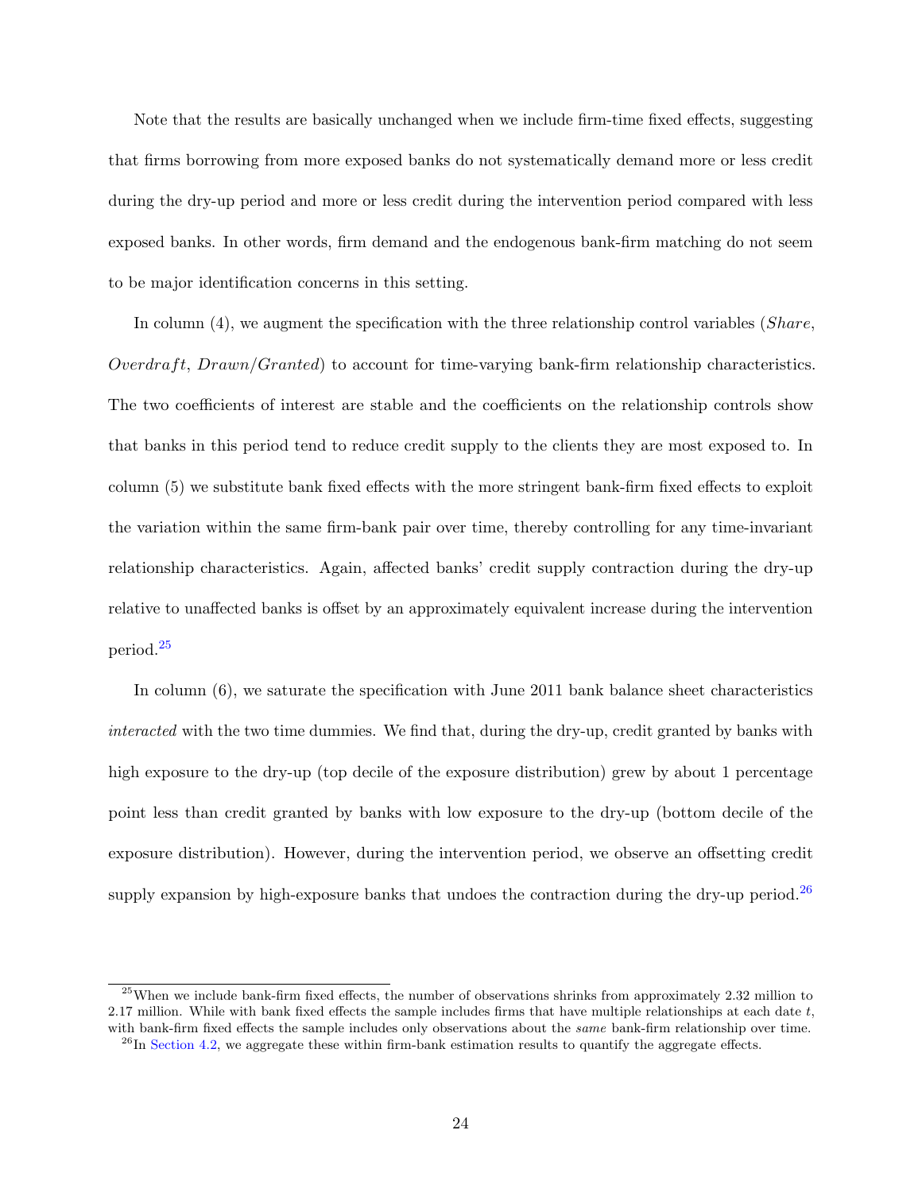Note that the results are basically unchanged when we include firm-time fixed effects, suggesting that firms borrowing from more exposed banks do not systematically demand more or less credit during the dry-up period and more or less credit during the intervention period compared with less exposed banks. In other words, firm demand and the endogenous bank-firm matching do not seem to be major identification concerns in this setting.

In column (4), we augment the specification with the three relationship control variables (*Share*, *Overdraft*, *Drawn/Granted*) to account for time-varying bank-firm relationship characteristics. The two coefficients of interest are stable and the coefficients on the relationship controls show that banks in this period tend to reduce credit supply to the clients they are most exposed to. In column (5) we substitute bank fixed effects with the more stringent bank-firm fixed effects to exploit the variation within the same firm-bank pair over time, thereby controlling for any time-invariant relationship characteristics. Again, affected banks' credit supply contraction during the dry-up relative to unaffected banks is offset by an approximately equivalent increase during the intervention period.[25]

In column (6), we saturate the specification with June 2011 bank balance sheet characteristics *interacted* with the two time dummies. We find that, during the dry-up, credit granted by banks with high exposure to the dry-up (top decile of the exposure distribution) grew by about 1 percentage point less than credit granted by banks with low exposure to the dry-up (bottom decile of the exposure distribution). However, during the intervention period, we observe an offsetting credit supply expansion by high-exposure banks that undoes the contraction during the dry-up period.[26]

[25] When we include bank-firm fixed effects, the number of observations shrinks from approximately 2.32 million to 2.17 million. While with bank fixed effects the sample includes firms that have multiple relationships at each date $t$, with bank-firm fixed effects the sample includes only observations about the *same* bank-firm relationship over time.

[26] In Section 4.2, we aggregate these within firm-bank estimation results to quantify the aggregate effects.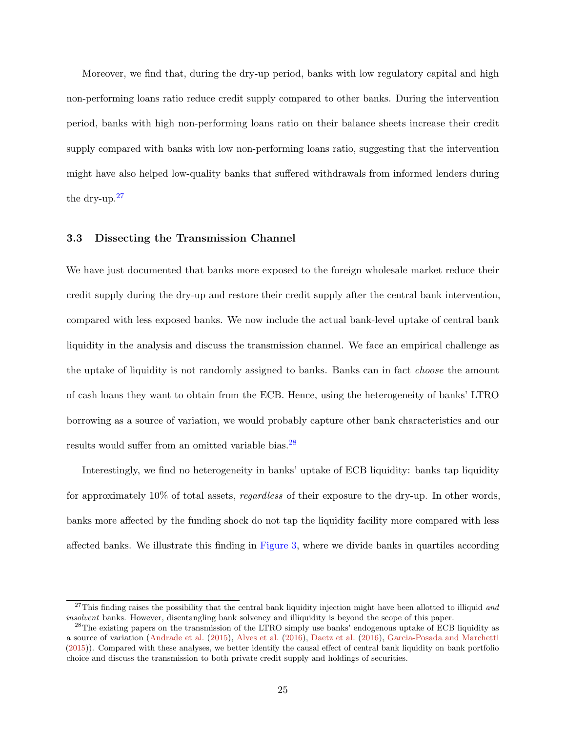Moreover, we find that, during the dry-up period, banks with low regulatory capital and high non-performing loans ratio reduce credit supply compared to other banks. During the intervention period, banks with high non-performing loans ratio on their balance sheets increase their credit supply compared with banks with low non-performing loans ratio, suggesting that the intervention might have also helped low-quality banks that suffered withdrawals from informed lenders during the dry-up.[27]

### 3.3 Dissecting the Transmission Channel

We have just documented that banks more exposed to the foreign wholesale market reduce their credit supply during the dry-up and restore their credit supply after the central bank intervention, compared with less exposed banks. We now include the actual bank-level uptake of central bank liquidity in the analysis and discuss the transmission channel. We face an empirical challenge as the uptake of liquidity is not randomly assigned to banks. Banks can in fact *choose* the amount of cash loans they want to obtain from the ECB. Hence, using the heterogeneity of banks' LTRO borrowing as a source of variation, we would probably capture other bank characteristics and our results would suffer from an omitted variable bias.[28]

Interestingly, we find no heterogeneity in banks' uptake of ECB liquidity: banks tap liquidity for approximately 10% of total assets, *regardless* of their exposure to the dry-up. In other words, banks more affected by the funding shock do not tap the liquidity facility more compared with less affected banks. We illustrate this finding in Figure 3, where we divide banks in quartiles according

[27] This finding raises the possibility that the central bank liquidity injection might have been allotted to illiquid *and insolvent* banks. However, disentangling bank solvency and illiquidity is beyond the scope of this paper.

[28] The existing papers on the transmission of the LTRO simply use banks' endogenous uptake of ECB liquidity as a source of variation (Andrade et al. (2015), Alves et al. (2016), Daetz et al. (2016), Garcia-Posada and Marchetti (2015)). Compared with these analyses, we better identify the causal effect of central bank liquidity on bank portfolio choice and discuss the transmission to both private credit supply and holdings of securities.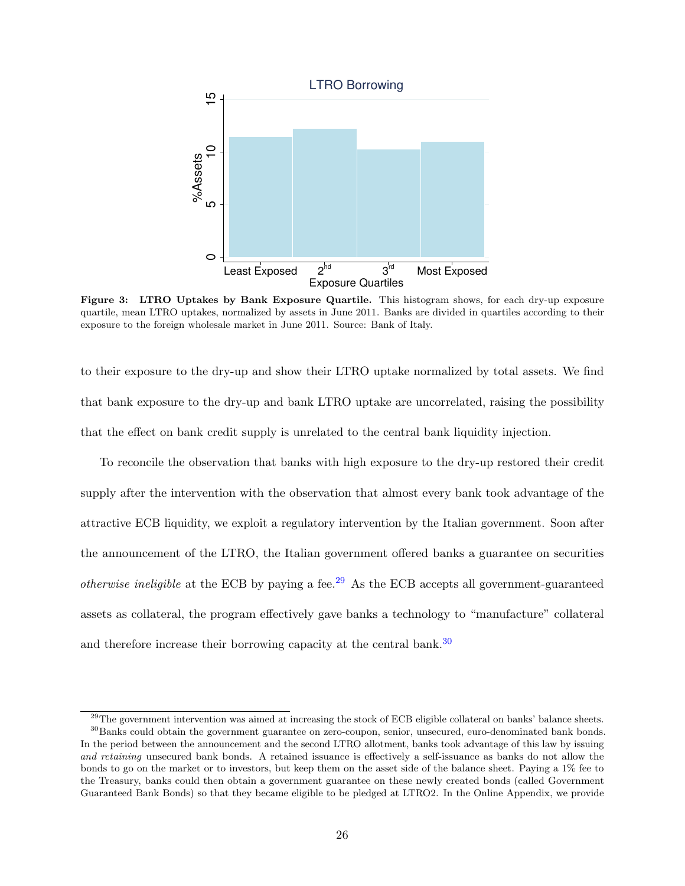**Figure 3: LTRO Uptakes by Bank Exposure Quartile.** This histogram shows, for each dry-up exposure quartile, mean LTRO uptakes, normalized by assets in June 2011. Banks are divided in quartiles according to their exposure to the foreign wholesale market in June 2011. Source: Bank of Italy.

to their exposure to the dry-up and show their LTRO uptake normalized by total assets. We find that bank exposure to the dry-up and bank LTRO uptake are uncorrelated, raising the possibility that the effect on bank credit supply is unrelated to the central bank liquidity injection.

To reconcile the observation that banks with high exposure to the dry-up restored their credit supply after the intervention with the observation that almost every bank took advantage of the attractive ECB liquidity, we exploit a regulatory intervention by the Italian government. Soon after the announcement of the LTRO, the Italian government offered banks a guarantee on securities *otherwise ineligible* at the ECB by paying a fee.[29] As the ECB accepts all government-guaranteed assets as collateral, the program effectively gave banks a technology to "manufacture" collateral and therefore increase their borrowing capacity at the central bank.[30]

[29] The government intervention was aimed at increasing the stock of ECB eligible collateral on banks' balance sheets.

[30] Banks could obtain the government guarantee on zero-coupon, senior, unsecured, euro-denominated bank bonds. In the period between the announcement and the second LTRO allotment, banks took advantage of this law by issuing *and retaining* unsecured bank bonds. A retained issuance is effectively a self-issuance as banks do not allow the bonds to go on the market or to investors, but keep them on the asset side of the balance sheet. Paying a 1% fee to the Treasury, banks could then obtain a government guarantee on these newly created bonds (called Government Guaranteed Bank Bonds) so that they became eligible to be pledged at LTRO2. In the Online Appendix, we provide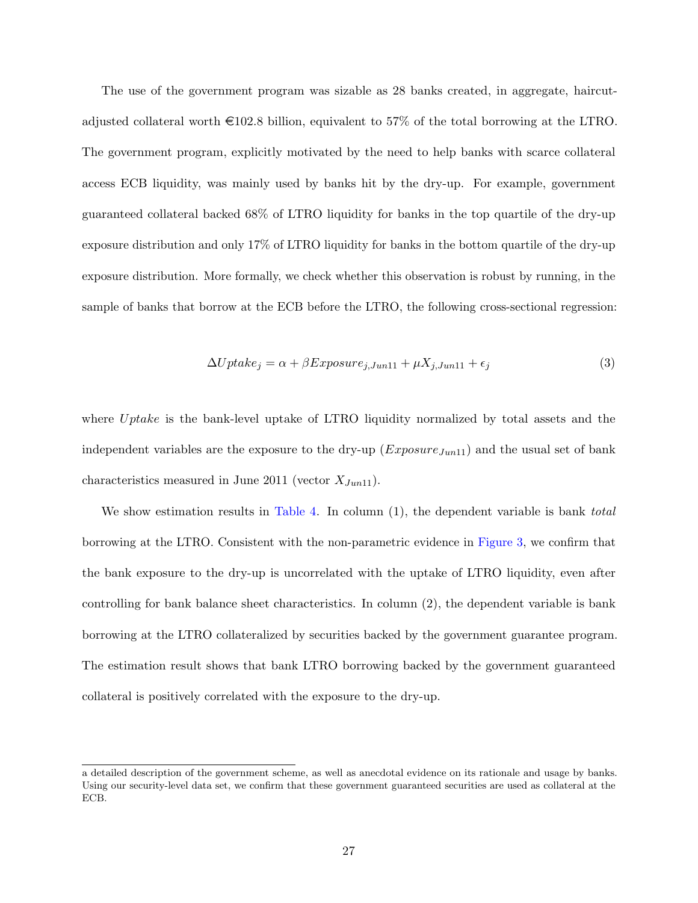The use of the government program was sizable as 28 banks created, in aggregate, haircut-adjusted collateral worth €102.8 billion, equivalent to 57% of the total borrowing at the LTRO. The government program, explicitly motivated by the need to help banks with scarce collateral access ECB liquidity, was mainly used by banks hit by the dry-up. For example, government guaranteed collateral backed 68% of LTRO liquidity for banks in the top quartile of the dry-up exposure distribution and only 17% of LTRO liquidity for banks in the bottom quartile of the dry-up exposure distribution. More formally, we check whether this observation is robust by running, in the sample of banks that borrow at the ECB before the LTRO, the following cross-sectional regression:

$$\Delta Uptake_j = \alpha + \beta Exposure_{j,Jun11} + \mu X_{j,Jun11} + \epsilon_j \tag{3}$$

where *Uptake* is the bank-level uptake of LTRO liquidity normalized by total assets and the independent variables are the exposure to the dry-up ($Exposure_{Jun11}$) and the usual set of bank characteristics measured in June 2011 (vector $X_{Jun11}$).

We show estimation results in Table 4. In column (1), the dependent variable is bank *total* borrowing at the LTRO. Consistent with the non-parametric evidence in Figure 3, we confirm that the bank exposure to the dry-up is uncorrelated with the uptake of LTRO liquidity, even after controlling for bank balance sheet characteristics. In column (2), the dependent variable is bank borrowing at the LTRO collateralized by securities backed by the government guarantee program. The estimation result shows that bank LTRO borrowing backed by the government guaranteed collateral is positively correlated with the exposure to the dry-up.

a detailed description of the government scheme, as well as anecdotal evidence on its rationale and usage by banks. Using our security-level data set, we confirm that these government guaranteed securities are used as collateral at the ECB.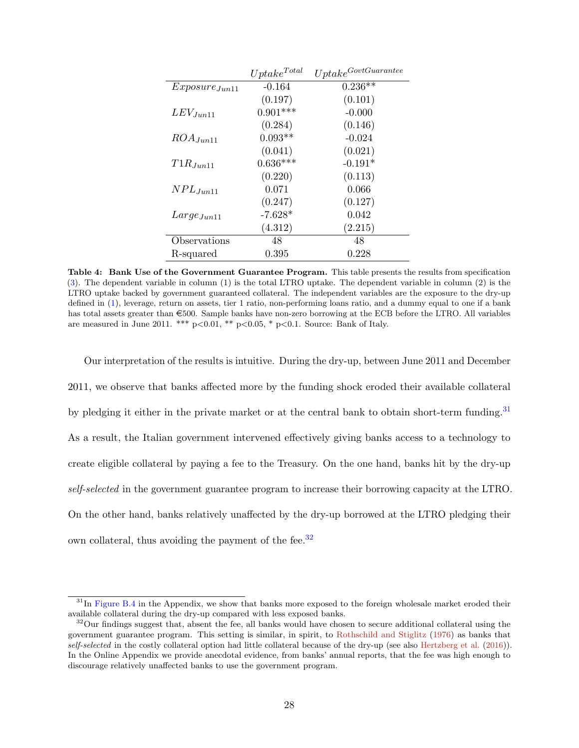| | $Uptake^{Total}$ | $Uptake^{GovtGuarantee}$ |
|---|---|---|
| $Exposure_{Jun11}$ | -0.164 | 0.236** |
| | (0.197) | (0.101) |
| $LEV_{Jun11}$ | 0.901*** | -0.000 |
| | (0.284) | (0.146) |
| $ROA_{Jun11}$ | 0.093** | -0.024 |
| | (0.041) | (0.021) |
| $T1R_{Jun11}$ | 0.636*** | -0.191* |
| | (0.220) | (0.113) |
| $NPL_{Jun11}$ | 0.071 | 0.066 |
| | (0.247) | (0.127) |
| $Large_{Jun11}$ | -7.628* | 0.042 |
| | (4.312) | (2.215) |
| Observations | 48 | 48 |
| R-squared | 0.395 | 0.228 |

**Table 4: Bank Use of the Government Guarantee Program.** This table presents the results from specification (3). The dependent variable in column (1) is the total LTRO uptake. The dependent variable in column (2) is the LTRO uptake backed by government guaranteed collateral. The independent variables are the exposure to the dry-up defined in (1), leverage, return on assets, tier 1 ratio, non-performing loans ratio, and a dummy equal to one if a bank has total assets greater than €500. Sample banks have non-zero borrowing at the ECB before the LTRO. All variables are measured in June 2011. *** p<0.01, ** p<0.05, * p<0.1. Source: Bank of Italy.

Our interpretation of the results is intuitive. During the dry-up, between June 2011 and December 2011, we observe that banks affected more by the funding shock eroded their available collateral by pledging it either in the private market or at the central bank to obtain short-term funding.[31] As a result, the Italian government intervened effectively giving banks access to a technology to create eligible collateral by paying a fee to the Treasury. On the one hand, banks hit by the dry-up *self-selected* in the government guarantee program to increase their borrowing capacity at the LTRO. On the other hand, banks relatively unaffected by the dry-up borrowed at the LTRO pledging their own collateral, thus avoiding the payment of the fee.[32]

[31] In Figure B.4 in the Appendix, we show that banks more exposed to the foreign wholesale market eroded their available collateral during the dry-up compared with less exposed banks.

[32] Our findings suggest that, absent the fee, all banks would have chosen to secure additional collateral using the government guarantee program. This setting is similar, in spirit, to Rothschild and Stiglitz (1976) as banks that *self-selected* in the costly collateral option had little collateral because of the dry-up (see also Hertzberg et al. (2016)). In the Online Appendix we provide anecdotal evidence, from banks' annual reports, that the fee was high enough to discourage relatively unaffected banks to use the government program.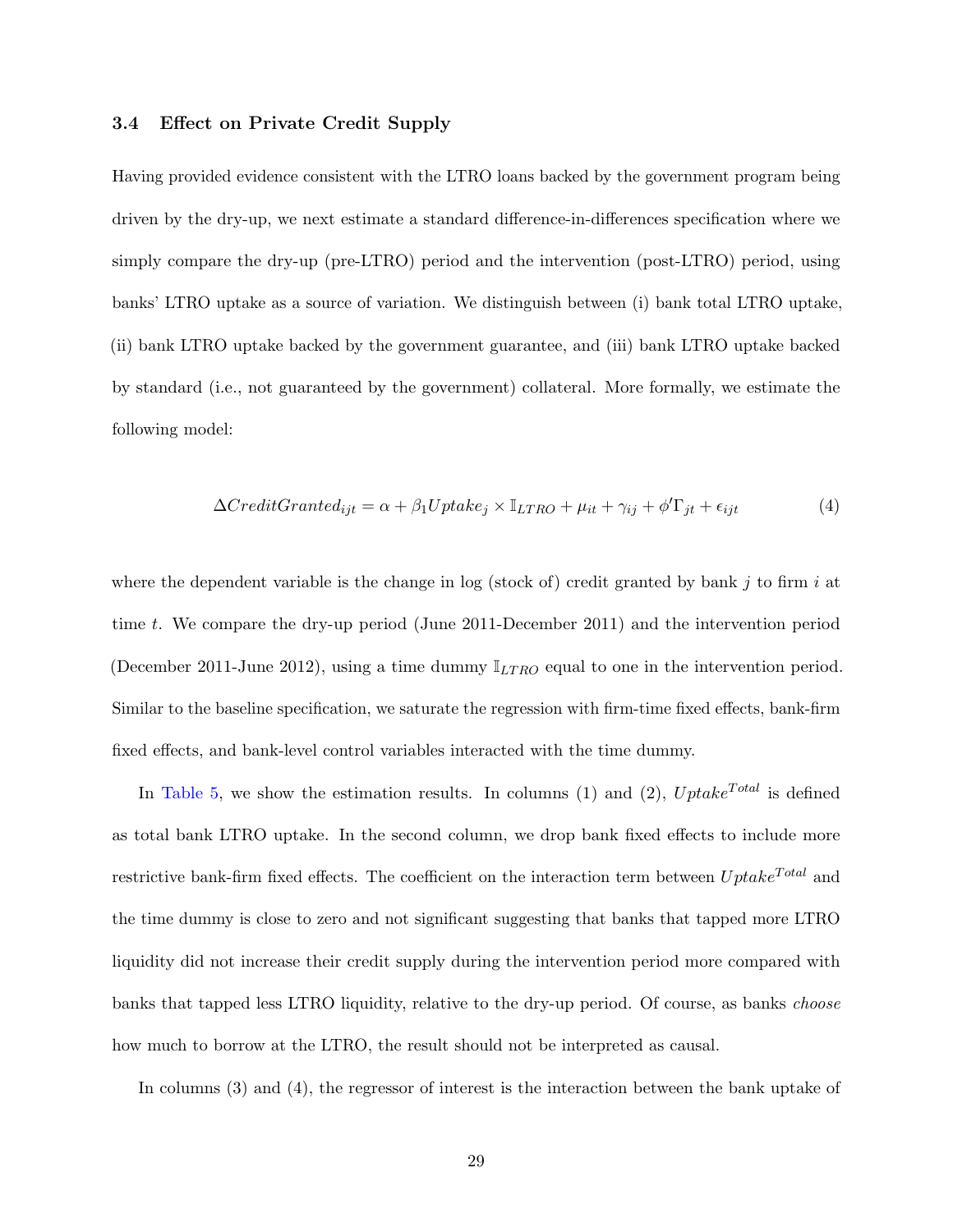### 3.4 Effect on Private Credit Supply

Having provided evidence consistent with the LTRO loans backed by the government program being driven by the dry-up, we next estimate a standard difference-in-differences specification where we simply compare the dry-up (pre-LTRO) period and the intervention (post-LTRO) period, using banks' LTRO uptake as a source of variation. We distinguish between (i) bank total LTRO uptake, (ii) bank LTRO uptake backed by the government guarantee, and (iii) bank LTRO uptake backed by standard (i.e., not guaranteed by the government) collateral. More formally, we estimate the following model:

$$\Delta CreditGranted_{ijt} = \alpha + \beta_1 Uptake_j \times \mathbb{I}_{LTRO} + \mu_{it} + \gamma_{ij} + \phi' \Gamma_{jt} + \epsilon_{ijt} \tag{4}$$

where the dependent variable is the change in log (stock of) credit granted by bank $j$ to firm $i$ at time $t$. We compare the dry-up period (June 2011-December 2011) and the intervention period (December 2011-June 2012), using a time dummy $\mathbb{I}_{LTRO}$ equal to one in the intervention period. Similar to the baseline specification, we saturate the regression with firm-time fixed effects, bank-firm fixed effects, and bank-level control variables interacted with the time dummy.

In Table 5, we show the estimation results. In columns (1) and (2), $Uptake^{Total}$ is defined as total bank LTRO uptake. In the second column, we drop bank fixed effects to include more restrictive bank-firm fixed effects. The coefficient on the interaction term between $Uptake^{Total}$ and the time dummy is close to zero and not significant suggesting that banks that tapped more LTRO liquidity did not increase their credit supply during the intervention period more compared with banks that tapped less LTRO liquidity, relative to the dry-up period. Of course, as banks *choose* how much to borrow at the LTRO, the result should not be interpreted as causal.

In columns (3) and (4), the regressor of interest is the interaction between the bank uptake of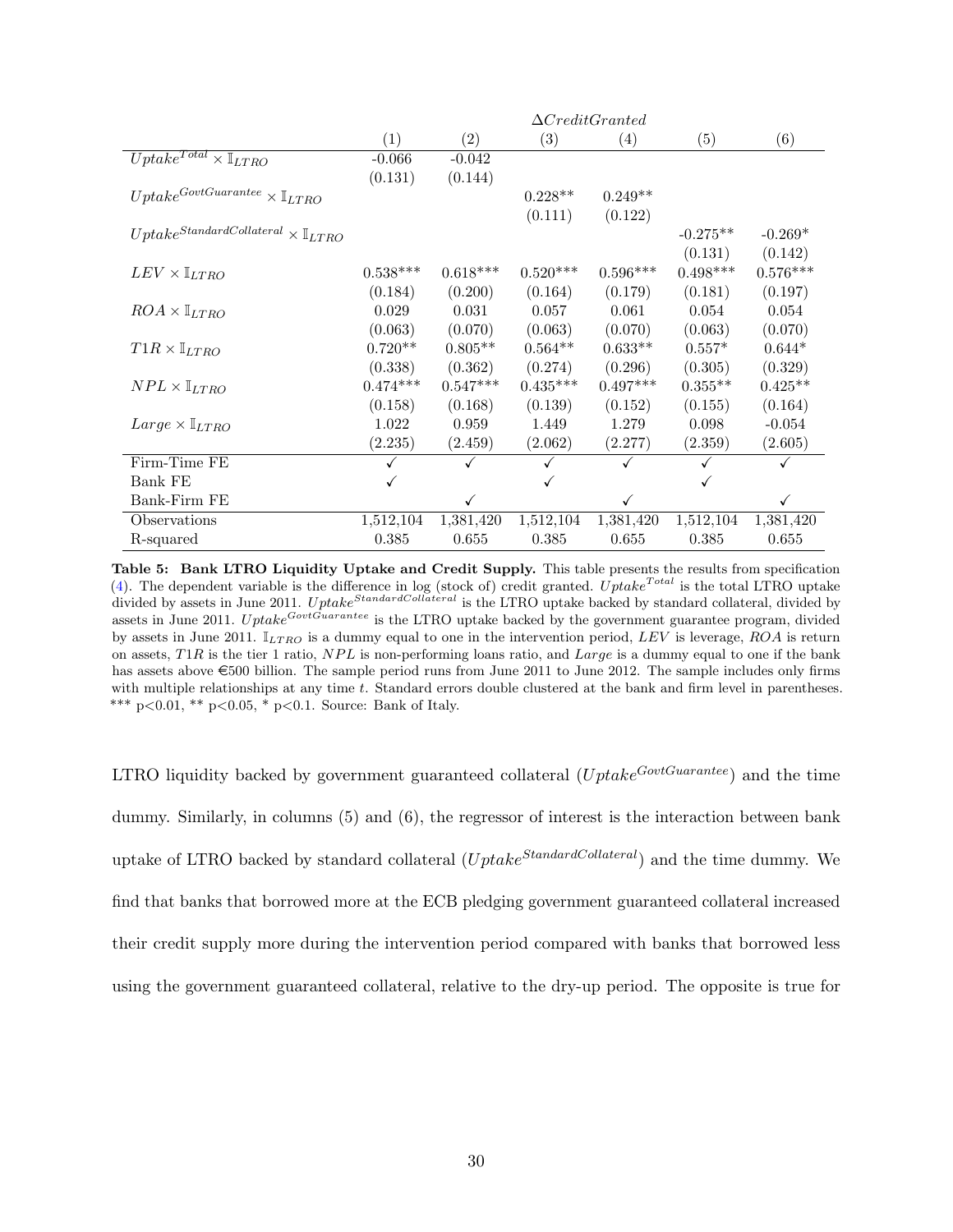|  | $\Delta CreditGranted$ |  |  |  |  |  |
|---|---|---|---|---|---|---|
|  | (1) | (2) | (3) | (4) | (5) | (6) |
| $Uptake^{Total} \times \mathbb{I}_{LTRO}$ | -0.066 | -0.042 |  |  |  |  |
|  | (0.131) | (0.144) |  |  |  |  |
| $Uptake^{GovtGuarantee} \times \mathbb{I}_{LTRO}$ |  |  | 0.228** | 0.249** |  |  |
|  |  |  | (0.111) | (0.122) |  |  |
| $Uptake^{StandardCollateral} \times \mathbb{I}_{LTRO}$ |  |  |  |  | -0.275** | -0.269* |
|  |  |  |  |  | (0.131) | (0.142) |
| $LEV \times \mathbb{I}_{LTRO}$ | 0.538*** | 0.618*** | 0.520*** | 0.596*** | 0.498*** | 0.576*** |
|  | (0.184) | (0.200) | (0.164) | (0.179) | (0.181) | (0.197) |
| $ROA \times \mathbb{I}_{LTRO}$ | 0.029 | 0.031 | 0.057 | 0.061 | 0.054 | 0.054 |
|  | (0.063) | (0.070) | (0.063) | (0.070) | (0.063) | (0.070) |
| $T1R \times \mathbb{I}_{LTRO}$ | 0.720** | 0.805** | 0.564** | 0.633** | 0.557* | 0.644* |
|  | (0.338) | (0.362) | (0.274) | (0.296) | (0.305) | (0.329) |
| $NPL \times \mathbb{I}_{LTRO}$ | 0.474*** | 0.547*** | 0.435*** | 0.497*** | 0.355** | 0.425** |
|  | (0.158) | (0.168) | (0.139) | (0.152) | (0.155) | (0.164) |
| $Large \times \mathbb{I}_{LTRO}$ | 1.022 | 0.959 | 1.449 | 1.279 | 0.098 | -0.054 |
|  | (2.235) | (2.459) | (2.062) | (2.277) | (2.359) | (2.605) |
| Firm-Time FE | ✓ | ✓ | ✓ | ✓ | ✓ | ✓ |
| Bank FE | ✓ |  | ✓ |  | ✓ |  |
| Bank-Firm FE |  | ✓ |  | ✓ |  | ✓ |
| Observations | 1,512,104 | 1,381,420 | 1,512,104 | 1,381,420 | 1,512,104 | 1,381,420 |
| R-squared | 0.385 | 0.655 | 0.385 | 0.655 | 0.385 | 0.655 |

**Table 5: Bank LTRO Liquidity Uptake and Credit Supply.** This table presents the results from specification (4). The dependent variable is the difference in log (stock of) credit granted. $Uptake^{Total}$ is the total LTRO uptake divided by assets in June 2011. $Uptake^{StandardCollateral}$ is the LTRO uptake backed by standard collateral, divided by assets in June 2011. $Uptake^{GovtGuarantee}$ is the LTRO uptake backed by the government guarantee program, divided by assets in June 2011. $\mathbb{I}_{LTRO}$ is a dummy equal to one in the intervention period, $LEV$ is leverage, $ROA$ is return on assets, $T1R$ is the tier 1 ratio, $NPL$ is non-performing loans ratio, and $Large$ is a dummy equal to one if the bank has assets above €500 billion. The sample period runs from June 2011 to June 2012. The sample includes only firms with multiple relationships at any time $t$. Standard errors double clustered at the bank and firm level in parentheses. *** p<0.01, ** p<0.05, * p<0.1. Source: Bank of Italy.

LTRO liquidity backed by government guaranteed collateral ($Uptake^{GovtGuarantee}$) and the time dummy. Similarly, in columns (5) and (6), the regressor of interest is the interaction between bank uptake of LTRO backed by standard collateral ($Uptake^{StandardCollateral}$) and the time dummy. We find that banks that borrowed more at the ECB pledging government guaranteed collateral increased their credit supply more during the intervention period compared with banks that borrowed less using the government guaranteed collateral, relative to the dry-up period. The opposite is true for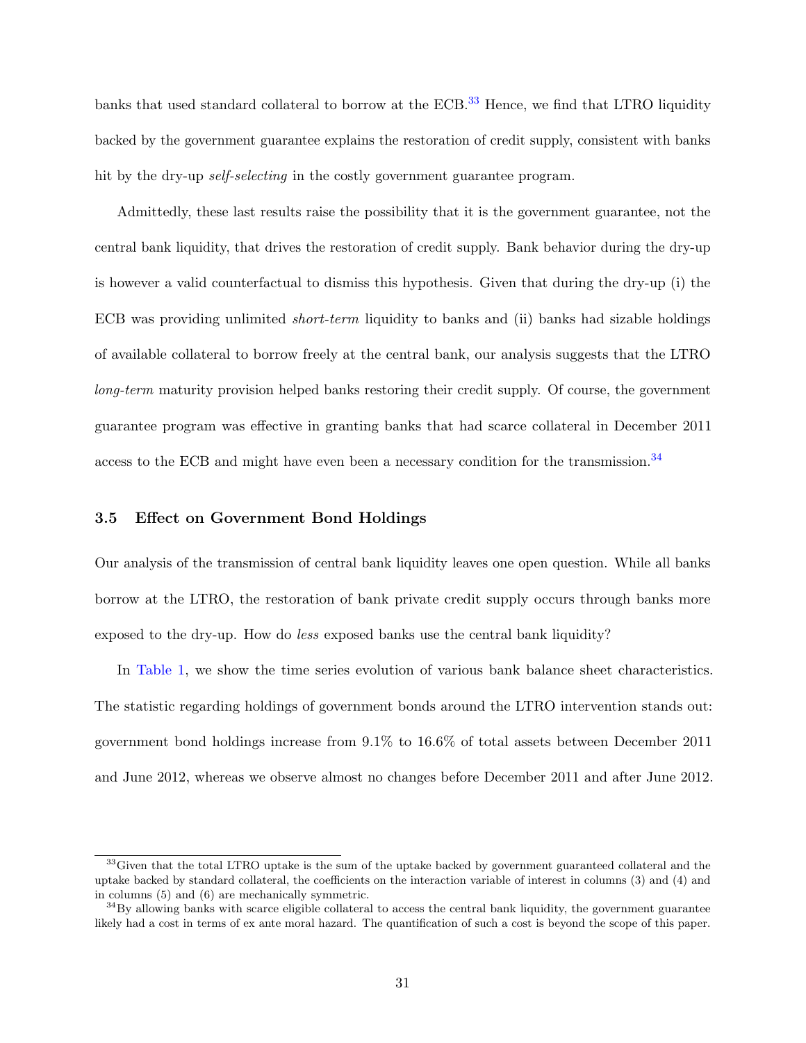banks that used standard collateral to borrow at the ECB.[33] Hence, we find that LTRO liquidity backed by the government guarantee explains the restoration of credit supply, consistent with banks hit by the dry-up *self-selecting* in the costly government guarantee program.

Admittedly, these last results raise the possibility that it is the government guarantee, not the central bank liquidity, that drives the restoration of credit supply. Bank behavior during the dry-up is however a valid counterfactual to dismiss this hypothesis. Given that during the dry-up (i) the ECB was providing unlimited *short-term* liquidity to banks and (ii) banks had sizable holdings of available collateral to borrow freely at the central bank, our analysis suggests that the LTRO *long-term* maturity provision helped banks restoring their credit supply. Of course, the government guarantee program was effective in granting banks that had scarce collateral in December 2011 access to the ECB and might have even been a necessary condition for the transmission.[34]

### 3.5 Effect on Government Bond Holdings

Our analysis of the transmission of central bank liquidity leaves one open question. While all banks borrow at the LTRO, the restoration of bank private credit supply occurs through banks more exposed to the dry-up. How do *less* exposed banks use the central bank liquidity?

In Table 1, we show the time series evolution of various bank balance sheet characteristics. The statistic regarding holdings of government bonds around the LTRO intervention stands out: government bond holdings increase from 9.1% to 16.6% of total assets between December 2011 and June 2012, whereas we observe almost no changes before December 2011 and after June 2012.

---

[33] Given that the total LTRO uptake is the sum of the uptake backed by government guaranteed collateral and the uptake backed by standard collateral, the coefficients on the interaction variable of interest in columns (3) and (4) and in columns (5) and (6) are mechanically symmetric.

[34] By allowing banks with scarce eligible collateral to access the central bank liquidity, the government guarantee likely had a cost in terms of ex ante moral hazard. The quantification of such a cost is beyond the scope of this paper.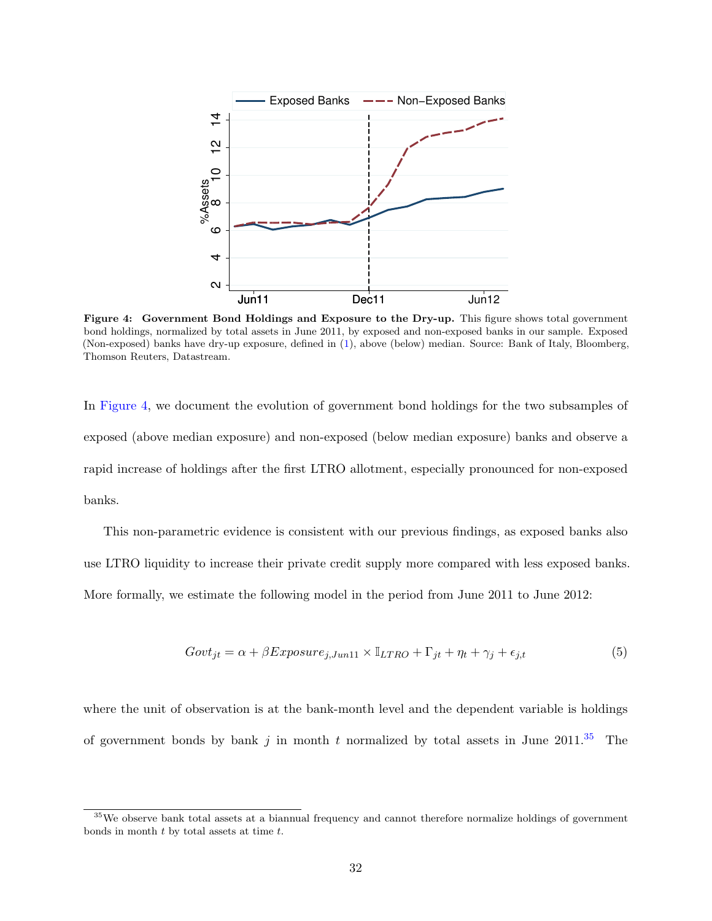**Figure 4: Government Bond Holdings and Exposure to the Dry-up.** This figure shows total government bond holdings, normalized by total assets in June 2011, by exposed and non-exposed banks in our sample. Exposed (Non-exposed) banks have dry-up exposure, defined in (1), above (below) median. Source: Bank of Italy, Bloomberg, Thomson Reuters, Datastream.

In Figure 4, we document the evolution of government bond holdings for the two subsamples of exposed (above median exposure) and non-exposed (below median exposure) banks and observe a rapid increase of holdings after the first LTRO allotment, especially pronounced for non-exposed banks.

This non-parametric evidence is consistent with our previous findings, as exposed banks also use LTRO liquidity to increase their private credit supply more compared with less exposed banks. More formally, we estimate the following model in the period from June 2011 to June 2012:

$$Govt_{jt} = \alpha + \beta Exposure_{j,Jun11} \times \mathbb{I}_{LTRO} + \Gamma_{jt} + \eta_t + \gamma_j + \epsilon_{j,t} \tag{5}$$

where the unit of observation is at the bank-month level and the dependent variable is holdings of government bonds by bank $j$ in month $t$ normalized by total assets in June 2011.[35] The

[35] We observe bank total assets at a biannual frequency and cannot therefore normalize holdings of government bonds in month $t$ by total assets at time $t$.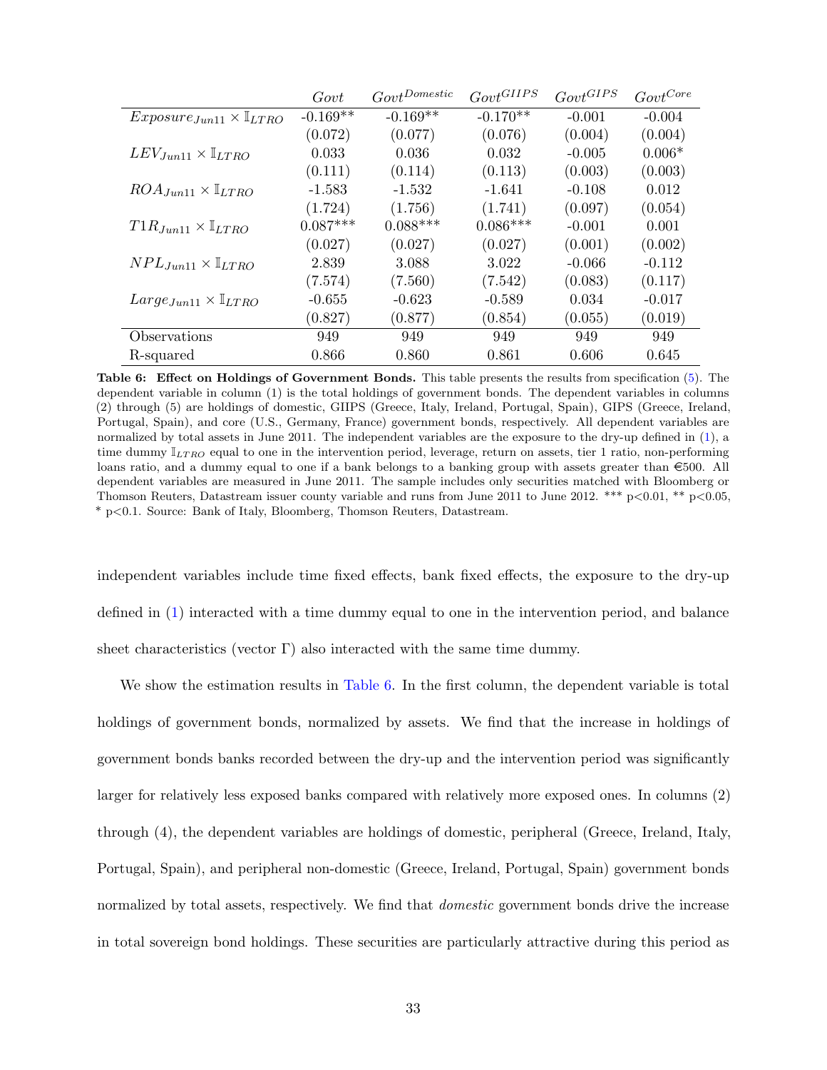| | $Govt$ | $Govt^{Domestic}$ | $Govt^{GIIPS}$ | $Govt^{GIPS}$ | $Govt^{Core}$ |
|---|---|---|---|---|---|
| $Exposure_{Jun11} \times \mathbb{I}_{LTRO}$ | -0.169** | -0.169** | -0.170** | -0.001 | -0.004 |
| | (0.072) | (0.077) | (0.076) | (0.004) | (0.004) |
| $LEV_{Jun11} \times \mathbb{I}_{LTRO}$ | 0.033 | 0.036 | 0.032 | -0.005 | 0.006* |
| | (0.111) | (0.114) | (0.113) | (0.003) | (0.003) |
| $ROA_{Jun11} \times \mathbb{I}_{LTRO}$ | -1.583 | -1.532 | -1.641 | -0.108 | 0.012 |
| | (1.724) | (1.756) | (1.741) | (0.097) | (0.054) |
| $T1R_{Jun11} \times \mathbb{I}_{LTRO}$ | 0.087*** | 0.088*** | 0.086*** | -0.001 | 0.001 |
| | (0.027) | (0.027) | (0.027) | (0.001) | (0.002) |
| $NPL_{Jun11} \times \mathbb{I}_{LTRO}$ | 2.839 | 3.088 | 3.022 | -0.066 | -0.112 |
| | (7.574) | (7.560) | (7.542) | (0.083) | (0.117) |
| $Large_{Jun11} \times \mathbb{I}_{LTRO}$ | -0.655 | -0.623 | -0.589 | 0.034 | -0.017 |
| | (0.827) | (0.877) | (0.854) | (0.055) | (0.019) |
| Observations | 949 | 949 | 949 | 949 | 949 |
| R-squared | 0.866 | 0.860 | 0.861 | 0.606 | 0.645 |

**Table 6: Effect on Holdings of Government Bonds.** This table presents the results from specification (5). The dependent variable in column (1) is the total holdings of government bonds. The dependent variables in columns (2) through (5) are holdings of domestic, GIIPS (Greece, Italy, Ireland, Portugal, Spain), GIPS (Greece, Ireland, Portugal, Spain), and core (U.S., Germany, France) government bonds, respectively. All dependent variables are normalized by total assets in June 2011. The independent variables are the exposure to the dry-up defined in (1), a time dummy $\mathbb{I}_{LTRO}$ equal to one in the intervention period, leverage, return on assets, tier 1 ratio, non-performing loans ratio, and a dummy equal to one if a bank belongs to a banking group with assets greater than €500. All dependent variables are measured in June 2011. The sample includes only securities matched with Bloomberg or Thomson Reuters, Datastream issuer county variable and runs from June 2011 to June 2012. *** p<0.01, ** p<0.05, * p<0.1. Source: Bank of Italy, Bloomberg, Thomson Reuters, Datastream.

independent variables include time fixed effects, bank fixed effects, the exposure to the dry-up defined in (1) interacted with a time dummy equal to one in the intervention period, and balance sheet characteristics (vector $\Gamma$) also interacted with the same time dummy.

We show the estimation results in Table 6. In the first column, the dependent variable is total holdings of government bonds, normalized by assets. We find that the increase in holdings of government bonds banks recorded between the dry-up and the intervention period was significantly larger for relatively less exposed banks compared with relatively more exposed ones. In columns (2) through (4), the dependent variables are holdings of domestic, peripheral (Greece, Ireland, Italy, Portugal, Spain), and peripheral non-domestic (Greece, Ireland, Portugal, Spain) government bonds normalized by total assets, respectively. We find that *domestic* government bonds drive the increase in total sovereign bond holdings. These securities are particularly attractive during this period as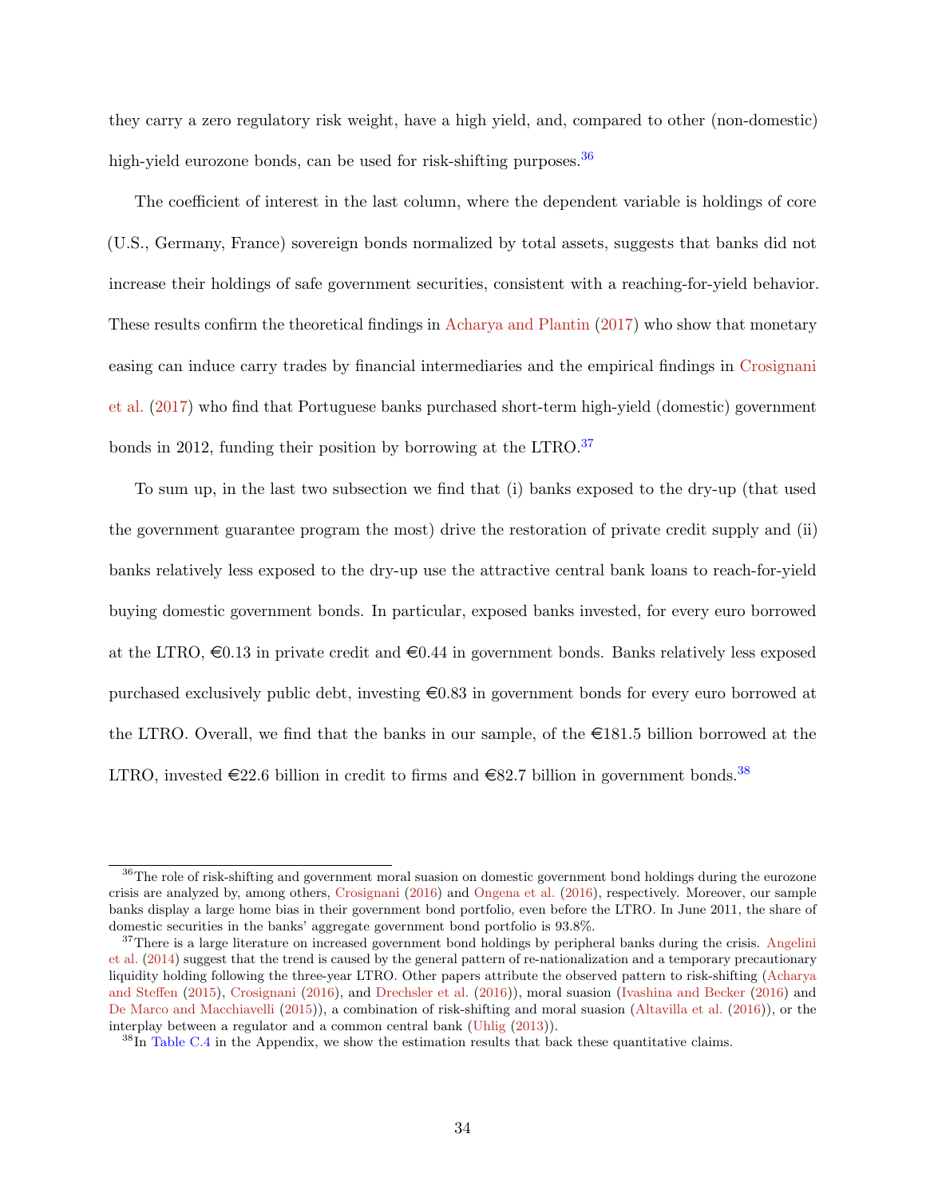they carry a zero regulatory risk weight, have a high yield, and, compared to other (non-domestic) high-yield eurozone bonds, can be used for risk-shifting purposes.[36]

The coefficient of interest in the last column, where the dependent variable is holdings of core (U.S., Germany, France) sovereign bonds normalized by total assets, suggests that banks did not increase their holdings of safe government securities, consistent with a reaching-for-yield behavior. These results confirm the theoretical findings in Acharya and Plantin (2017) who show that monetary easing can induce carry trades by financial intermediaries and the empirical findings in Crosignani et al. (2017) who find that Portuguese banks purchased short-term high-yield (domestic) government bonds in 2012, funding their position by borrowing at the LTRO.[37]

To sum up, in the last two subsection we find that (i) banks exposed to the dry-up (that used the government guarantee program the most) drive the restoration of private credit supply and (ii) banks relatively less exposed to the dry-up use the attractive central bank loans to reach-for-yield buying domestic government bonds. In particular, exposed banks invested, for every euro borrowed at the LTRO, €0.13 in private credit and €0.44 in government bonds. Banks relatively less exposed purchased exclusively public debt, investing €0.83 in government bonds for every euro borrowed at the LTRO. Overall, we find that the banks in our sample, of the €181.5 billion borrowed at the LTRO, invested €22.6 billion in credit to firms and €82.7 billion in government bonds.[38]

---

[36]The role of risk-shifting and government moral suasion on domestic government bond holdings during the eurozone crisis are analyzed by, among others, Crosignani (2016) and Ongena et al. (2016), respectively. Moreover, our sample banks display a large home bias in their government bond portfolio, even before the LTRO. In June 2011, the share of domestic securities in the banks' aggregate government bond portfolio is 93.8%.

[37]There is a large literature on increased government bond holdings by peripheral banks during the crisis. Angelini et al. (2014) suggest that the trend is caused by the general pattern of re-nationalization and a temporary precautionary liquidity holding following the three-year LTRO. Other papers attribute the observed pattern to risk-shifting (Acharya and Steffen (2015), Crosignani (2016), and Drechsler et al. (2016)), moral suasion (Ivashina and Becker (2016) and De Marco and Macchiavelli (2015)), a combination of risk-shifting and moral suasion (Altavilla et al. (2016)), or the interplay between a regulator and a common central bank (Uhlig (2013)).

[38]In Table C.4 in the Appendix, we show the estimation results that back these quantitative claims.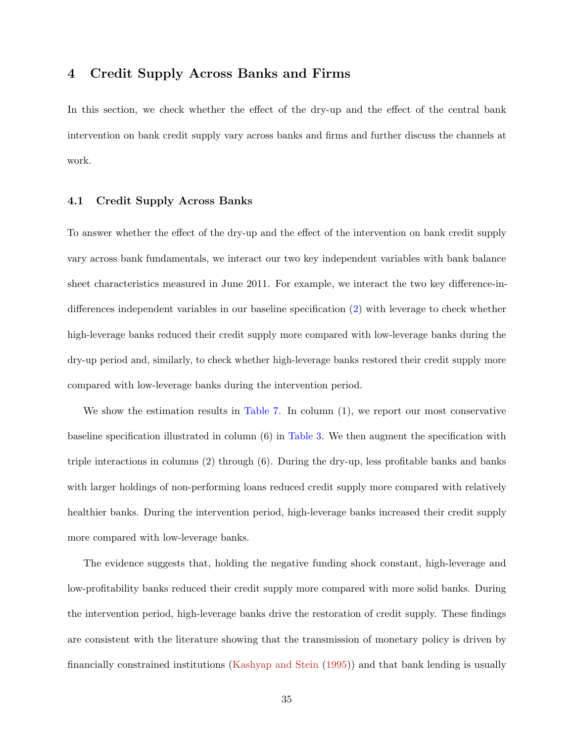# 4 Credit Supply Across Banks and Firms

In this section, we check whether the effect of the dry-up and the effect of the central bank intervention on bank credit supply vary across banks and firms and further discuss the channels at work.

## 4.1 Credit Supply Across Banks

To answer whether the effect of the dry-up and the effect of the intervention on bank credit supply vary across bank fundamentals, we interact our two key independent variables with bank balance sheet characteristics measured in June 2011. For example, we interact the two key difference-in-differences independent variables in our baseline specification (2) with leverage to check whether high-leverage banks reduced their credit supply more compared with low-leverage banks during the dry-up period and, similarly, to check whether high-leverage banks restored their credit supply more compared with low-leverage banks during the intervention period.

We show the estimation results in Table 7. In column (1), we report our most conservative baseline specification illustrated in column (6) in Table 3. We then augment the specification with triple interactions in columns (2) through (6). During the dry-up, less profitable banks and banks with larger holdings of non-performing loans reduced credit supply more compared with relatively healthier banks. During the intervention period, high-leverage banks increased their credit supply more compared with low-leverage banks.

The evidence suggests that, holding the negative funding shock constant, high-leverage and low-profitability banks reduced their credit supply more compared with more solid banks. During the intervention period, high-leverage banks drive the restoration of credit supply. These findings are consistent with the literature showing that the transmission of monetary policy is driven by financially constrained institutions (Kashyap and Stein (1995)) and that bank lending is usually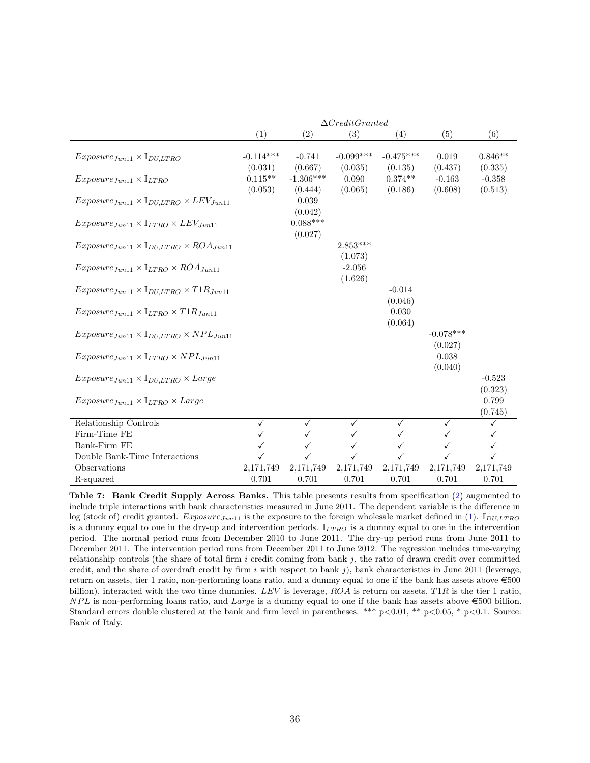| | $\Delta CreditGranted$ | | | | | |
|---|---|---|---|---|---|---|
| | (1) | (2) | (3) | (4) | (5) | (6) |
| $Exposure_{Jun11} \times \mathbb{I}_{DU,LTRO}$ | -0.114*** | -0.741 | -0.099*** | -0.475*** | 0.019 | 0.846** |
| | (0.031) | (0.667) | (0.035) | (0.135) | (0.437) | (0.335) |
| $Exposure_{Jun11} \times \mathbb{I}_{LTRO}$ | 0.115** | -1.306*** | 0.090 | 0.374** | -0.163 | -0.358 |
| | (0.053) | (0.444) | (0.065) | (0.186) | (0.608) | (0.513) |
| $Exposure_{Jun11} \times \mathbb{I}_{DU,LTRO} \times LEV_{Jun11}$ | | 0.039 | | | | |
| | | (0.042) | | | | |
| $Exposure_{Jun11} \times \mathbb{I}_{LTRO} \times LEV_{Jun11}$ | | 0.088*** | | | | |
| | | (0.027) | | | | |
| $Exposure_{Jun11} \times \mathbb{I}_{DU,LTRO} \times ROA_{Jun11}$ | | | 2.853*** | | | |
| | | | (1.073) | | | |
| $Exposure_{Jun11} \times \mathbb{I}_{LTRO} \times ROA_{Jun11}$ | | | -2.056 | | | |
| | | | (1.626) | | | |
| $Exposure_{Jun11} \times \mathbb{I}_{DU,LTRO} \times T1R_{Jun11}$ | | | | -0.014 | | |
| | | | | (0.046) | | |
| $Exposure_{Jun11} \times \mathbb{I}_{LTRO} \times T1R_{Jun11}$ | | | | 0.030 | | |
| | | | | (0.064) | | |
| $Exposure_{Jun11} \times \mathbb{I}_{DU,LTRO} \times NPL_{Jun11}$ | | | | | -0.078*** | |
| | | | | | (0.027) | |
| $Exposure_{Jun11} \times \mathbb{I}_{LTRO} \times NPL_{Jun11}$ | | | | | 0.038 | |
| | | | | | (0.040) | |
| $Exposure_{Jun11} \times \mathbb{I}_{DU,LTRO} \times Large$ | | | | | | -0.523 |
| | | | | | | (0.323) |
| $Exposure_{Jun11} \times \mathbb{I}_{LTRO} \times Large$ | | | | | | 0.799 |
| | | | | | | (0.745) |
| Relationship Controls | ✓ | ✓ | ✓ | ✓ | ✓ | ✓ |
| Firm-Time FE | ✓ | ✓ | ✓ | ✓ | ✓ | ✓ |
| Bank-Firm FE | ✓ | ✓ | ✓ | ✓ | ✓ | ✓ |
| Double Bank-Time Interactions | ✓ | ✓ | ✓ | ✓ | ✓ | ✓ |
| Observations | 2,171,749 | 2,171,749 | 2,171,749 | 2,171,749 | 2,171,749 | 2,171,749 |
| R-squared | 0.701 | 0.701 | 0.701 | 0.701 | 0.701 | 0.701 |

**Table 7: Bank Credit Supply Across Banks.** This table presents results from specification (2) augmented to include triple interactions with bank characteristics measured in June 2011. The dependent variable is the difference in log (stock of) credit granted. $Exposure_{Jun11}$ is the exposure to the foreign wholesale market defined in (1). $\mathbb{I}_{DU,LTRO}$ is a dummy equal to one in the dry-up and intervention periods. $\mathbb{I}_{LTRO}$ is a dummy equal to one in the intervention period. The normal period runs from December 2010 to June 2011. The dry-up period runs from June 2011 to December 2011. The intervention period runs from December 2011 to June 2012. The regression includes time-varying relationship controls (the share of total firm $i$ credit coming from bank $j$, the ratio of drawn credit over committed credit, and the share of overdraft credit by firm $i$ with respect to bank $j$), bank characteristics in June 2011 (leverage, return on assets, tier 1 ratio, non-performing loans ratio, and a dummy equal to one if the bank has assets above €500 billion), interacted with the two time dummies. $LEV$ is leverage, $ROA$ is return on assets, $T1R$ is the tier 1 ratio, $NPL$ is non-performing loans ratio, and $Large$ is a dummy equal to one if the bank has assets above €500 billion. Standard errors double clustered at the bank and firm level in parentheses. *** p<0.01, ** p<0.05, * p<0.1. Source: Bank of Italy.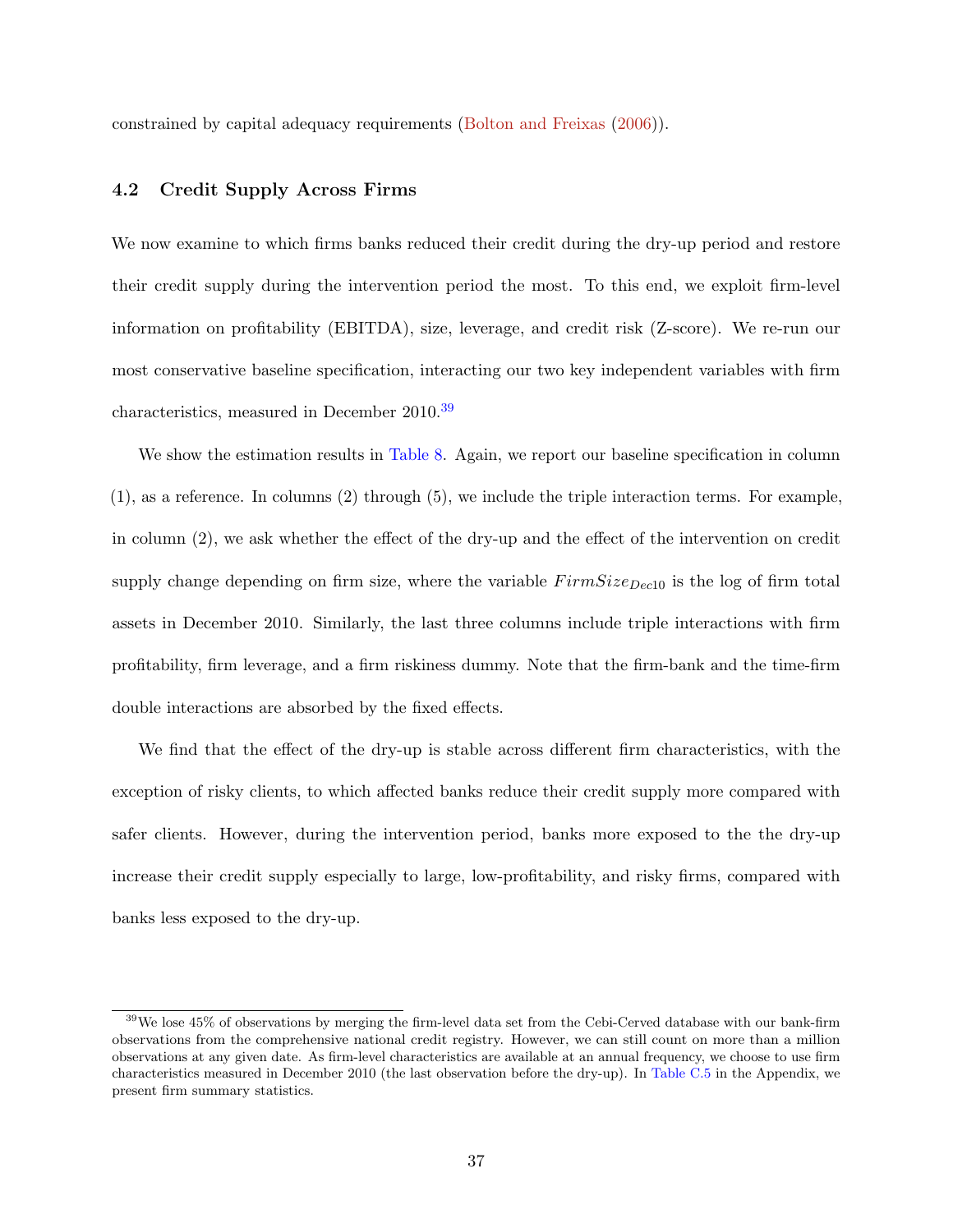constrained by capital adequacy requirements (Bolton and Freixas (2006)).

### 4.2 Credit Supply Across Firms

We now examine to which firms banks reduced their credit during the dry-up period and restore their credit supply during the intervention period the most. To this end, we exploit firm-level information on profitability (EBITDA), size, leverage, and credit risk (Z-score). We re-run our most conservative baseline specification, interacting our two key independent variables with firm characteristics, measured in December 2010.[39]

We show the estimation results in Table 8. Again, we report our baseline specification in column (1), as a reference. In columns (2) through (5), we include the triple interaction terms. For example, in column (2), we ask whether the effect of the dry-up and the effect of the intervention on credit supply change depending on firm size, where the variable $FirmSize_{Dec10}$ is the log of firm total assets in December 2010. Similarly, the last three columns include triple interactions with firm profitability, firm leverage, and a firm riskiness dummy. Note that the firm-bank and the time-firm double interactions are absorbed by the fixed effects.

We find that the effect of the dry-up is stable across different firm characteristics, with the exception of risky clients, to which affected banks reduce their credit supply more compared with safer clients. However, during the intervention period, banks more exposed to the the dry-up increase their credit supply especially to large, low-profitability, and risky firms, compared with banks less exposed to the dry-up.

[39] We lose 45% of observations by merging the firm-level data set from the Cebi-Cerved database with our bank-firm observations from the comprehensive national credit registry. However, we can still count on more than a million observations at any given date. As firm-level characteristics are available at an annual frequency, we choose to use firm characteristics measured in December 2010 (the last observation before the dry-up). In Table C.5 in the Appendix, we present firm summary statistics.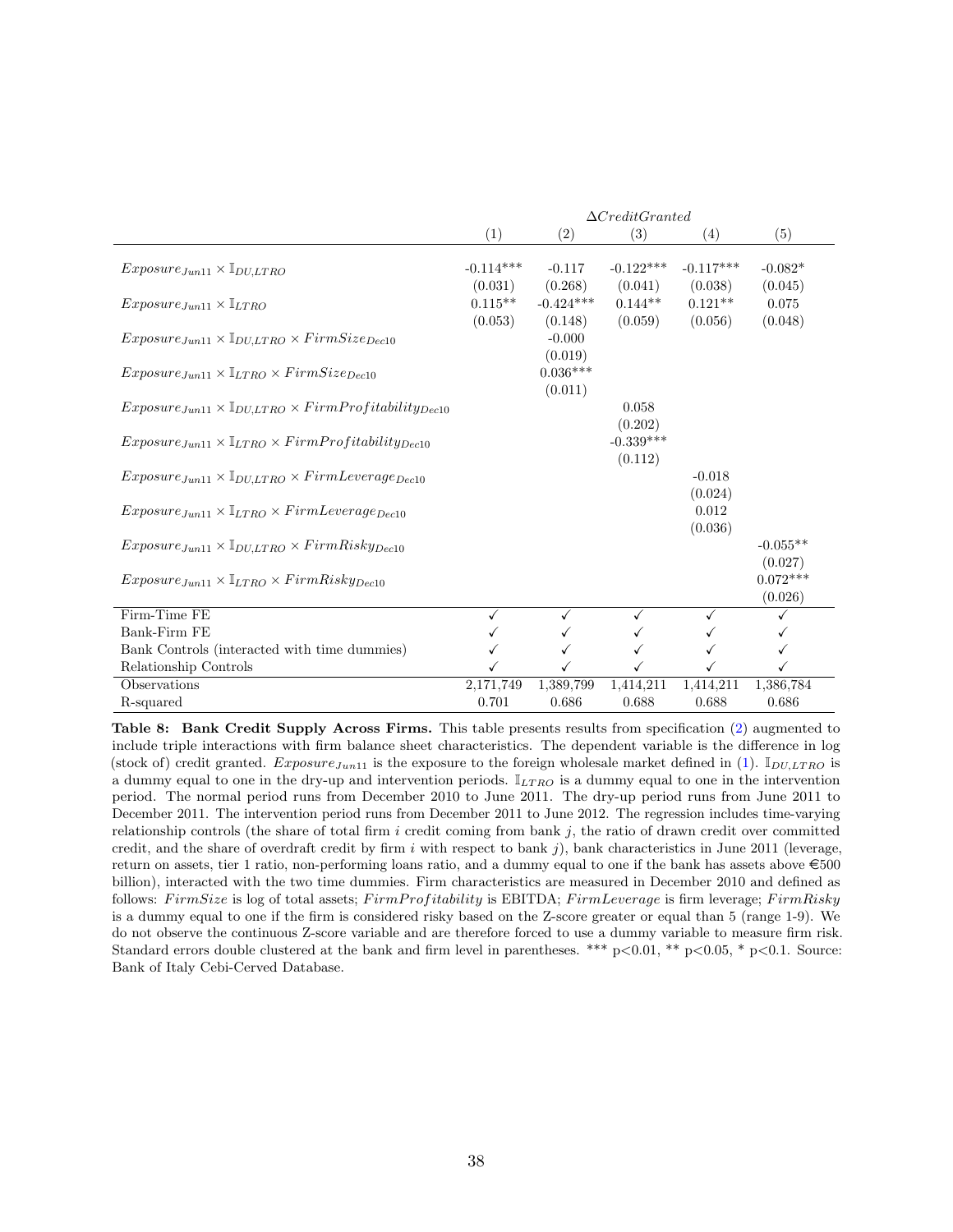| | $\Delta CreditGranted$ | | | | |
|---|---|---|---|---|---|
| | (1) | (2) | (3) | (4) | (5) |
| $Exposure_{Jun11} \times \mathbb{I}_{DU,LTRO}$ | -0.114*** | -0.117 | -0.122*** | -0.117*** | -0.082* |
| | (0.031) | (0.268) | (0.041) | (0.038) | (0.045) |
| $Exposure_{Jun11} \times \mathbb{I}_{LTRO}$ | 0.115** | -0.424*** | 0.144** | 0.121** | 0.075 |
| | (0.053) | (0.148) | (0.059) | (0.056) | (0.048) |
| $Exposure_{Jun11} \times \mathbb{I}_{DU,LTRO} \times FirmSize_{Dec10}$ | | -0.000 | | | |
| | | (0.019) | | | |
| $Exposure_{Jun11} \times \mathbb{I}_{LTRO} \times FirmSize_{Dec10}$ | | 0.036*** | | | |
| | | (0.011) | | | |
| $Exposure_{Jun11} \times \mathbb{I}_{DU,LTRO} \times FirmProfitability_{Dec10}$ | | | 0.058 | | |
| | | | (0.202) | | |
| $Exposure_{Jun11} \times \mathbb{I}_{LTRO} \times FirmProfitability_{Dec10}$ | | | -0.339*** | | |
| | | | (0.112) | | |
| $Exposure_{Jun11} \times \mathbb{I}_{DU,LTRO} \times FirmLeverage_{Dec10}$ | | | | -0.018 | |
| | | | | (0.024) | |
| $Exposure_{Jun11} \times \mathbb{I}_{LTRO} \times FirmLeverage_{Dec10}$ | | | | 0.012 | |
| | | | | (0.036) | |
| $Exposure_{Jun11} \times \mathbb{I}_{DU,LTRO} \times FirmRisky_{Dec10}$ | | | | | -0.055** |
| | | | | | (0.027) |
| $Exposure_{Jun11} \times \mathbb{I}_{LTRO} \times FirmRisky_{Dec10}$ | | | | | 0.072*** |
| | | | | | (0.026) |
| Firm-Time FE | ✓ | ✓ | ✓ | ✓ | ✓ |
| Bank-Firm FE | ✓ | ✓ | ✓ | ✓ | ✓ |
| Bank Controls (interacted with time dummies) | ✓ | ✓ | ✓ | ✓ | ✓ |
| Relationship Controls | ✓ | ✓ | ✓ | ✓ | ✓ |
| Observations | 2,171,749 | 1,389,799 | 1,414,211 | 1,414,211 | 1,386,784 |
| R-squared | 0.701 | 0.686 | 0.688 | 0.688 | 0.686 |

**Table 8: Bank Credit Supply Across Firms.** This table presents results from specification (2) augmented to include triple interactions with firm balance sheet characteristics. The dependent variable is the difference in log (stock of) credit granted. $Exposure_{Jun11}$ is the exposure to the foreign wholesale market defined in (1). $\mathbb{I}_{DU,LTRO}$ is a dummy equal to one in the dry-up and intervention periods. $\mathbb{I}_{LTRO}$ is a dummy equal to one in the intervention period. The normal period runs from December 2010 to June 2011. The dry-up period runs from June 2011 to December 2011. The intervention period runs from December 2011 to June 2012. The regression includes time-varying relationship controls (the share of total firm $i$ credit coming from bank $j$, the ratio of drawn credit over committed credit, and the share of overdraft credit by firm $i$ with respect to bank $j$), bank characteristics in June 2011 (leverage, return on assets, tier 1 ratio, non-performing loans ratio, and a dummy equal to one if the bank has assets above €500 billion), interacted with the two time dummies. Firm characteristics are measured in December 2010 and defined as follows: $FirmSize$ is log of total assets; $FirmProfitability$ is EBITDA; $FirmLeverage$ is firm leverage; $FirmRisky$ is a dummy equal to one if the firm is considered risky based on the Z-score greater or equal than 5 (range 1-9). We do not observe the continuous Z-score variable and are therefore forced to use a dummy variable to measure firm risk. Standard errors double clustered at the bank and firm level in parentheses. *** p<0.01, ** p<0.05, * p<0.1. Source: Bank of Italy Cebi-Cerved Database.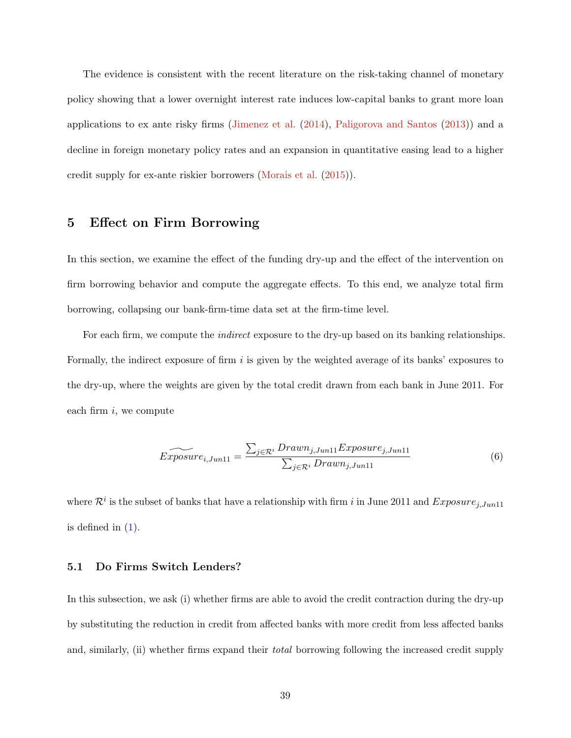The evidence is consistent with the recent literature on the risk-taking channel of monetary policy showing that a lower overnight interest rate induces low-capital banks to grant more loan applications to ex ante risky firms (Jimenez et al. (2014), Paligorova and Santos (2013)) and a decline in foreign monetary policy rates and an expansion in quantitative easing lead to a higher credit supply for ex-ante riskier borrowers (Morais et al. (2015)).

# 5 Effect on Firm Borrowing

In this section, we examine the effect of the funding dry-up and the effect of the intervention on firm borrowing behavior and compute the aggregate effects. To this end, we analyze total firm borrowing, collapsing our bank-firm-time data set at the firm-time level.

For each firm, we compute the *indirect* exposure to the dry-up based on its banking relationships. Formally, the indirect exposure of firm $i$ is given by the weighted average of its banks' exposures to the dry-up, where the weights are given by the total credit drawn from each bank in June 2011. For each firm $i$, we compute

$$\widetilde{Exposure}_{i,Jun11} = \frac{\sum_{j \in \mathcal{R}^i} Drawn_{j,Jun11} Exposure_{j,Jun11}}{\sum_{j \in \mathcal{R}^i} Drawn_{j,Jun11}} \tag{6}$$

where $\mathcal{R}^i$ is the subset of banks that have a relationship with firm $i$ in June 2011 and $Exposure_{j,Jun11}$ is defined in (1).

## 5.1 Do Firms Switch Lenders?

In this subsection, we ask (i) whether firms are able to avoid the credit contraction during the dry-up by substituting the reduction in credit from affected banks with more credit from less affected banks and, similarly, (ii) whether firms expand their *total* borrowing following the increased credit supply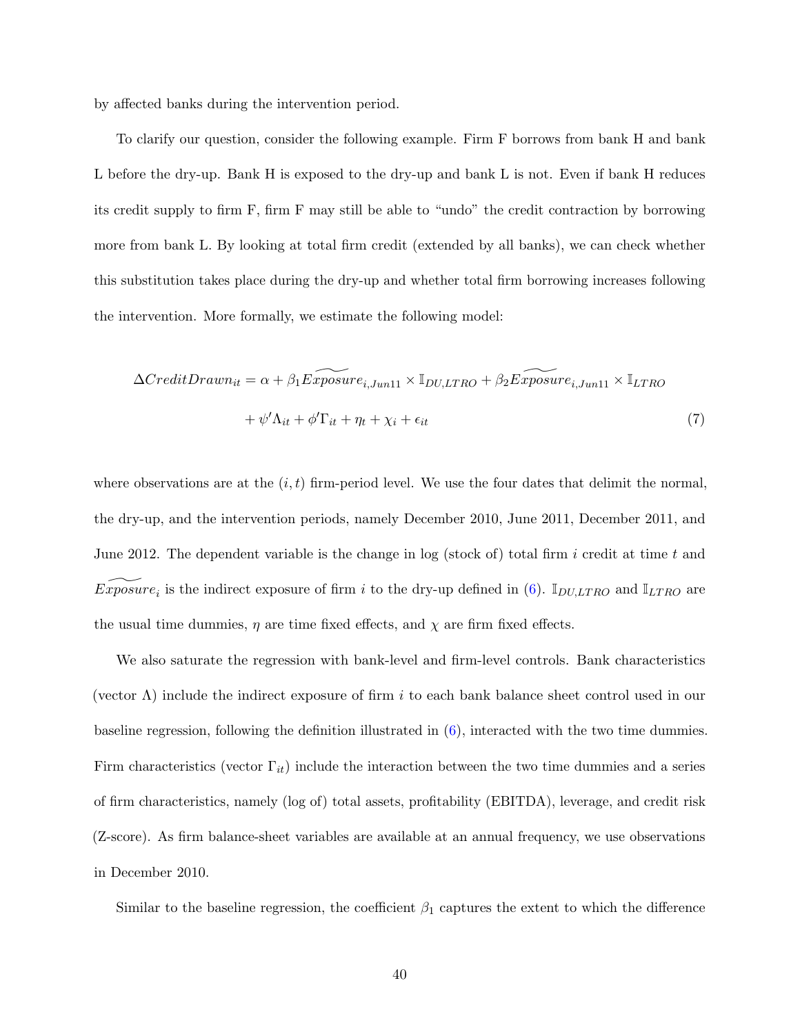by affected banks during the intervention period.

To clarify our question, consider the following example. Firm F borrows from bank H and bank L before the dry-up. Bank H is exposed to the dry-up and bank L is not. Even if bank H reduces its credit supply to firm F, firm F may still be able to "undo" the credit contraction by borrowing more from bank L. By looking at total firm credit (extended by all banks), we can check whether this substitution takes place during the dry-up and whether total firm borrowing increases following the intervention. More formally, we estimate the following model:

$$\Delta CreditDrawn_{it} = \alpha + \beta_1 \widetilde{Exposure}_{i,Jun11} \times \mathbb{I}_{DU,LTRO} + \beta_2 \widetilde{Exposure}_{i,Jun11} \times \mathbb{I}_{LTRO} + \psi' \Lambda_{it} + \phi' \Gamma_{it} + \eta_t + \chi_i + \epsilon_{it} \tag{7}$$

where observations are at the $(i, t)$ firm-period level. We use the four dates that delimit the normal, the dry-up, and the intervention periods, namely December 2010, June 2011, December 2011, and June 2012. The dependent variable is the change in log (stock of) total firm $i$ credit at time $t$ and $\widetilde{Exposure}_i$ is the indirect exposure of firm $i$ to the dry-up defined in (6). $\mathbb{I}_{DU,LTRO}$ and $\mathbb{I}_{LTRO}$ are the usual time dummies, $\eta$ are time fixed effects, and $\chi$ are firm fixed effects.

We also saturate the regression with bank-level and firm-level controls. Bank characteristics (vector $\Lambda$) include the indirect exposure of firm $i$ to each bank balance sheet control used in our baseline regression, following the definition illustrated in (6), interacted with the two time dummies. Firm characteristics (vector $\Gamma_{it}$) include the interaction between the two time dummies and a series of firm characteristics, namely (log of) total assets, profitability (EBITDA), leverage, and credit risk (Z-score). As firm balance-sheet variables are available at an annual frequency, we use observations in December 2010.

Similar to the baseline regression, the coefficient $\beta_1$ captures the extent to which the difference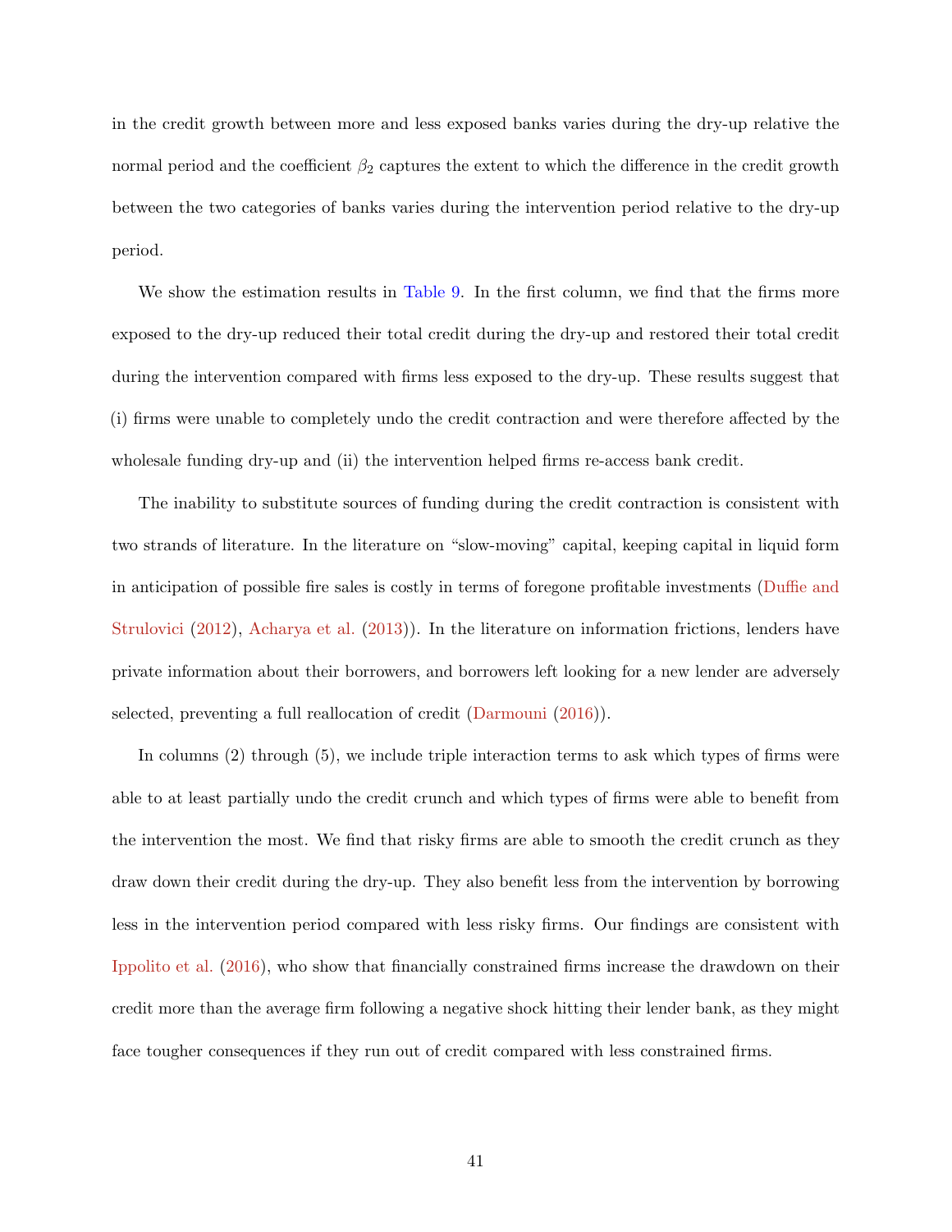in the credit growth between more and less exposed banks varies during the dry-up relative the normal period and the coefficient $\beta_2$ captures the extent to which the difference in the credit growth between the two categories of banks varies during the intervention period relative to the dry-up period.

We show the estimation results in Table 9. In the first column, we find that the firms more exposed to the dry-up reduced their total credit during the dry-up and restored their total credit during the intervention compared with firms less exposed to the dry-up. These results suggest that (i) firms were unable to completely undo the credit contraction and were therefore affected by the wholesale funding dry-up and (ii) the intervention helped firms re-access bank credit.

The inability to substitute sources of funding during the credit contraction is consistent with two strands of literature. In the literature on "slow-moving" capital, keeping capital in liquid form in anticipation of possible fire sales is costly in terms of foregone profitable investments (Duffie and Strulovici (2012), Acharya et al. (2013)). In the literature on information frictions, lenders have private information about their borrowers, and borrowers left looking for a new lender are adversely selected, preventing a full reallocation of credit (Darmouni (2016)).

In columns (2) through (5), we include triple interaction terms to ask which types of firms were able to at least partially undo the credit crunch and which types of firms were able to benefit from the intervention the most. We find that risky firms are able to smooth the credit crunch as they draw down their credit during the dry-up. They also benefit less from the intervention by borrowing less in the intervention period compared with less risky firms. Our findings are consistent with Ippolito et al. (2016), who show that financially constrained firms increase the drawdown on their credit more than the average firm following a negative shock hitting their lender bank, as they might face tougher consequences if they run out of credit compared with less constrained firms.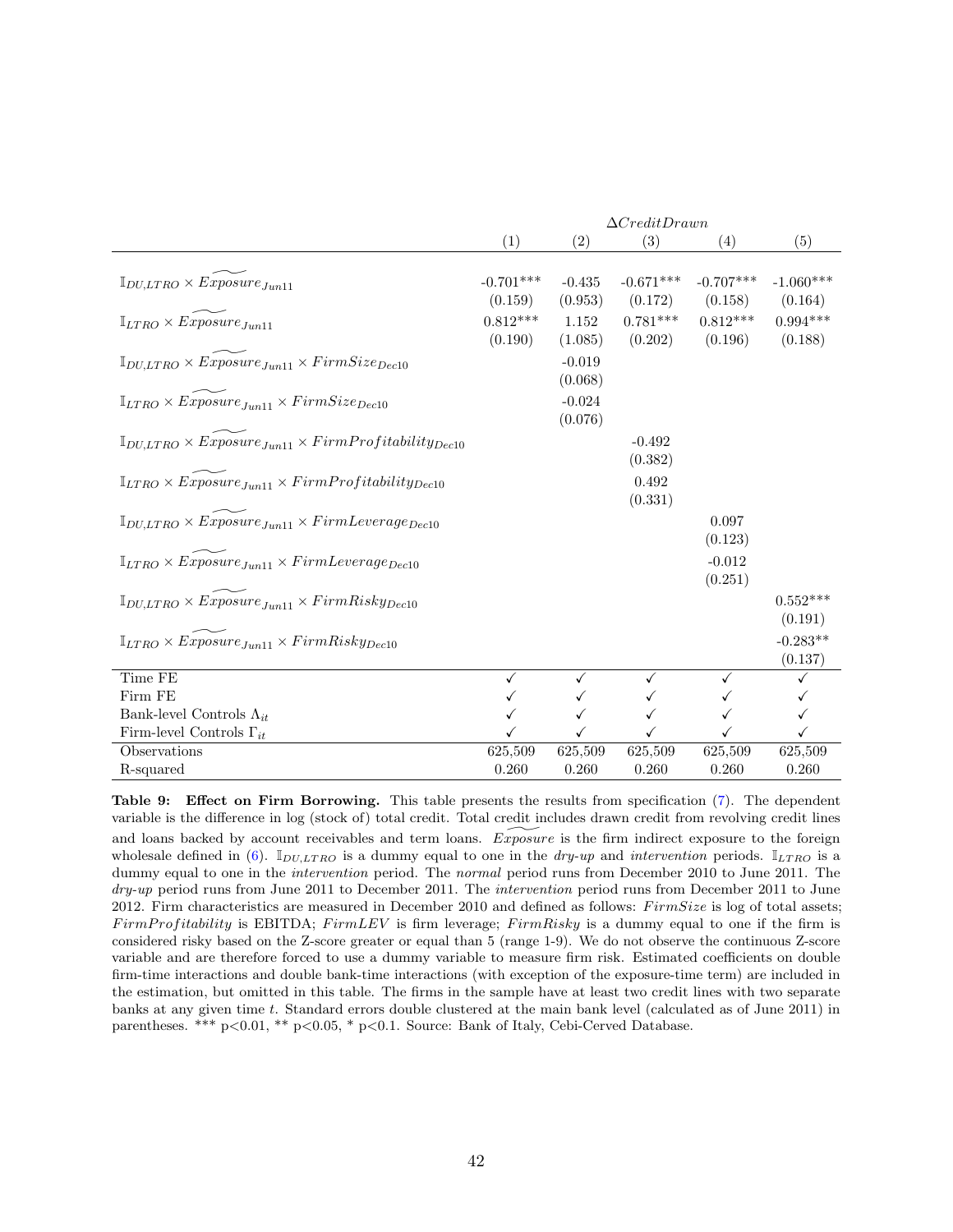| | $\Delta CreditDrawn$ | | | | |
|---|---|---|---|---|---|
| | (1) | (2) | (3) | (4) | (5) |
| $\mathbb{I}_{DU,LTRO} \times \widetilde{Exposure}_{Jun11}$ | -0.701*** | -0.435 | -0.671*** | -0.707*** | -1.060*** |
| | (0.159) | (0.953) | (0.172) | (0.158) | (0.164) |
| $\mathbb{I}_{LTRO} \times \widetilde{Exposure}_{Jun11}$ | 0.812*** | 1.152 | 0.781*** | 0.812*** | 0.994*** |
| | (0.190) | (1.085) | (0.202) | (0.196) | (0.188) |
| $\mathbb{I}_{DU,LTRO} \times \widetilde{Exposure}_{Jun11} \times FirmSize_{Dec10}$ | | -0.019 | | | |
| | | (0.068) | | | |
| $\mathbb{I}_{LTRO} \times \widetilde{Exposure}_{Jun11} \times FirmSize_{Dec10}$ | | -0.024 | | | |
| | | (0.076) | | | |
| $\mathbb{I}_{DU,LTRO} \times \widetilde{Exposure}_{Jun11} \times FirmProfitability_{Dec10}$ | | | -0.492 | | |
| | | | (0.382) | | |
| $\mathbb{I}_{LTRO} \times \widetilde{Exposure}_{Jun11} \times FirmProfitability_{Dec10}$ | | | 0.492 | | |
| | | | (0.331) | | |
| $\mathbb{I}_{DU,LTRO} \times \widetilde{Exposure}_{Jun11} \times FirmLeverage_{Dec10}$ | | | | 0.097 | |
| | | | | (0.123) | |
| $\mathbb{I}_{LTRO} \times \widetilde{Exposure}_{Jun11} \times FirmLeverage_{Dec10}$ | | | | -0.012 | |
| | | | | (0.251) | |
| $\mathbb{I}_{DU,LTRO} \times \widetilde{Exposure}_{Jun11} \times FirmRisky_{Dec10}$ | | | | | 0.552*** |
| | | | | | (0.191) |
| $\mathbb{I}_{LTRO} \times \widetilde{Exposure}_{Jun11} \times FirmRisky_{Dec10}$ | | | | | -0.283** |
| | | | | | (0.137) |
| Time FE | ✓ | ✓ | ✓ | ✓ | ✓ |
| Firm FE | ✓ | ✓ | ✓ | ✓ | ✓ |
| Bank-level Controls $\Lambda_{it}$ | ✓ | ✓ | ✓ | ✓ | ✓ |
| Firm-level Controls $\Gamma_{it}$ | ✓ | ✓ | ✓ | ✓ | ✓ |
| Observations | 625,509 | 625,509 | 625,509 | 625,509 | 625,509 |
| R-squared | 0.260 | 0.260 | 0.260 | 0.260 | 0.260 |

**Table 9: Effect on Firm Borrowing.** This table presents the results from specification (7). The dependent variable is the difference in log (stock of) total credit. Total credit includes drawn credit from revolving credit lines and loans backed by account receivables and term loans. $\widetilde{Exposure}$ is the firm indirect exposure to the foreign wholesale defined in (6). $\mathbb{I}_{DU,LTRO}$ is a dummy equal to one in the *dry-up* and *intervention* periods. $\mathbb{I}_{LTRO}$ is a dummy equal to one in the *intervention* period. The *normal* period runs from December 2010 to June 2011. The *dry-up* period runs from June 2011 to December 2011. The *intervention* period runs from December 2011 to June 2012. Firm characteristics are measured in December 2010 and defined as follows: $FirmSize$ is log of total assets; $FirmProfitability$ is EBITDA; $FirmLEV$ is firm leverage; $FirmRisky$ is a dummy equal to one if the firm is considered risky based on the Z-score greater or equal than 5 (range 1-9). We do not observe the continuous Z-score variable and are therefore forced to use a dummy variable to measure firm risk. Estimated coefficients on double firm-time interactions and double bank-time interactions (with exception of the exposure-time term) are included in the estimation, but omitted in this table. The firms in the sample have at least two credit lines with two separate banks at any given time $t$. Standard errors double clustered at the main bank level (calculated as of June 2011) in parentheses. *** p<0.01, ** p<0.05, * p<0.1. Source: Bank of Italy, Cebi-Cerved Database.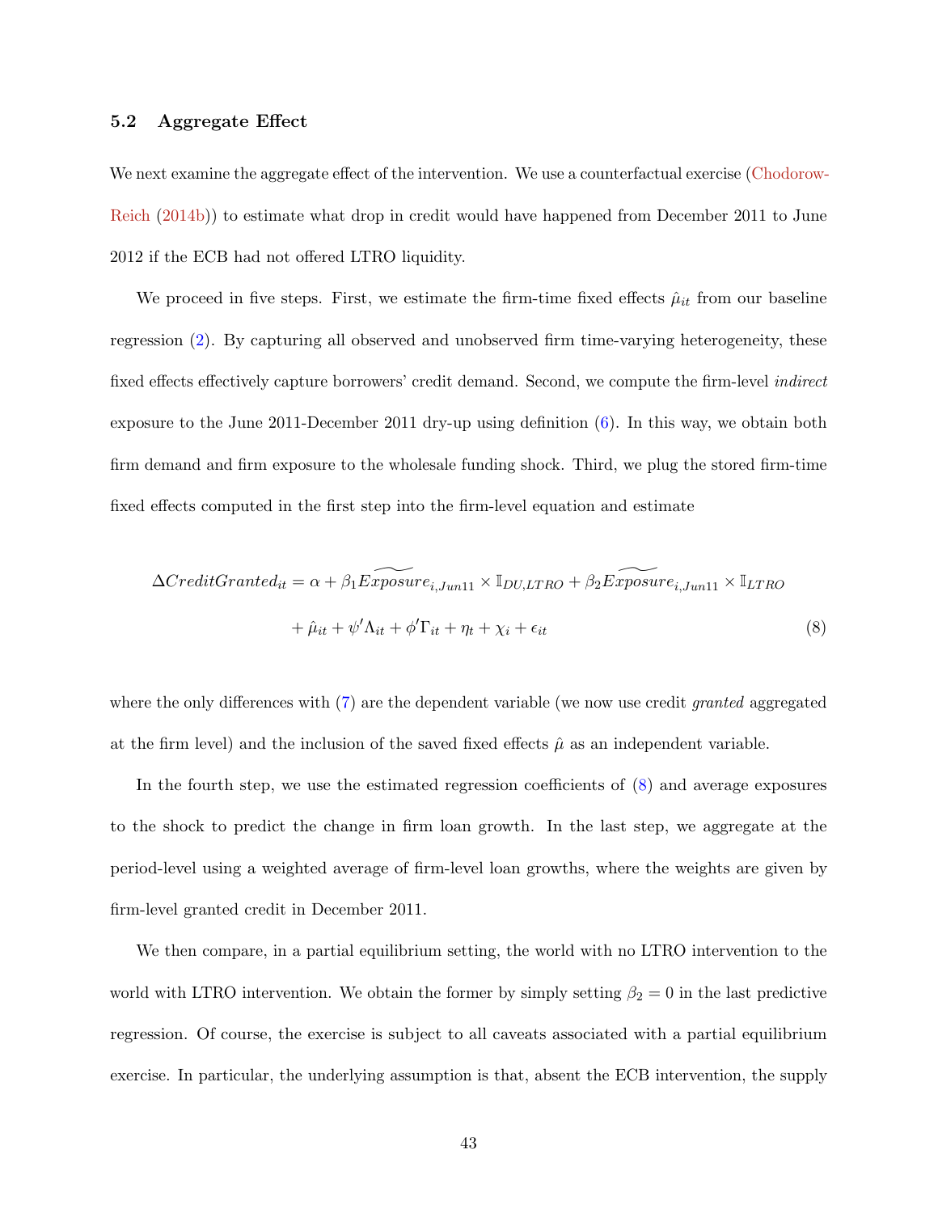### 5.2 Aggregate Effect

We next examine the aggregate effect of the intervention. We use a counterfactual exercise (Chodorow-Reich (2014b)) to estimate what drop in credit would have happened from December 2011 to June 2012 if the ECB had not offered LTRO liquidity.

We proceed in five steps. First, we estimate the firm-time fixed effects $\hat{\mu}_{it}$ from our baseline regression (2). By capturing all observed and unobserved firm time-varying heterogeneity, these fixed effects effectively capture borrowers' credit demand. Second, we compute the firm-level *indirect* exposure to the June 2011-December 2011 dry-up using definition (6). In this way, we obtain both firm demand and firm exposure to the wholesale funding shock. Third, we plug the stored firm-time fixed effects computed in the first step into the firm-level equation and estimate

$$
\begin{aligned}
\Delta CreditGranted_{it} = \alpha &+ \beta_1 \widetilde{Exposure}_{i,Jun11} \times \mathbb{I}_{DU,LTRO} + \beta_2 \widetilde{Exposure}_{i,Jun11} \times \mathbb{I}_{LTRO} \\
&+ \hat{\mu}_{it} + \psi' \Lambda_{it} + \phi' \Gamma_{it} + \eta_t + \chi_i + \epsilon_{it}
\end{aligned} \tag{8}
$$

where the only differences with (7) are the dependent variable (we now use credit *granted* aggregated at the firm level) and the inclusion of the saved fixed effects $\hat{\mu}$ as an independent variable.

In the fourth step, we use the estimated regression coefficients of (8) and average exposures to the shock to predict the change in firm loan growth. In the last step, we aggregate at the period-level using a weighted average of firm-level loan growths, where the weights are given by firm-level granted credit in December 2011.

We then compare, in a partial equilibrium setting, the world with no LTRO intervention to the world with LTRO intervention. We obtain the former by simply setting $\beta_2 = 0$ in the last predictive regression. Of course, the exercise is subject to all caveats associated with a partial equilibrium exercise. In particular, the underlying assumption is that, absent the ECB intervention, the supply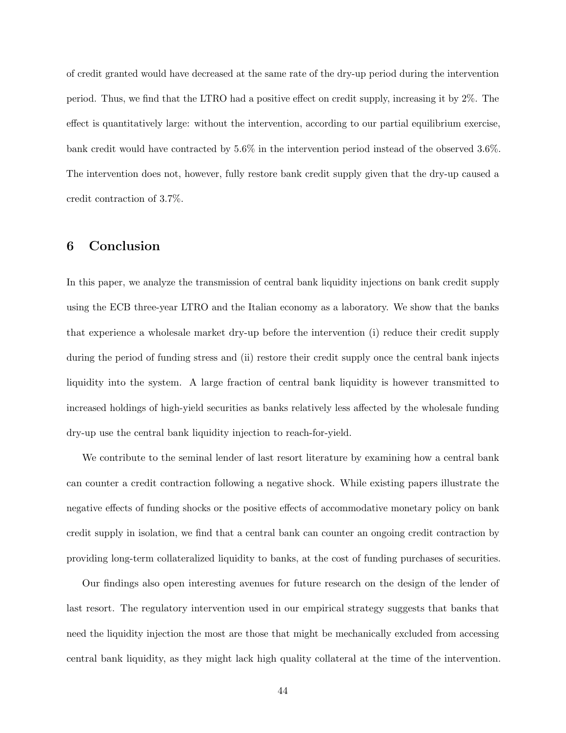of credit granted would have decreased at the same rate of the dry-up period during the intervention period. Thus, we find that the LTRO had a positive effect on credit supply, increasing it by 2%. The effect is quantitatively large: without the intervention, according to our partial equilibrium exercise, bank credit would have contracted by 5.6% in the intervention period instead of the observed 3.6%. The intervention does not, however, fully restore bank credit supply given that the dry-up caused a credit contraction of 3.7%.

## 6 Conclusion

In this paper, we analyze the transmission of central bank liquidity injections on bank credit supply using the ECB three-year LTRO and the Italian economy as a laboratory. We show that the banks that experience a wholesale market dry-up before the intervention (i) reduce their credit supply during the period of funding stress and (ii) restore their credit supply once the central bank injects liquidity into the system. A large fraction of central bank liquidity is however transmitted to increased holdings of high-yield securities as banks relatively less affected by the wholesale funding dry-up use the central bank liquidity injection to reach-for-yield.

We contribute to the seminal lender of last resort literature by examining how a central bank can counter a credit contraction following a negative shock. While existing papers illustrate the negative effects of funding shocks or the positive effects of accommodative monetary policy on bank credit supply in isolation, we find that a central bank can counter an ongoing credit contraction by providing long-term collateralized liquidity to banks, at the cost of funding purchases of securities.

Our findings also open interesting avenues for future research on the design of the lender of last resort. The regulatory intervention used in our empirical strategy suggests that banks that need the liquidity injection the most are those that might be mechanically excluded from accessing central bank liquidity, as they might lack high quality collateral at the time of the intervention.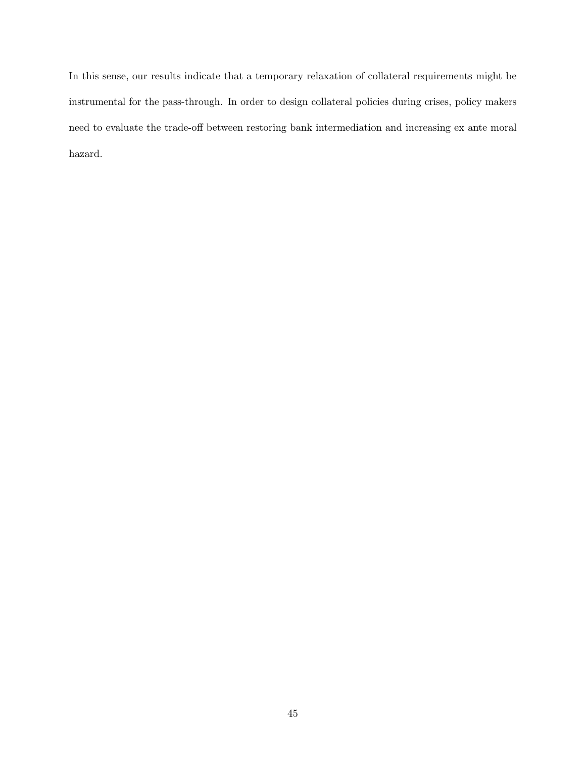In this sense, our results indicate that a temporary relaxation of collateral requirements might be instrumental for the pass-through. In order to design collateral policies during crises, policy makers need to evaluate the trade-off between restoring bank intermediation and increasing ex ante moral hazard.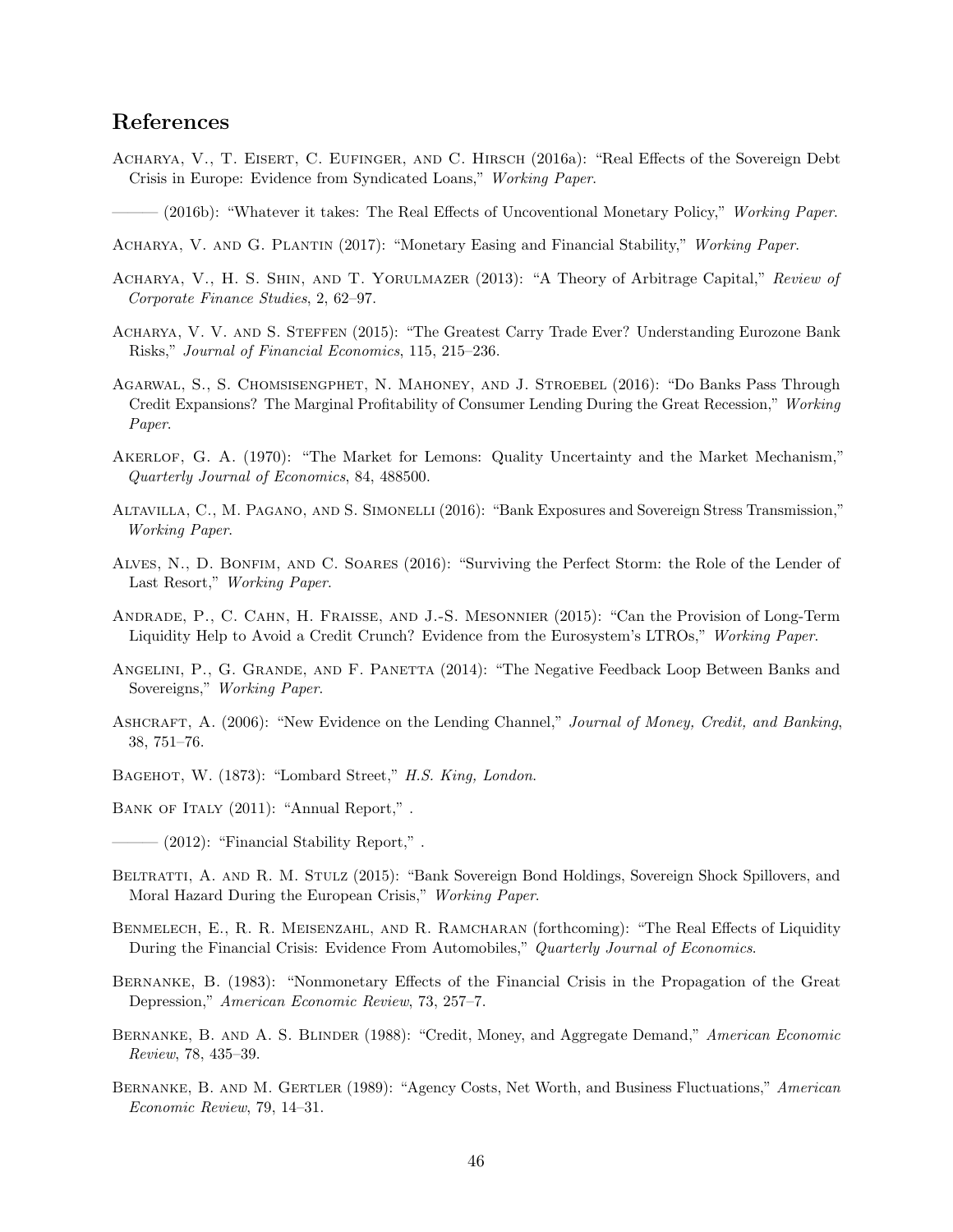## References

Acharya, V., T. Eisert, C. Eufinger, and C. Hirsch (2016a): "Real Effects of the Sovereign Debt Crisis in Europe: Evidence from Syndicated Loans," *Working Paper.*

——— (2016b): "Whatever it takes: The Real Effects of Uncoventional Monetary Policy," *Working Paper.*

Acharya, V. and G. Plantin (2017): "Monetary Easing and Financial Stability," *Working Paper.*

Acharya, V., H. S. Shin, and T. Yorulmazer (2013): "A Theory of Arbitrage Capital," *Review of Corporate Finance Studies*, 2, 62–97.

Acharya, V. V. and S. Steffen (2015): "The Greatest Carry Trade Ever? Understanding Eurozone Bank Risks," *Journal of Financial Economics*, 115, 215–236.

Agarwal, S., S. Chomsisengphet, N. Mahoney, and J. Stroebel (2016): "Do Banks Pass Through Credit Expansions? The Marginal Profitability of Consumer Lending During the Great Recession," *Working Paper.*

Akerlof, G. A. (1970): "The Market for Lemons: Quality Uncertainty and the Market Mechanism," *Quarterly Journal of Economics*, 84, 488500.

Altavilla, C., M. Pagano, and S. Simonelli (2016): "Bank Exposures and Sovereign Stress Transmission," *Working Paper.*

Alves, N., D. Bonfim, and C. Soares (2016): "Surviving the Perfect Storm: the Role of the Lender of Last Resort," *Working Paper.*

Andrade, P., C. Cahn, H. Fraisse, and J.-S. Mesonnier (2015): "Can the Provision of Long-Term Liquidity Help to Avoid a Credit Crunch? Evidence from the Eurosystem's LTROs," *Working Paper.*

Angelini, P., G. Grande, and F. Panetta (2014): "The Negative Feedback Loop Between Banks and Sovereigns," *Working Paper.*

Ashcraft, A. (2006): "New Evidence on the Lending Channel," *Journal of Money, Credit, and Banking*, 38, 751–76.

Bagehot, W. (1873): "Lombard Street," *H.S. King, London.*

Bank of Italy (2011): "Annual Report," .

——— (2012): "Financial Stability Report," .

Beltratti, A. and R. M. Stulz (2015): "Bank Sovereign Bond Holdings, Sovereign Shock Spillovers, and Moral Hazard During the European Crisis," *Working Paper.*

Benmelech, E., R. R. Meisenzahl, and R. Ramcharan (forthcoming): "The Real Effects of Liquidity During the Financial Crisis: Evidence From Automobiles," *Quarterly Journal of Economics.*

Bernanke, B. (1983): "Nonmonetary Effects of the Financial Crisis in the Propagation of the Great Depression," *American Economic Review*, 73, 257–7.

Bernanke, B. and A. S. Blinder (1988): "Credit, Money, and Aggregate Demand," *American Economic Review*, 78, 435–39.

Bernanke, B. and M. Gertler (1989): "Agency Costs, Net Worth, and Business Fluctuations," *American Economic Review*, 79, 14–31.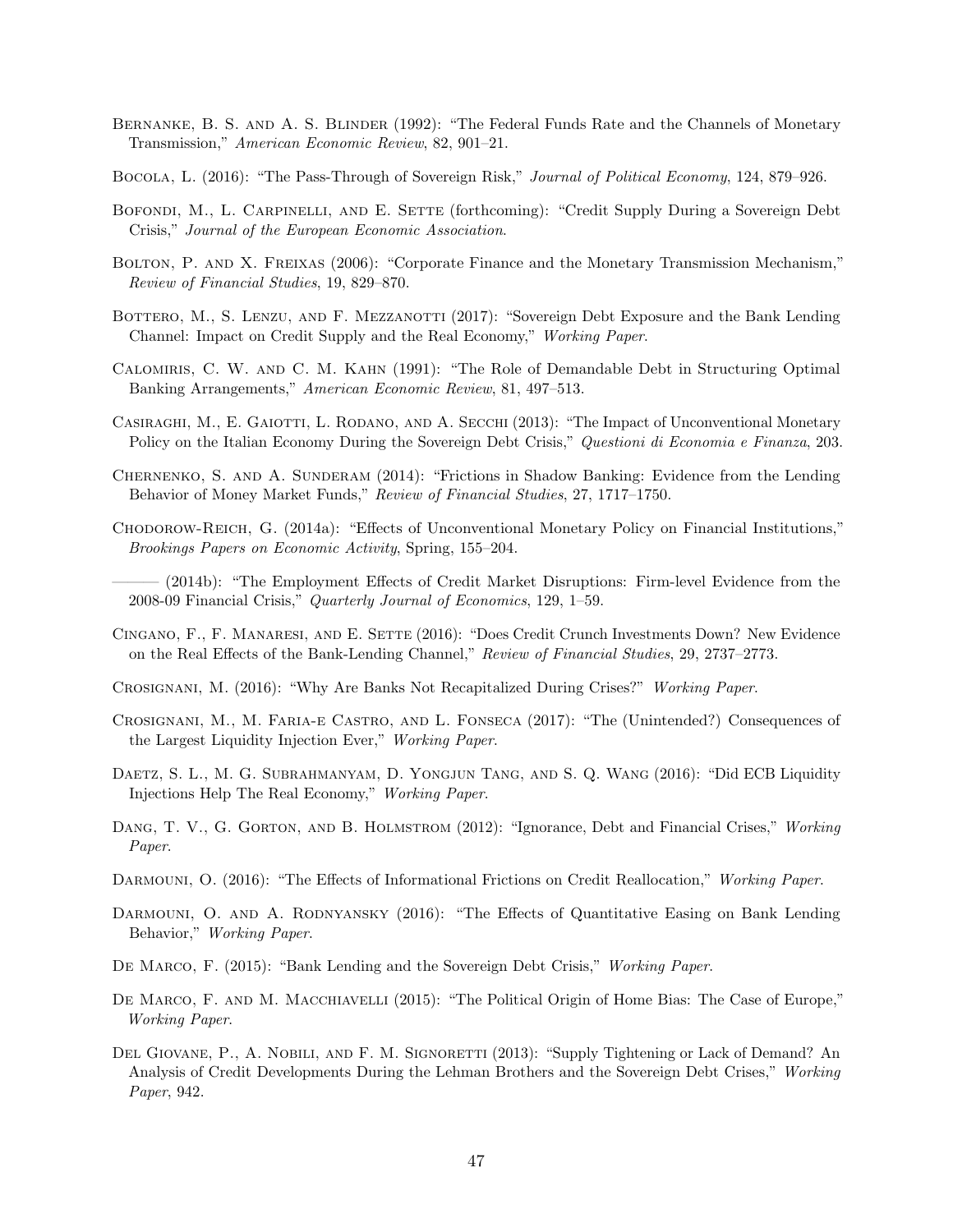Bernanke, B. S. and A. S. Blinder (1992): "The Federal Funds Rate and the Channels of Monetary Transmission," *American Economic Review*, 82, 901–21.

Bocola, L. (2016): "The Pass-Through of Sovereign Risk," *Journal of Political Economy*, 124, 879–926.

Bofondi, M., L. Carpinelli, and E. Sette (forthcoming): "Credit Supply During a Sovereign Debt Crisis," *Journal of the European Economic Association*.

Bolton, P. and X. Freixas (2006): "Corporate Finance and the Monetary Transmission Mechanism," *Review of Financial Studies*, 19, 829–870.

Bottero, M., S. Lenzu, and F. Mezzanotti (2017): "Sovereign Debt Exposure and the Bank Lending Channel: Impact on Credit Supply and the Real Economy," *Working Paper*.

Calomiris, C. W. and C. M. Kahn (1991): "The Role of Demandable Debt in Structuring Optimal Banking Arrangements," *American Economic Review*, 81, 497–513.

Casiraghi, M., E. Gaiotti, L. Rodano, and A. Secchi (2013): "The Impact of Unconventional Monetary Policy on the Italian Economy During the Sovereign Debt Crisis," *Questioni di Economia e Finanza*, 203.

Chernenko, S. and A. Sunderam (2014): "Frictions in Shadow Banking: Evidence from the Lending Behavior of Money Market Funds," *Review of Financial Studies*, 27, 1717–1750.

Chodorow-Reich, G. (2014a): "Effects of Unconventional Monetary Policy on Financial Institutions," *Brookings Papers on Economic Activity*, Spring, 155–204.

——— (2014b): "The Employment Effects of Credit Market Disruptions: Firm-level Evidence from the 2008-09 Financial Crisis," *Quarterly Journal of Economics*, 129, 1–59.

Cingano, F., F. Manaresi, and E. Sette (2016): "Does Credit Crunch Investments Down? New Evidence on the Real Effects of the Bank-Lending Channel," *Review of Financial Studies*, 29, 2737–2773.

Crosignani, M. (2016): "Why Are Banks Not Recapitalized During Crises?" *Working Paper*.

Crosignani, M., M. Faria-e Castro, and L. Fonseca (2017): "The (Unintended?) Consequences of the Largest Liquidity Injection Ever," *Working Paper*.

Daetz, S. L., M. G. Subrahmanyam, D. Yongjun Tang, and S. Q. Wang (2016): "Did ECB Liquidity Injections Help The Real Economy," *Working Paper*.

Dang, T. V., G. Gorton, and B. Holmstrom (2012): "Ignorance, Debt and Financial Crises," *Working Paper*.

Darmouni, O. (2016): "The Effects of Informational Frictions on Credit Reallocation," *Working Paper*.

Darmouni, O. and A. Rodnyansky (2016): "The Effects of Quantitative Easing on Bank Lending Behavior," *Working Paper*.

De Marco, F. (2015): "Bank Lending and the Sovereign Debt Crisis," *Working Paper*.

De Marco, F. and M. Macchiavelli (2015): "The Political Origin of Home Bias: The Case of Europe," *Working Paper*.

Del Giovane, P., A. Nobili, and F. M. Signoretti (2013): "Supply Tightening or Lack of Demand? An Analysis of Credit Developments During the Lehman Brothers and the Sovereign Debt Crises," *Working Paper*, 942.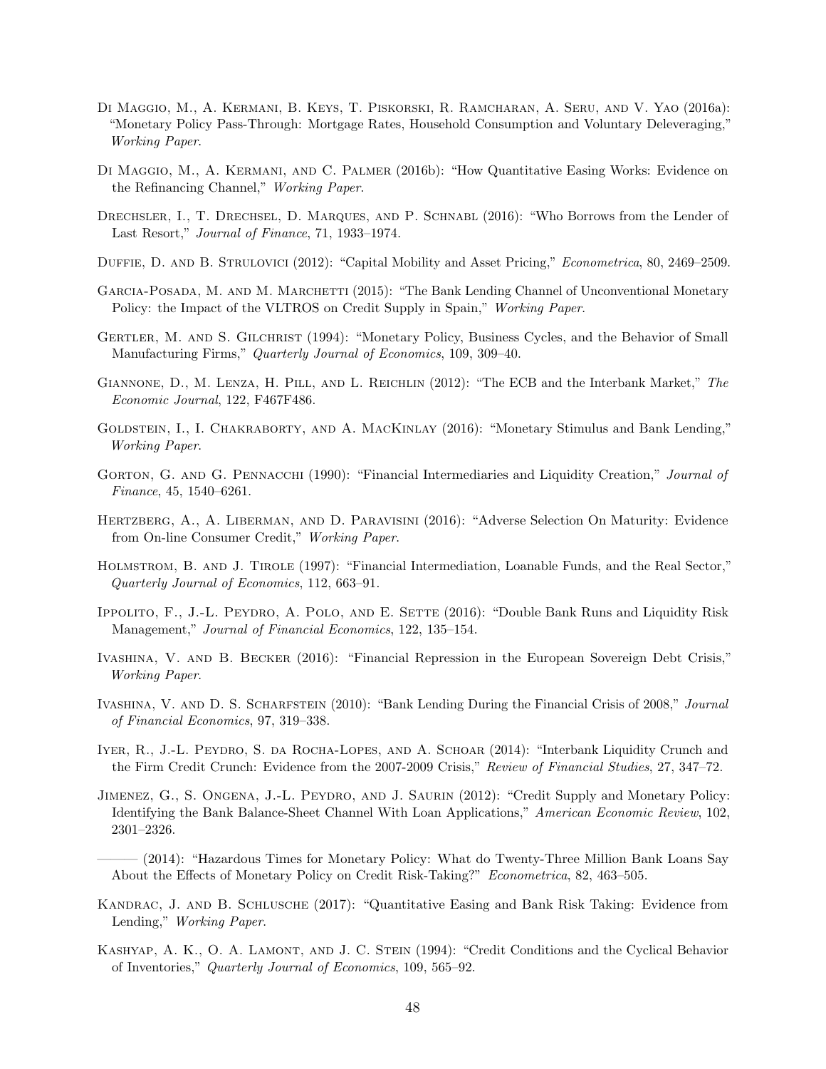Di Maggio, M., A. Kermani, B. Keys, T. Piskorski, R. Ramcharan, A. Seru, and V. Yao (2016a): "Monetary Policy Pass-Through: Mortgage Rates, Household Consumption and Voluntary Deleveraging," *Working Paper*.

Di Maggio, M., A. Kermani, and C. Palmer (2016b): "How Quantitative Easing Works: Evidence on the Refinancing Channel," *Working Paper*.

Drechsler, I., T. Drechsel, D. Marques, and P. Schnabl (2016): "Who Borrows from the Lender of Last Resort," *Journal of Finance*, 71, 1933–1974.

Duffie, D. and B. Strulovici (2012): "Capital Mobility and Asset Pricing," *Econometrica*, 80, 2469–2509.

Garcia-Posada, M. and M. Marchetti (2015): "The Bank Lending Channel of Unconventional Monetary Policy: the Impact of the VLTROS on Credit Supply in Spain," *Working Paper*.

Gertler, M. and S. Gilchrist (1994): "Monetary Policy, Business Cycles, and the Behavior of Small Manufacturing Firms," *Quarterly Journal of Economics*, 109, 309–40.

Giannone, D., M. Lenza, H. Pill, and L. Reichlin (2012): "The ECB and the Interbank Market," *The Economic Journal*, 122, F467F486.

Goldstein, I., I. Chakraborty, and A. MacKinlay (2016): "Monetary Stimulus and Bank Lending," *Working Paper*.

Gorton, G. and G. Pennacchi (1990): "Financial Intermediaries and Liquidity Creation," *Journal of Finance*, 45, 1540–6261.

Hertzberg, A., A. Liberman, and D. Paravisini (2016): "Adverse Selection On Maturity: Evidence from On-line Consumer Credit," *Working Paper*.

Holmstrom, B. and J. Tirole (1997): "Financial Intermediation, Loanable Funds, and the Real Sector," *Quarterly Journal of Economics*, 112, 663–91.

Ippolito, F., J.-L. Peydro, A. Polo, and E. Sette (2016): "Double Bank Runs and Liquidity Risk Management," *Journal of Financial Economics*, 122, 135–154.

Ivashina, V. and B. Becker (2016): "Financial Repression in the European Sovereign Debt Crisis," *Working Paper*.

Ivashina, V. and D. S. Scharfstein (2010): "Bank Lending During the Financial Crisis of 2008," *Journal of Financial Economics*, 97, 319–338.

Iyer, R., J.-L. Peydro, S. da Rocha-Lopes, and A. Schoar (2014): "Interbank Liquidity Crunch and the Firm Credit Crunch: Evidence from the 2007-2009 Crisis," *Review of Financial Studies*, 27, 347–72.

Jimenez, G., S. Ongena, J.-L. Peydro, and J. Saurin (2012): "Credit Supply and Monetary Policy: Identifying the Bank Balance-Sheet Channel With Loan Applications," *American Economic Review*, 102, 2301–2326.

——— (2014): "Hazardous Times for Monetary Policy: What do Twenty-Three Million Bank Loans Say About the Effects of Monetary Policy on Credit Risk-Taking?" *Econometrica*, 82, 463–505.

Kandrac, J. and B. Schlusche (2017): "Quantitative Easing and Bank Risk Taking: Evidence from Lending," *Working Paper*.

Kashyap, A. K., O. A. Lamont, and J. C. Stein (1994): "Credit Conditions and the Cyclical Behavior of Inventories," *Quarterly Journal of Economics*, 109, 565–92.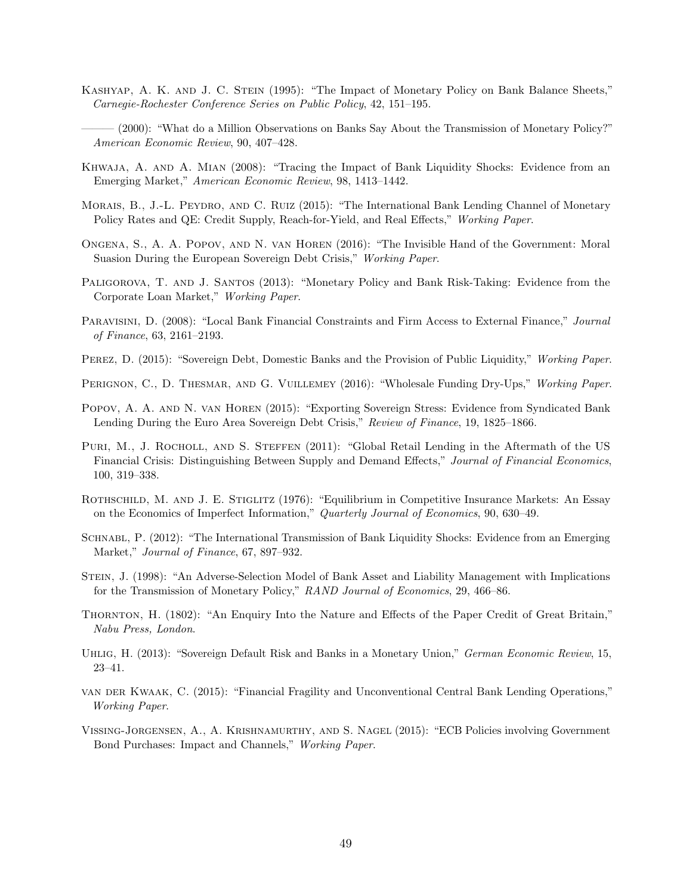Kashyap, A. K. and J. C. Stein (1995): "The Impact of Monetary Policy on Bank Balance Sheets," *Carnegie-Rochester Conference Series on Public Policy*, 42, 151–195.

——— (2000): "What do a Million Observations on Banks Say About the Transmission of Monetary Policy?" *American Economic Review*, 90, 407–428.

Khwaja, A. and A. Mian (2008): "Tracing the Impact of Bank Liquidity Shocks: Evidence from an Emerging Market," *American Economic Review*, 98, 1413–1442.

Morais, B., J.-L. Peydro, and C. Ruiz (2015): "The International Bank Lending Channel of Monetary Policy Rates and QE: Credit Supply, Reach-for-Yield, and Real Effects," *Working Paper*.

Ongena, S., A. A. Popov, and N. van Horen (2016): "The Invisible Hand of the Government: Moral Suasion During the European Sovereign Debt Crisis," *Working Paper*.

Paligorova, T. and J. Santos (2013): "Monetary Policy and Bank Risk-Taking: Evidence from the Corporate Loan Market," *Working Paper*.

Paravisini, D. (2008): "Local Bank Financial Constraints and Firm Access to External Finance," *Journal of Finance*, 63, 2161–2193.

Perez, D. (2015): "Sovereign Debt, Domestic Banks and the Provision of Public Liquidity," *Working Paper*.

Perignon, C., D. Thesmar, and G. Vuillemey (2016): "Wholesale Funding Dry-Ups," *Working Paper*.

Popov, A. A. and N. van Horen (2015): "Exporting Sovereign Stress: Evidence from Syndicated Bank Lending During the Euro Area Sovereign Debt Crisis," *Review of Finance*, 19, 1825–1866.

Puri, M., J. Rocholl, and S. Steffen (2011): "Global Retail Lending in the Aftermath of the US Financial Crisis: Distinguishing Between Supply and Demand Effects," *Journal of Financial Economics*, 100, 319–338.

Rothschild, M. and J. E. Stiglitz (1976): "Equilibrium in Competitive Insurance Markets: An Essay on the Economics of Imperfect Information," *Quarterly Journal of Economics*, 90, 630–49.

Schnabl, P. (2012): "The International Transmission of Bank Liquidity Shocks: Evidence from an Emerging Market," *Journal of Finance*, 67, 897–932.

Stein, J. (1998): "An Adverse-Selection Model of Bank Asset and Liability Management with Implications for the Transmission of Monetary Policy," *RAND Journal of Economics*, 29, 466–86.

Thornton, H. (1802): "An Enquiry Into the Nature and Effects of the Paper Credit of Great Britain," *Nabu Press, London*.

Uhlig, H. (2013): "Sovereign Default Risk and Banks in a Monetary Union," *German Economic Review*, 15, 23–41.

van der Kwaak, C. (2015): "Financial Fragility and Unconventional Central Bank Lending Operations," *Working Paper*.

Vissing-Jorgensen, A., A. Krishnamurthy, and S. Nagel (2015): "ECB Policies involving Government Bond Purchases: Impact and Channels," *Working Paper*.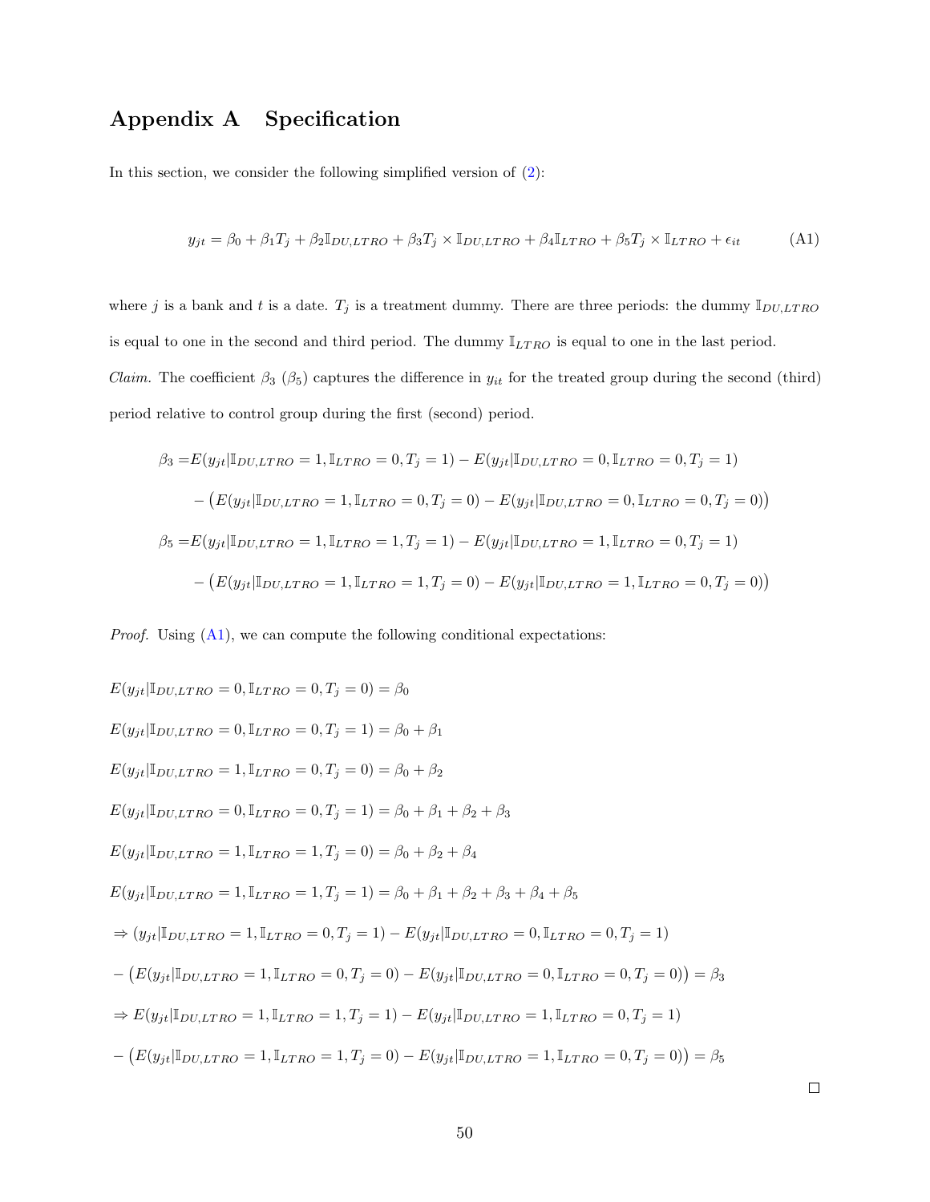# Appendix A Specification

In this section, we consider the following simplified version of (2):

$$y_{jt} = \beta_0 + \beta_1 T_j + \beta_2 \mathbb{I}_{DU,LTRO} + \beta_3 T_j \times \mathbb{I}_{DU,LTRO} + \beta_4 \mathbb{I}_{LTRO} + \beta_5 T_j \times \mathbb{I}_{LTRO} + \epsilon_{it} \tag{A1}$$

where $j$ is a bank and $t$ is a date. $T_j$ is a treatment dummy. There are three periods: the dummy $\mathbb{I}_{DU,LTRO}$ is equal to one in the second and third period. The dummy $\mathbb{I}_{LTRO}$ is equal to one in the last period.

*Claim.* The coefficient $\beta_3$ ($\beta_5$) captures the difference in $y_{it}$ for the treated group during the second (third) period relative to control group during the first (second) period.

$$\begin{aligned}
\beta_3 =& E(y_{jt}|\mathbb{I}_{DU,LTRO} = 1, \mathbb{I}_{LTRO} = 0, T_j = 1) - E(y_{jt}|\mathbb{I}_{DU,LTRO} = 0, \mathbb{I}_{LTRO} = 0, T_j = 1) \\
& - \big(E(y_{jt}|\mathbb{I}_{DU,LTRO} = 1, \mathbb{I}_{LTRO} = 0, T_j = 0) - E(y_{jt}|\mathbb{I}_{DU,LTRO} = 0, \mathbb{I}_{LTRO} = 0, T_j = 0)\big) \\
\beta_5 =& E(y_{jt}|\mathbb{I}_{DU,LTRO} = 1, \mathbb{I}_{LTRO} = 1, T_j = 1) - E(y_{jt}|\mathbb{I}_{DU,LTRO} = 1, \mathbb{I}_{LTRO} = 0, T_j = 1) \\
& - \big(E(y_{jt}|\mathbb{I}_{DU,LTRO} = 1, \mathbb{I}_{LTRO} = 1, T_j = 0) - E(y_{jt}|\mathbb{I}_{DU,LTRO} = 1, \mathbb{I}_{LTRO} = 0, T_j = 0)\big)
\end{aligned}$$

*Proof.* Using (A1), we can compute the following conditional expectations:

$$E(y_{jt}|\mathbb{I}_{DU,LTRO} = 0, \mathbb{I}_{LTRO} = 0, T_j = 0) = \beta_0$$

$$E(y_{jt}|\mathbb{I}_{DU,LTRO} = 0, \mathbb{I}_{LTRO} = 0, T_j = 1) = \beta_0 + \beta_1$$

$$E(y_{jt}|\mathbb{I}_{DU,LTRO} = 1, \mathbb{I}_{LTRO} = 0, T_j = 0) = \beta_0 + \beta_2$$

$$E(y_{jt}|\mathbb{I}_{DU,LTRO} = 0, \mathbb{I}_{LTRO} = 0, T_j = 1) = \beta_0 + \beta_1 + \beta_2 + \beta_3$$

$$E(y_{jt}|\mathbb{I}_{DU,LTRO} = 1, \mathbb{I}_{LTRO} = 1, T_j = 0) = \beta_0 + \beta_2 + \beta_4$$

$$E(y_{jt}|\mathbb{I}_{DU,LTRO} = 1, \mathbb{I}_{LTRO} = 1, T_j = 1) = \beta_0 + \beta_1 + \beta_2 + \beta_3 + \beta_4 + \beta_5$$

$$\Rightarrow (y_{jt}|\mathbb{I}_{DU,LTRO} = 1, \mathbb{I}_{LTRO} = 0, T_j = 1) - E(y_{jt}|\mathbb{I}_{DU,LTRO} = 0, \mathbb{I}_{LTRO} = 0, T_j = 1)$$

$$- \big(E(y_{jt}|\mathbb{I}_{DU,LTRO} = 1, \mathbb{I}_{LTRO} = 0, T_j = 0) - E(y_{jt}|\mathbb{I}_{DU,LTRO} = 0, \mathbb{I}_{LTRO} = 0, T_j = 0)\big) = \beta_3$$

$$\Rightarrow E(y_{jt}|\mathbb{I}_{DU,LTRO} = 1, \mathbb{I}_{LTRO} = 1, T_j = 1) - E(y_{jt}|\mathbb{I}_{DU,LTRO} = 1, \mathbb{I}_{LTRO} = 0, T_j = 1)$$

$$- \big(E(y_{jt}|\mathbb{I}_{DU,LTRO} = 1, \mathbb{I}_{LTRO} = 1, T_j = 0) - E(y_{jt}|\mathbb{I}_{DU,LTRO} = 1, \mathbb{I}_{LTRO} = 0, T_j = 0)\big) = \beta_5$$

$\square$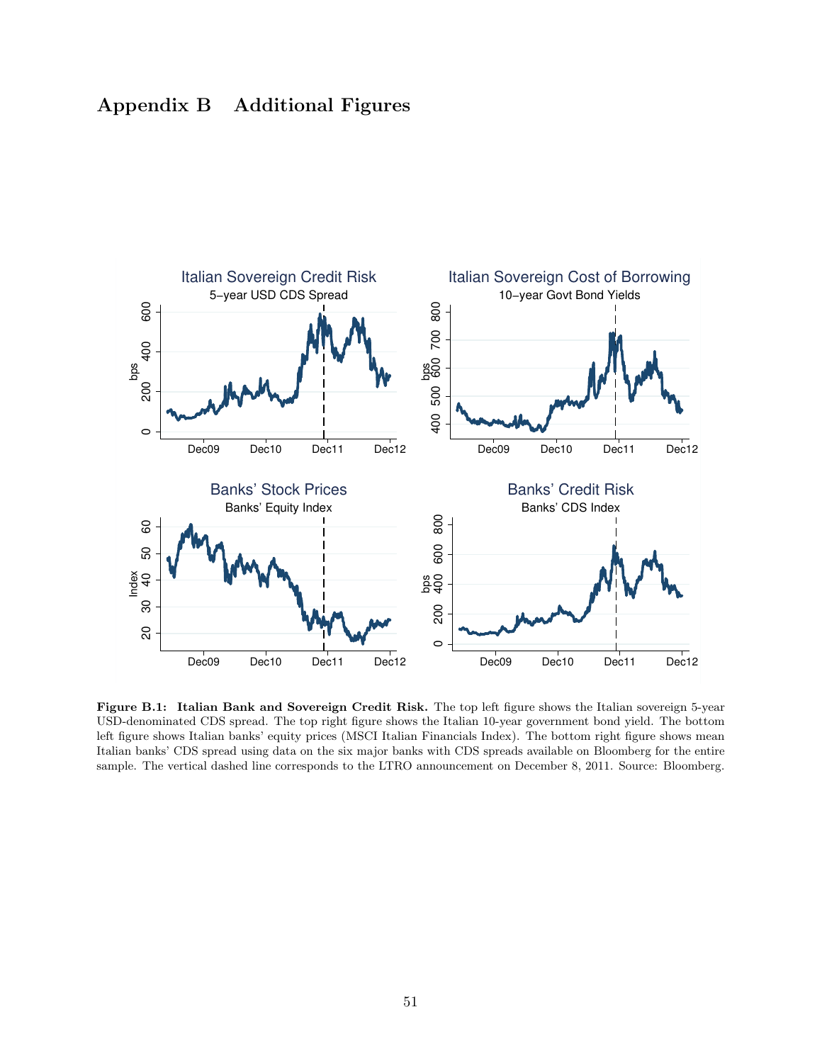# Appendix B Additional Figures

**Figure B.1: Italian Bank and Sovereign Credit Risk.** The top left figure shows the Italian sovereign 5-year USD-denominated CDS spread. The top right figure shows the Italian 10-year government bond yield. The bottom left figure shows Italian banks' equity prices (MSCI Italian Financials Index). The bottom right figure shows mean Italian banks' CDS spread using data on the six major banks with CDS spreads available on Bloomberg for the entire sample. The vertical dashed line corresponds to the LTRO announcement on December 8, 2011. Source: Bloomberg.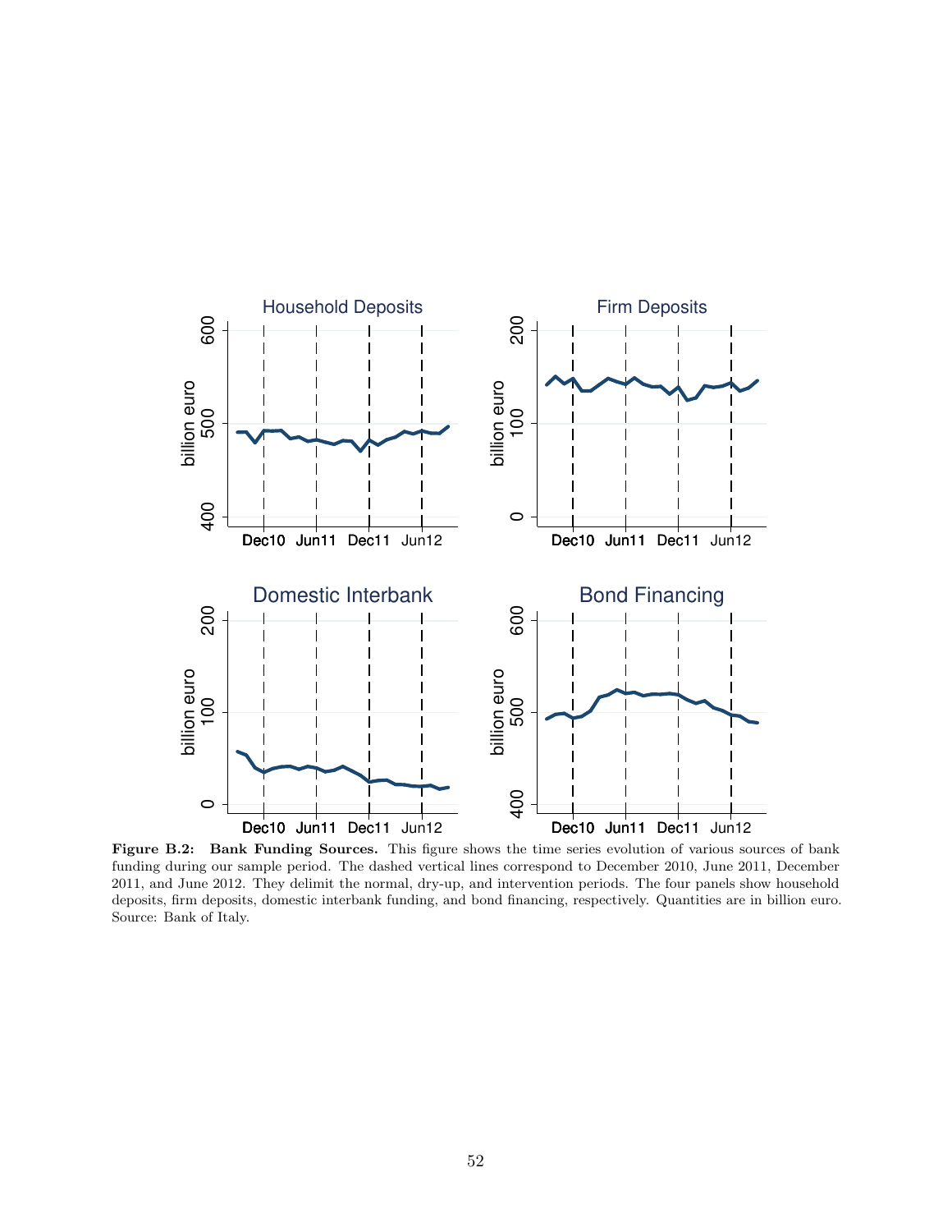**Figure B.2: Bank Funding Sources.** This figure shows the time series evolution of various sources of bank funding during our sample period. The dashed vertical lines correspond to December 2010, June 2011, December 2011, and June 2012. They delimit the normal, dry-up, and intervention periods. The four panels show household deposits, firm deposits, domestic interbank funding, and bond financing, respectively. Quantities are in billion euro. Source: Bank of Italy.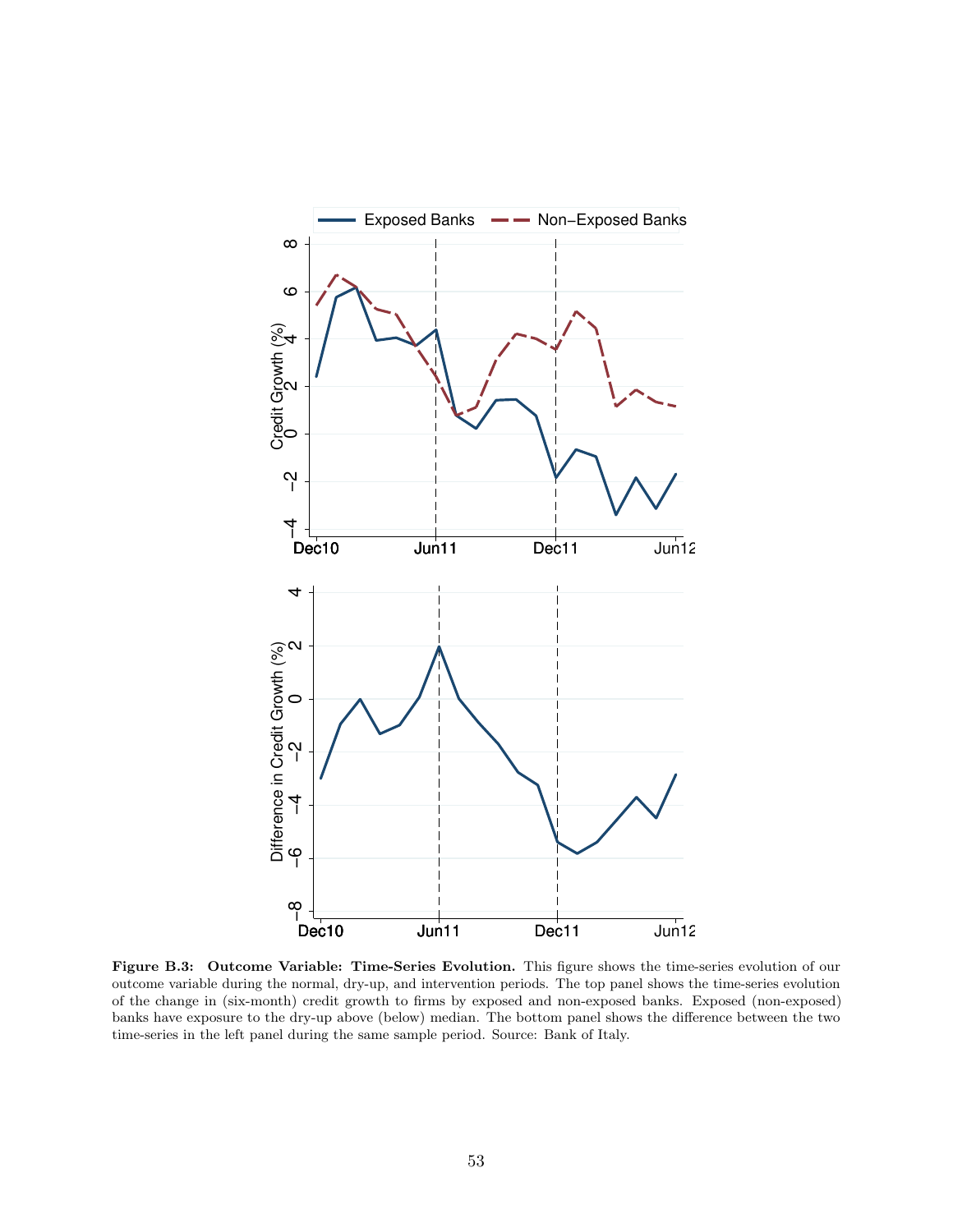**Figure B.3: Outcome Variable: Time-Series Evolution.** This figure shows the time-series evolution of our outcome variable during the normal, dry-up, and intervention periods. The top panel shows the time-series evolution of the change in (six-month) credit growth to firms by exposed and non-exposed banks. Exposed (non-exposed) banks have exposure to the dry-up above (below) median. The bottom panel shows the difference between the two time-series in the left panel during the same sample period. Source: Bank of Italy.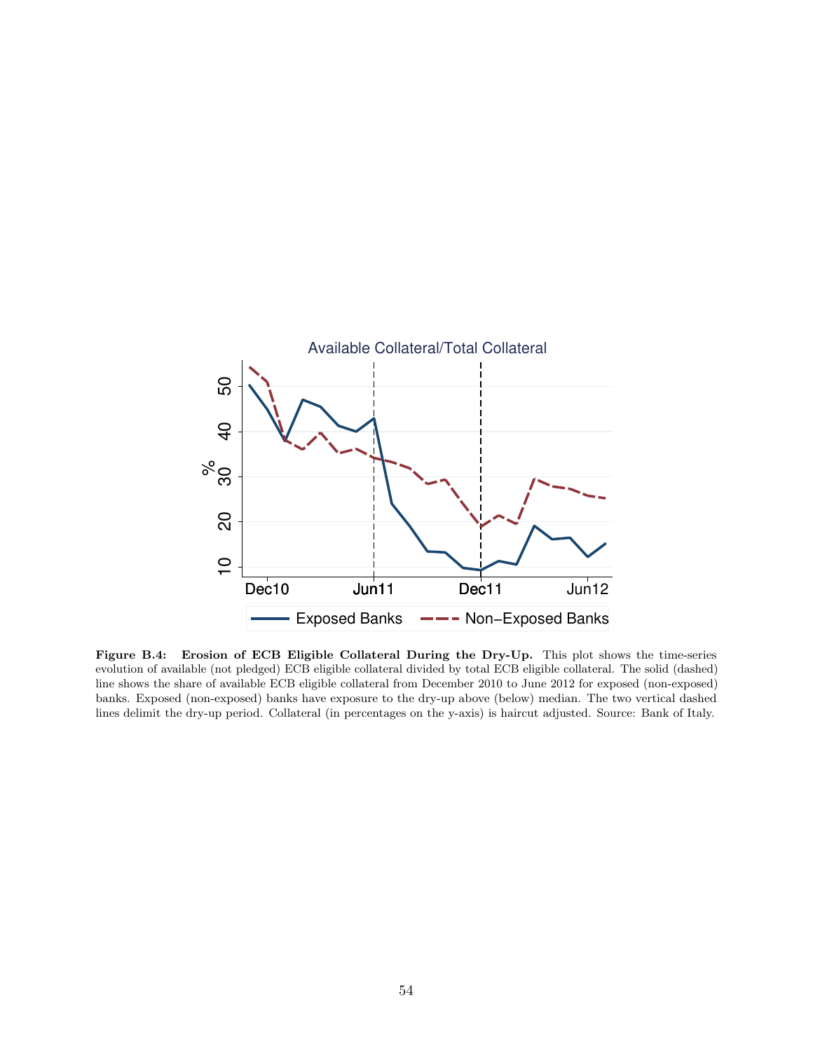**Figure B.4: Erosion of ECB Eligible Collateral During the Dry-Up.** This plot shows the time-series evolution of available (not pledged) ECB eligible collateral divided by total ECB eligible collateral. The solid (dashed) line shows the share of available ECB eligible collateral from December 2010 to June 2012 for exposed (non-exposed) banks. Exposed (non-exposed) banks have exposure to the dry-up above (below) median. The two vertical dashed lines delimit the dry-up period. Collateral (in percentages on the y-axis) is haircut adjusted. Source: Bank of Italy.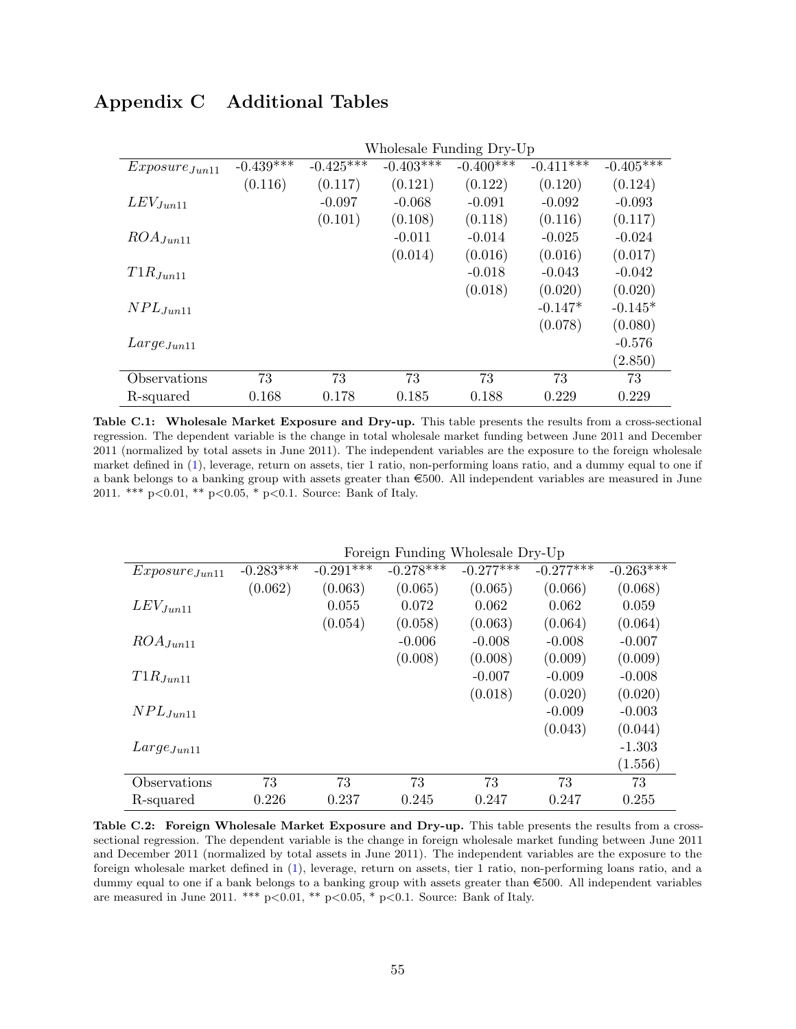# Appendix C Additional Tables

| | Wholesale Funding Dry-Up | | | | | |
|---|---|---|---|---|---|---|
| $Exposure_{Jun11}$ | -0.439*** | -0.425*** | -0.403*** | -0.400*** | -0.411*** | -0.405*** |
| | (0.116) | (0.117) | (0.121) | (0.122) | (0.120) | (0.124) |
| $LEV_{Jun11}$ | | -0.097 | -0.068 | -0.091 | -0.092 | -0.093 |
| | | (0.101) | (0.108) | (0.118) | (0.116) | (0.117) |
| $ROA_{Jun11}$ | | | -0.011 | -0.014 | -0.025 | -0.024 |
| | | | (0.014) | (0.016) | (0.016) | (0.017) |
| $T1R_{Jun11}$ | | | | -0.018 | -0.043 | -0.042 |
| | | | | (0.018) | (0.020) | (0.020) |
| $NPL_{Jun11}$ | | | | | -0.147* | -0.145* |
| | | | | | (0.078) | (0.080) |
| $Large_{Jun11}$ | | | | | | -0.576 |
| | | | | | | (2.850) |
| Observations | 73 | 73 | 73 | 73 | 73 | 73 |
| R-squared | 0.168 | 0.178 | 0.185 | 0.188 | 0.229 | 0.229 |

**Table C.1: Wholesale Market Exposure and Dry-up.** This table presents the results from a cross-sectional regression. The dependent variable is the change in total wholesale market funding between June 2011 and December 2011 (normalized by total assets in June 2011). The independent variables are the exposure to the foreign wholesale market defined in (1), leverage, return on assets, tier 1 ratio, non-performing loans ratio, and a dummy equal to one if a bank belongs to a banking group with assets greater than €500. All independent variables are measured in June 2011. *** p<0.01, ** p<0.05, * p<0.1. Source: Bank of Italy.

| | Foreign Funding Wholesale Dry-Up | | | | | |
|---|---|---|---|---|---|---|
| $Exposure_{Jun11}$ | -0.283*** | -0.291*** | -0.278*** | -0.277*** | -0.277*** | -0.263*** |
| | (0.062) | (0.063) | (0.065) | (0.065) | (0.066) | (0.068) |
| $LEV_{Jun11}$ | | 0.055 | 0.072 | 0.062 | 0.062 | 0.059 |
| | | (0.054) | (0.058) | (0.063) | (0.064) | (0.064) |
| $ROA_{Jun11}$ | | | -0.006 | -0.008 | -0.008 | -0.007 |
| | | | (0.008) | (0.008) | (0.009) | (0.009) |
| $T1R_{Jun11}$ | | | | -0.007 | -0.009 | -0.008 |
| | | | | (0.018) | (0.020) | (0.020) |
| $NPL_{Jun11}$ | | | | | -0.009 | -0.003 |
| | | | | | (0.043) | (0.044) |
| $Large_{Jun11}$ | | | | | | -1.303 |
| | | | | | | (1.556) |
| Observations | 73 | 73 | 73 | 73 | 73 | 73 |
| R-squared | 0.226 | 0.237 | 0.245 | 0.247 | 0.247 | 0.255 |

**Table C.2: Foreign Wholesale Market Exposure and Dry-up.** This table presents the results from a cross-sectional regression. The dependent variable is the change in foreign wholesale market funding between June 2011 and December 2011 (normalized by total assets in June 2011). The independent variables are the exposure to the foreign wholesale market defined in (1), leverage, return on assets, tier 1 ratio, non-performing loans ratio, and a dummy equal to one if a bank belongs to a banking group with assets greater than €500. All independent variables are measured in June 2011. *** p<0.01, ** p<0.05, * p<0.1. Source: Bank of Italy.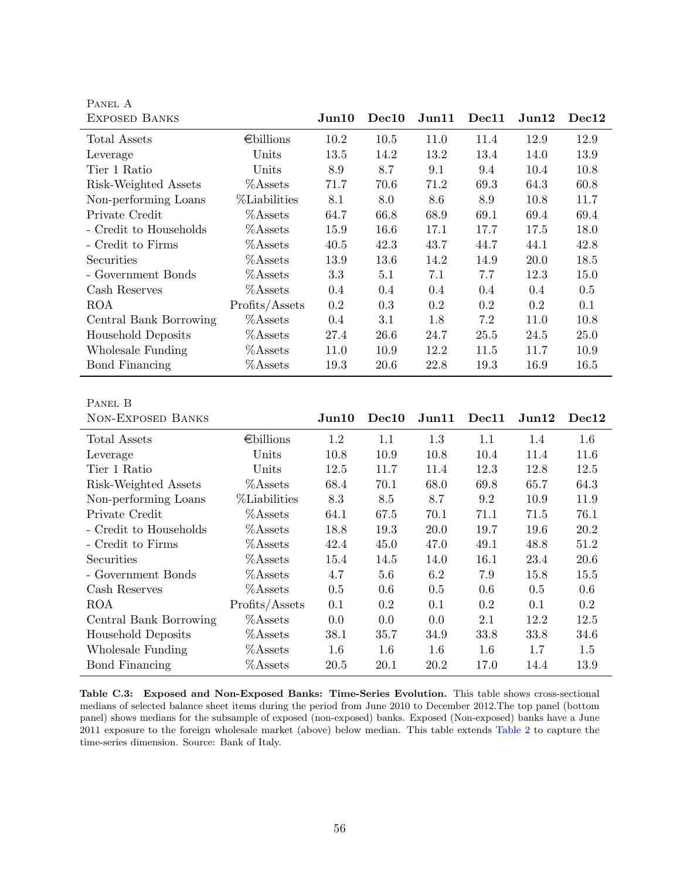| Panel A<br>Exposed Banks | | Jun10 | Dec10 | Jun11 | Dec11 | Jun12 | Dec12 |
|---|---|---|---|---|---|---|---|
| Total Assets | €billions | 10.2 | 10.5 | 11.0 | 11.4 | 12.9 | 12.9 |
| Leverage | Units | 13.5 | 14.2 | 13.2 | 13.4 | 14.0 | 13.9 |
| Tier 1 Ratio | Units | 8.9 | 8.7 | 9.1 | 9.4 | 10.4 | 10.8 |
| Risk-Weighted Assets | %Assets | 71.7 | 70.6 | 71.2 | 69.3 | 64.3 | 60.8 |
| Non-performing Loans | %Liabilities | 8.1 | 8.0 | 8.6 | 8.9 | 10.8 | 11.7 |
| Private Credit | %Assets | 64.7 | 66.8 | 68.9 | 69.1 | 69.4 | 69.4 |
| - Credit to Households | %Assets | 15.9 | 16.6 | 17.1 | 17.7 | 17.5 | 18.0 |
| - Credit to Firms | %Assets | 40.5 | 42.3 | 43.7 | 44.7 | 44.1 | 42.8 |
| Securities | %Assets | 13.9 | 13.6 | 14.2 | 14.9 | 20.0 | 18.5 |
| - Government Bonds | %Assets | 3.3 | 5.1 | 7.1 | 7.7 | 12.3 | 15.0 |
| Cash Reserves | %Assets | 0.4 | 0.4 | 0.4 | 0.4 | 0.4 | 0.5 |
| ROA | Profits/Assets | 0.2 | 0.3 | 0.2 | 0.2 | 0.2 | 0.1 |
| Central Bank Borrowing | %Assets | 0.4 | 3.1 | 1.8 | 7.2 | 11.0 | 10.8 |
| Household Deposits | %Assets | 27.4 | 26.6 | 24.7 | 25.5 | 24.5 | 25.0 |
| Wholesale Funding | %Assets | 11.0 | 10.9 | 12.2 | 11.5 | 11.7 | 10.9 |
| Bond Financing | %Assets | 19.3 | 20.6 | 22.8 | 19.3 | 16.9 | 16.5 |

| Panel B<br>Non-Exposed Banks | | Jun10 | Dec10 | Jun11 | Dec11 | Jun12 | Dec12 |
|---|---|---|---|---|---|---|---|
| Total Assets | €billions | 1.2 | 1.1 | 1.3 | 1.1 | 1.4 | 1.6 |
| Leverage | Units | 10.8 | 10.9 | 10.8 | 10.4 | 11.4 | 11.6 |
| Tier 1 Ratio | Units | 12.5 | 11.7 | 11.4 | 12.3 | 12.8 | 12.5 |
| Risk-Weighted Assets | %Assets | 68.4 | 70.1 | 68.0 | 69.8 | 65.7 | 64.3 |
| Non-performing Loans | %Liabilities | 8.3 | 8.5 | 8.7 | 9.2 | 10.9 | 11.9 |
| Private Credit | %Assets | 64.1 | 67.5 | 70.1 | 71.1 | 71.5 | 76.1 |
| - Credit to Households | %Assets | 18.8 | 19.3 | 20.0 | 19.7 | 19.6 | 20.2 |
| - Credit to Firms | %Assets | 42.4 | 45.0 | 47.0 | 49.1 | 48.8 | 51.2 |
| Securities | %Assets | 15.4 | 14.5 | 14.0 | 16.1 | 23.4 | 20.6 |
| - Government Bonds | %Assets | 4.7 | 5.6 | 6.2 | 7.9 | 15.8 | 15.5 |
| Cash Reserves | %Assets | 0.5 | 0.6 | 0.5 | 0.6 | 0.5 | 0.6 |
| ROA | Profits/Assets | 0.1 | 0.2 | 0.1 | 0.2 | 0.1 | 0.2 |
| Central Bank Borrowing | %Assets | 0.0 | 0.0 | 0.0 | 2.1 | 12.2 | 12.5 |
| Household Deposits | %Assets | 38.1 | 35.7 | 34.9 | 33.8 | 33.8 | 34.6 |
| Wholesale Funding | %Assets | 1.6 | 1.6 | 1.6 | 1.6 | 1.7 | 1.5 |
| Bond Financing | %Assets | 20.5 | 20.1 | 20.2 | 17.0 | 14.4 | 13.9 |

**Table C.3: Exposed and Non-Exposed Banks: Time-Series Evolution.** This table shows cross-sectional medians of selected balance sheet items during the period from June 2010 to December 2012.The top panel (bottom panel) shows medians for the subsample of exposed (non-exposed) banks. Exposed (Non-exposed) banks have a June 2011 exposure to the foreign wholesale market (above) below median. This table extends Table 2 to capture the time-series dimension. Source: Bank of Italy.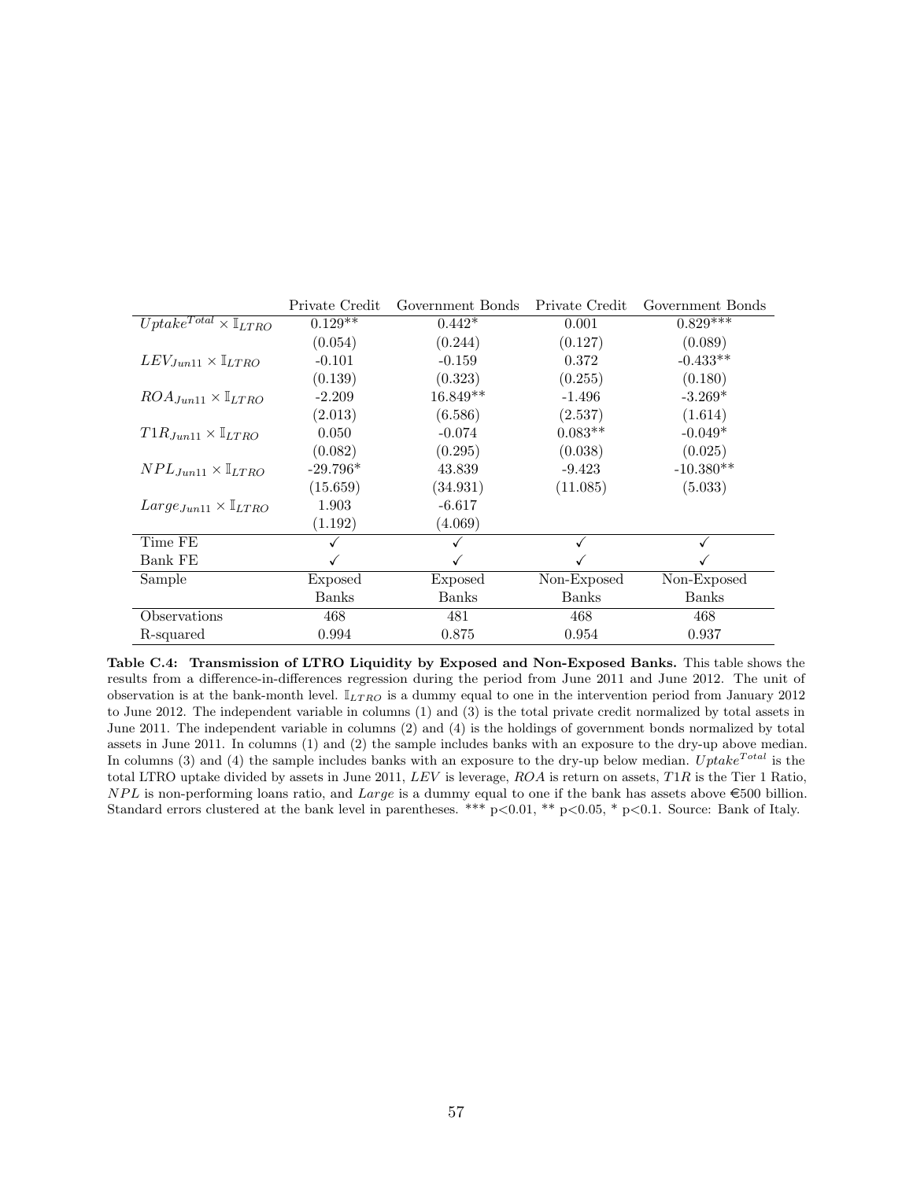| | Private Credit | Government Bonds | Private Credit | Government Bonds |
|---|---|---|---|---|
| $Uptake^{Total} \times \mathbb{I}_{LTRO}$ | 0.129** | 0.442* | 0.001 | 0.829*** |
| | (0.054) | (0.244) | (0.127) | (0.089) |
| $LEV_{Jun11} \times \mathbb{I}_{LTRO}$ | -0.101 | -0.159 | 0.372 | -0.433** |
| | (0.139) | (0.323) | (0.255) | (0.180) |
| $ROA_{Jun11} \times \mathbb{I}_{LTRO}$ | -2.209 | 16.849** | -1.496 | -3.269* |
| | (2.013) | (6.586) | (2.537) | (1.614) |
| $T1R_{Jun11} \times \mathbb{I}_{LTRO}$ | 0.050 | -0.074 | 0.083** | -0.049* |
| | (0.082) | (0.295) | (0.038) | (0.025) |
| $NPL_{Jun11} \times \mathbb{I}_{LTRO}$ | -29.796* | 43.839 | -9.423 | -10.380** |
| | (15.659) | (34.931) | (11.085) | (5.033) |
| $Large_{Jun11} \times \mathbb{I}_{LTRO}$ | 1.903 | -6.617 | | |
| | (1.192) | (4.069) | | |
| Time FE | ✓ | ✓ | ✓ | ✓ |
| Bank FE | ✓ | ✓ | ✓ | ✓ |
| Sample | Exposed Banks | Exposed Banks | Non-Exposed Banks | Non-Exposed Banks |
| Observations | 468 | 481 | 468 | 468 |
| R-squared | 0.994 | 0.875 | 0.954 | 0.937 |

**Table C.4: Transmission of LTRO Liquidity by Exposed and Non-Exposed Banks.** This table shows the results from a difference-in-differences regression during the period from June 2011 and June 2012. The unit of observation is at the bank-month level. $\mathbb{I}_{LTRO}$ is a dummy equal to one in the intervention period from January 2012 to June 2012. The independent variable in columns (1) and (3) is the total private credit normalized by total assets in June 2011. The independent variable in columns (2) and (4) is the holdings of government bonds normalized by total assets in June 2011. In columns (1) and (2) the sample includes banks with an exposure to the dry-up above median. In columns (3) and (4) the sample includes banks with an exposure to the dry-up below median. $Uptake^{Total}$ is the total LTRO uptake divided by assets in June 2011, $LEV$ is leverage, $ROA$ is return on assets, $T1R$ is the Tier 1 Ratio, $NPL$ is non-performing loans ratio, and $Large$ is a dummy equal to one if the bank has assets above €500 billion. Standard errors clustered at the bank level in parentheses. *** p<0.01, ** p<0.05, * p<0.1. Source: Bank of Italy.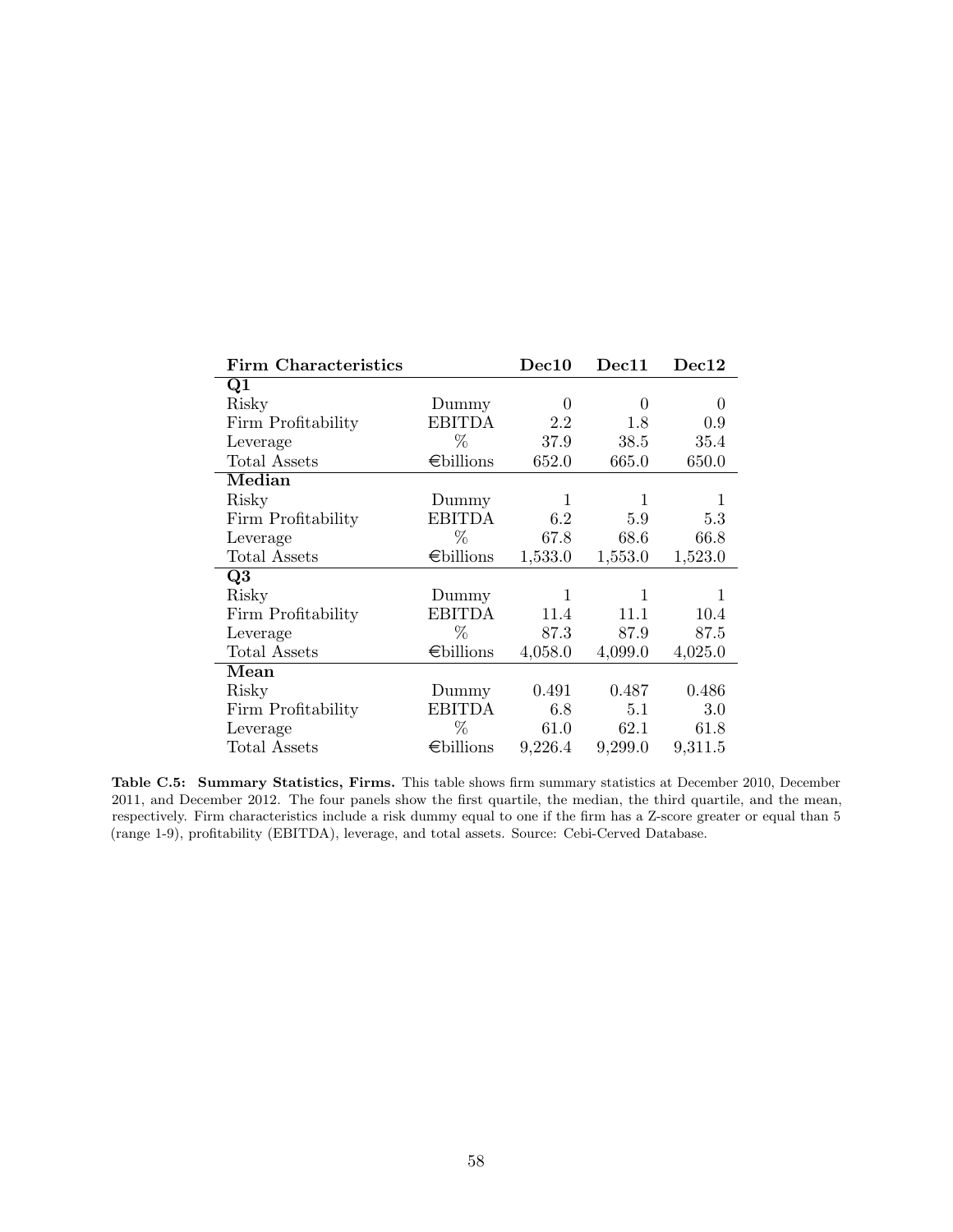| Firm Characteristics | | Dec10 | Dec11 | Dec12 |
|---|---|---|---|---|
| **Q1** | | | | |
| Risky | Dummy | 0 | 0 | 0 |
| Firm Profitability | EBITDA | 2.2 | 1.8 | 0.9 |
| Leverage | % | 37.9 | 38.5 | 35.4 |
| Total Assets | €billions | 652.0 | 665.0 | 650.0 |
| **Median** | | | | |
| Risky | Dummy | 1 | 1 | 1 |
| Firm Profitability | EBITDA | 6.2 | 5.9 | 5.3 |
| Leverage | % | 67.8 | 68.6 | 66.8 |
| Total Assets | €billions | 1,533.0 | 1,553.0 | 1,523.0 |
| **Q3** | | | | |
| Risky | Dummy | 1 | 1 | 1 |
| Firm Profitability | EBITDA | 11.4 | 11.1 | 10.4 |
| Leverage | % | 87.3 | 87.9 | 87.5 |
| Total Assets | €billions | 4,058.0 | 4,099.0 | 4,025.0 |
| **Mean** | | | | |
| Risky | Dummy | 0.491 | 0.487 | 0.486 |
| Firm Profitability | EBITDA | 6.8 | 5.1 | 3.0 |
| Leverage | % | 61.0 | 62.1 | 61.8 |
| Total Assets | €billions | 9,226.4 | 9,299.0 | 9,311.5 |

**Table C.5: Summary Statistics, Firms.** This table shows firm summary statistics at December 2010, December 2011, and December 2012. The four panels show the first quartile, the median, the third quartile, and the mean, respectively. Firm characteristics include a risk dummy equal to one if the firm has a Z-score greater or equal than 5 (range 1-9), profitability (EBITDA), leverage, and total assets. Source: Cebi-Cerved Database.